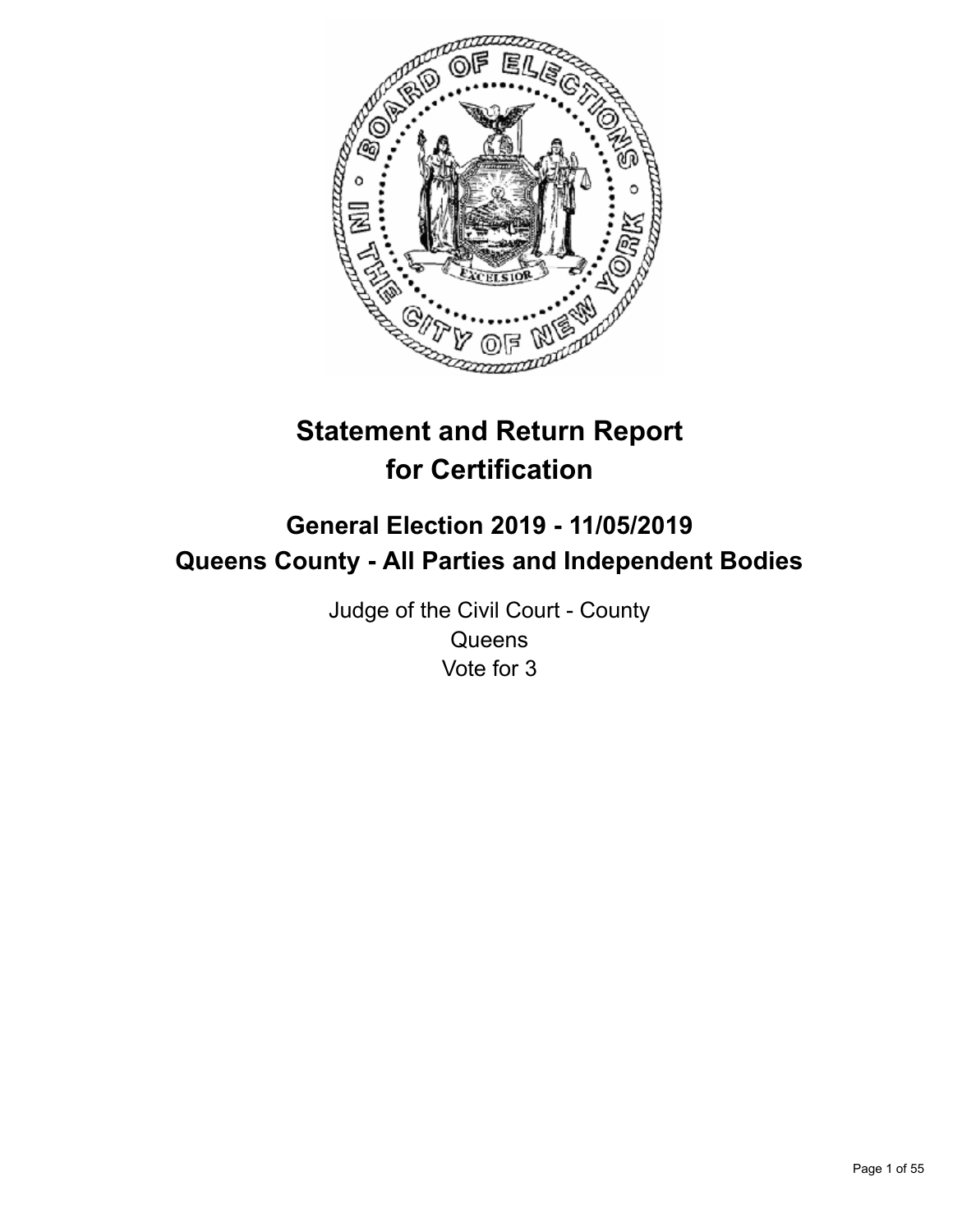# Statement and Return Report for Certification

## General Election 2019 - 11/05/2019
## Queens County - All Parties and Independent Bodies

Judge of the Civil Court - County
Queens
Vote for 3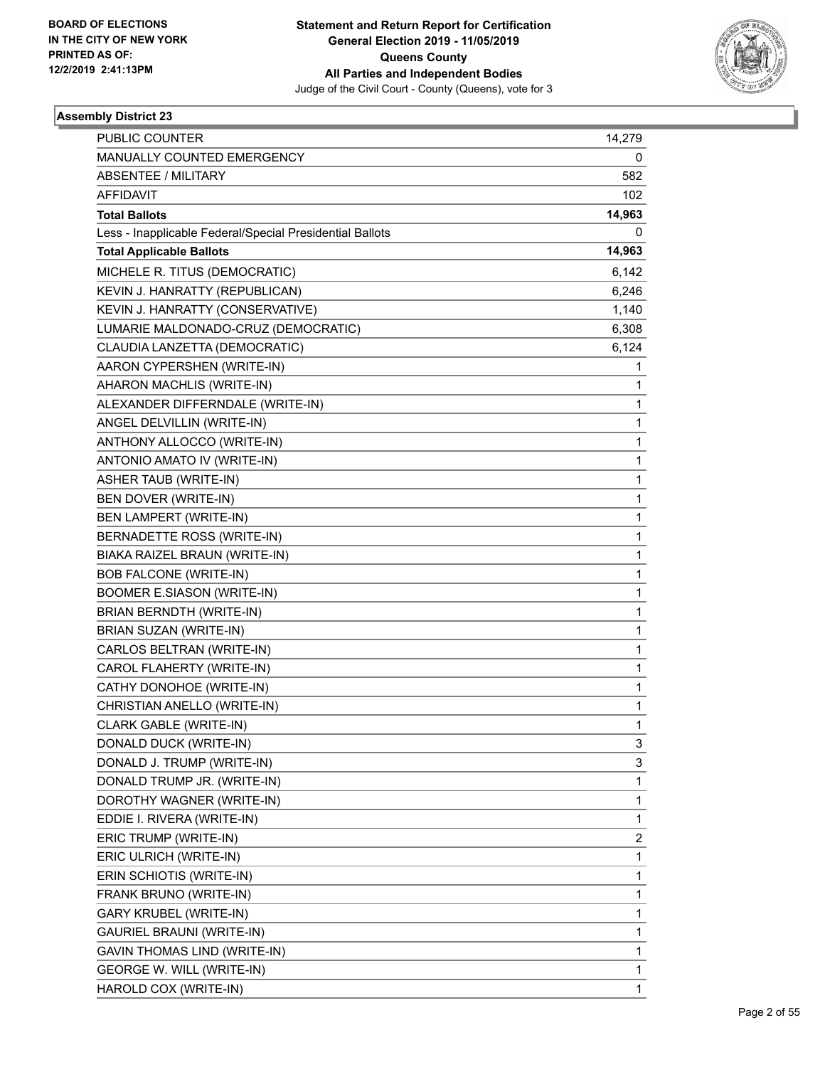BOARD OF ELECTIONS
IN THE CITY OF NEW YORK
PRINTED AS OF:
12/2/2019 2:41:13PM

**Statement and Return Report for Certification**
**General Election 2019 - 11/05/2019**
**Queens County**
**All Parties and Independent Bodies**
Judge of the Civil Court - County (Queens), vote for 3

### Assembly District 23

| | |
|---|---|
| PUBLIC COUNTER | 14,279 |
| MANUALLY COUNTED EMERGENCY | 0 |
| ABSENTEE / MILITARY | 582 |
| AFFIDAVIT | 102 |
| **Total Ballots** | **14,963** |
| Less - Inapplicable Federal/Special Presidential Ballots | 0 |
| **Total Applicable Ballots** | **14,963** |
| MICHELE R. TITUS (DEMOCRATIC) | 6,142 |
| KEVIN J. HANRATTY (REPUBLICAN) | 6,246 |
| KEVIN J. HANRATTY (CONSERVATIVE) | 1,140 |
| LUMARIE MALDONADO-CRUZ (DEMOCRATIC) | 6,308 |
| CLAUDIA LANZETTA (DEMOCRATIC) | 6,124 |
| AARON CYPERSHEN (WRITE-IN) | 1 |
| AHARON MACHLIS (WRITE-IN) | 1 |
| ALEXANDER DIFFERNDALE (WRITE-IN) | 1 |
| ANGEL DELVILLIN (WRITE-IN) | 1 |
| ANTHONY ALLOCCO (WRITE-IN) | 1 |
| ANTONIO AMATO IV (WRITE-IN) | 1 |
| ASHER TAUB (WRITE-IN) | 1 |
| BEN DOVER (WRITE-IN) | 1 |
| BEN LAMPERT (WRITE-IN) | 1 |
| BERNADETTE ROSS (WRITE-IN) | 1 |
| BIAKA RAIZEL BRAUN (WRITE-IN) | 1 |
| BOB FALCONE (WRITE-IN) | 1 |
| BOOMER E.SIASON (WRITE-IN) | 1 |
| BRIAN BERNDTH (WRITE-IN) | 1 |
| BRIAN SUZAN (WRITE-IN) | 1 |
| CARLOS BELTRAN (WRITE-IN) | 1 |
| CAROL FLAHERTY (WRITE-IN) | 1 |
| CATHY DONOHOE (WRITE-IN) | 1 |
| CHRISTIAN ANELLO (WRITE-IN) | 1 |
| CLARK GABLE (WRITE-IN) | 1 |
| DONALD DUCK (WRITE-IN) | 3 |
| DONALD J. TRUMP (WRITE-IN) | 3 |
| DONALD TRUMP JR. (WRITE-IN) | 1 |
| DOROTHY WAGNER (WRITE-IN) | 1 |
| EDDIE I. RIVERA (WRITE-IN) | 1 |
| ERIC TRUMP (WRITE-IN) | 2 |
| ERIC ULRICH (WRITE-IN) | 1 |
| ERIN SCHIOTIS (WRITE-IN) | 1 |
| FRANK BRUNO (WRITE-IN) | 1 |
| GARY KRUBEL (WRITE-IN) | 1 |
| GAURIEL BRAUNI (WRITE-IN) | 1 |
| GAVIN THOMAS LIND (WRITE-IN) | 1 |
| GEORGE W. WILL (WRITE-IN) | 1 |
| HAROLD COX (WRITE-IN) | 1 |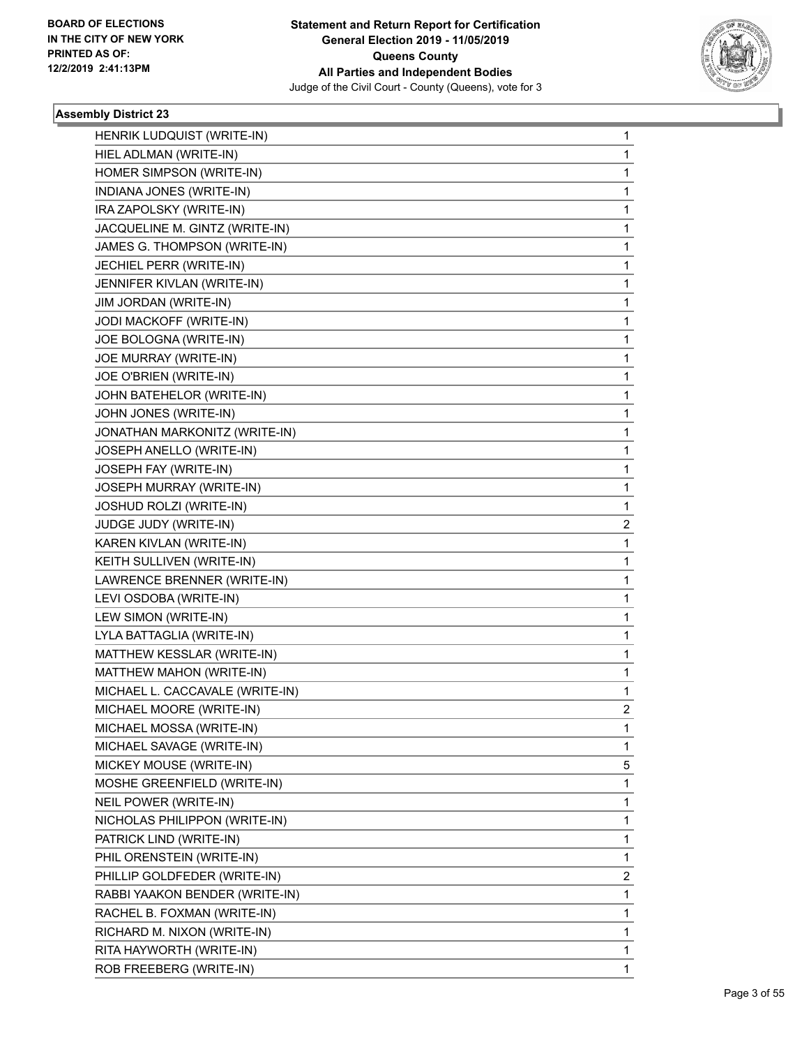## Assembly District 23

| | |
|---|---|
| HENRIK LUDQUIST (WRITE-IN) | 1 |
| HIEL ADLMAN (WRITE-IN) | 1 |
| HOMER SIMPSON (WRITE-IN) | 1 |
| INDIANA JONES (WRITE-IN) | 1 |
| IRA ZAPOLSKY (WRITE-IN) | 1 |
| JACQUELINE M. GINTZ (WRITE-IN) | 1 |
| JAMES G. THOMPSON (WRITE-IN) | 1 |
| JECHIEL PERR (WRITE-IN) | 1 |
| JENNIFER KIVLAN (WRITE-IN) | 1 |
| JIM JORDAN (WRITE-IN) | 1 |
| JODI MACKOFF (WRITE-IN) | 1 |
| JOE BOLOGNA (WRITE-IN) | 1 |
| JOE MURRAY (WRITE-IN) | 1 |
| JOE O'BRIEN (WRITE-IN) | 1 |
| JOHN BATEHELOR (WRITE-IN) | 1 |
| JOHN JONES (WRITE-IN) | 1 |
| JONATHAN MARKONITZ (WRITE-IN) | 1 |
| JOSEPH ANELLO (WRITE-IN) | 1 |
| JOSEPH FAY (WRITE-IN) | 1 |
| JOSEPH MURRAY (WRITE-IN) | 1 |
| JOSHUD ROLZI (WRITE-IN) | 1 |
| JUDGE JUDY (WRITE-IN) | 2 |
| KAREN KIVLAN (WRITE-IN) | 1 |
| KEITH SULLIVEN (WRITE-IN) | 1 |
| LAWRENCE BRENNER (WRITE-IN) | 1 |
| LEVI OSDOBA (WRITE-IN) | 1 |
| LEW SIMON (WRITE-IN) | 1 |
| LYLA BATTAGLIA (WRITE-IN) | 1 |
| MATTHEW KESSLAR (WRITE-IN) | 1 |
| MATTHEW MAHON (WRITE-IN) | 1 |
| MICHAEL L. CACCAVALE (WRITE-IN) | 1 |
| MICHAEL MOORE (WRITE-IN) | 2 |
| MICHAEL MOSSA (WRITE-IN) | 1 |
| MICHAEL SAVAGE (WRITE-IN) | 1 |
| MICKEY MOUSE (WRITE-IN) | 5 |
| MOSHE GREENFIELD (WRITE-IN) | 1 |
| NEIL POWER (WRITE-IN) | 1 |
| NICHOLAS PHILIPPON (WRITE-IN) | 1 |
| PATRICK LIND (WRITE-IN) | 1 |
| PHIL ORENSTEIN (WRITE-IN) | 1 |
| PHILLIP GOLDFEDER (WRITE-IN) | 2 |
| RABBI YAAKON BENDER (WRITE-IN) | 1 |
| RACHEL B. FOXMAN (WRITE-IN) | 1 |
| RICHARD M. NIXON (WRITE-IN) | 1 |
| RITA HAYWORTH (WRITE-IN) | 1 |
| ROB FREEBERG (WRITE-IN) | 1 |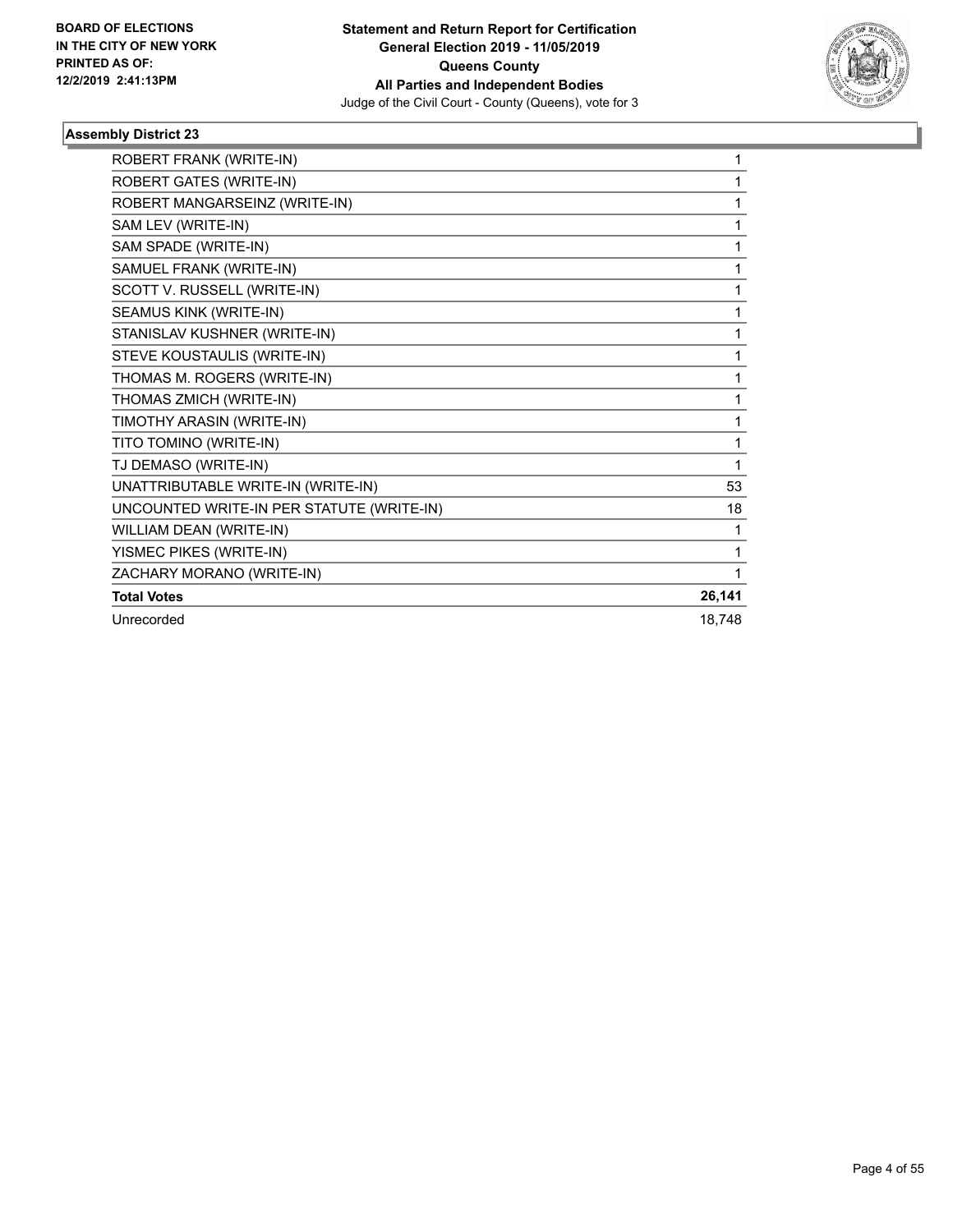**BOARD OF ELECTIONS IN THE CITY OF NEW YORK PRINTED AS OF: 12/2/2019 2:41:13PM**

**Statement and Return Report for Certification General Election 2019 - 11/05/2019 Queens County All Parties and Independent Bodies**

Judge of the Civil Court - County (Queens), vote for 3

### Assembly District 23

| | |
|---|---|
| ROBERT FRANK (WRITE-IN) | 1 |
| ROBERT GATES (WRITE-IN) | 1 |
| ROBERT MANGARSEINZ (WRITE-IN) | 1 |
| SAM LEV (WRITE-IN) | 1 |
| SAM SPADE (WRITE-IN) | 1 |
| SAMUEL FRANK (WRITE-IN) | 1 |
| SCOTT V. RUSSELL (WRITE-IN) | 1 |
| SEAMUS KINK (WRITE-IN) | 1 |
| STANISLAV KUSHNER (WRITE-IN) | 1 |
| STEVE KOUSTAULIS (WRITE-IN) | 1 |
| THOMAS M. ROGERS (WRITE-IN) | 1 |
| THOMAS ZMICH (WRITE-IN) | 1 |
| TIMOTHY ARASIN (WRITE-IN) | 1 |
| TITO TOMINO (WRITE-IN) | 1 |
| TJ DEMASO (WRITE-IN) | 1 |
| UNATTRIBUTABLE WRITE-IN (WRITE-IN) | 53 |
| UNCOUNTED WRITE-IN PER STATUTE (WRITE-IN) | 18 |
| WILLIAM DEAN (WRITE-IN) | 1 |
| YISMEC PIKES (WRITE-IN) | 1 |
| ZACHARY MORANO (WRITE-IN) | 1 |
| **Total Votes** | **26,141** |
| Unrecorded | 18,748 |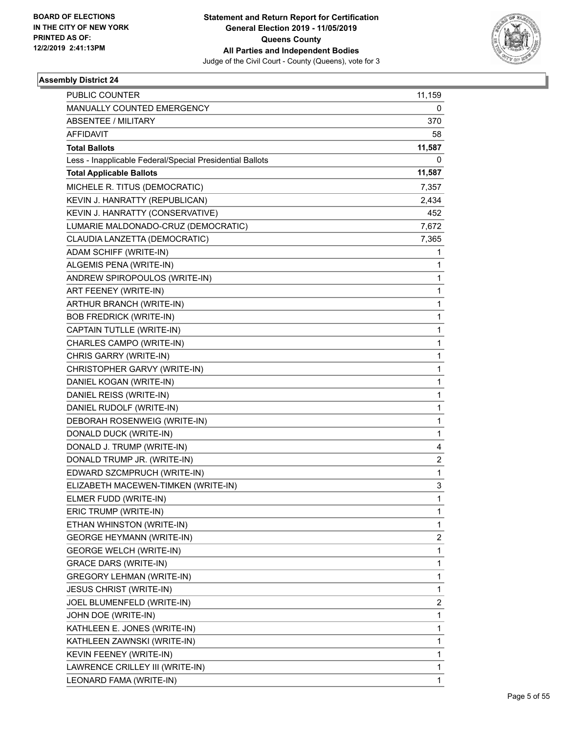**BOARD OF ELECTIONS IN THE CITY OF NEW YORK PRINTED AS OF: 12/2/2019 2:41:13PM**

**Statement and Return Report for Certification General Election 2019 - 11/05/2019 Queens County All Parties and Independent Bodies**

Judge of the Civil Court - County (Queens), vote for 3

### Assembly District 24

| | |
|---|---|
| PUBLIC COUNTER | 11,159 |
| MANUALLY COUNTED EMERGENCY | 0 |
| ABSENTEE / MILITARY | 370 |
| AFFIDAVIT | 58 |
| **Total Ballots** | **11,587** |
| Less - Inapplicable Federal/Special Presidential Ballots | 0 |
| **Total Applicable Ballots** | **11,587** |
| MICHELE R. TITUS (DEMOCRATIC) | 7,357 |
| KEVIN J. HANRATTY (REPUBLICAN) | 2,434 |
| KEVIN J. HANRATTY (CONSERVATIVE) | 452 |
| LUMARIE MALDONADO-CRUZ (DEMOCRATIC) | 7,672 |
| CLAUDIA LANZETTA (DEMOCRATIC) | 7,365 |
| ADAM SCHIFF (WRITE-IN) | 1 |
| ALGEMIS PENA (WRITE-IN) | 1 |
| ANDREW SPIROPOULOS (WRITE-IN) | 1 |
| ART FEENEY (WRITE-IN) | 1 |
| ARTHUR BRANCH (WRITE-IN) | 1 |
| BOB FREDRICK (WRITE-IN) | 1 |
| CAPTAIN TUTLLE (WRITE-IN) | 1 |
| CHARLES CAMPO (WRITE-IN) | 1 |
| CHRIS GARRY (WRITE-IN) | 1 |
| CHRISTOPHER GARVY (WRITE-IN) | 1 |
| DANIEL KOGAN (WRITE-IN) | 1 |
| DANIEL REISS (WRITE-IN) | 1 |
| DANIEL RUDOLF (WRITE-IN) | 1 |
| DEBORAH ROSENWEIG (WRITE-IN) | 1 |
| DONALD DUCK (WRITE-IN) | 1 |
| DONALD J. TRUMP (WRITE-IN) | 4 |
| DONALD TRUMP JR. (WRITE-IN) | 2 |
| EDWARD SZCMPRUCH (WRITE-IN) | 1 |
| ELIZABETH MACEWEN-TIMKEN (WRITE-IN) | 3 |
| ELMER FUDD (WRITE-IN) | 1 |
| ERIC TRUMP (WRITE-IN) | 1 |
| ETHAN WHINSTON (WRITE-IN) | 1 |
| GEORGE HEYMANN (WRITE-IN) | 2 |
| GEORGE WELCH (WRITE-IN) | 1 |
| GRACE DARS (WRITE-IN) | 1 |
| GREGORY LEHMAN (WRITE-IN) | 1 |
| JESUS CHRIST (WRITE-IN) | 1 |
| JOEL BLUMENFELD (WRITE-IN) | 2 |
| JOHN DOE (WRITE-IN) | 1 |
| KATHLEEN E. JONES (WRITE-IN) | 1 |
| KATHLEEN ZAWNSKI (WRITE-IN) | 1 |
| KEVIN FEENEY (WRITE-IN) | 1 |
| LAWRENCE CRILLEY III (WRITE-IN) | 1 |
| LEONARD FAMA (WRITE-IN) | 1 |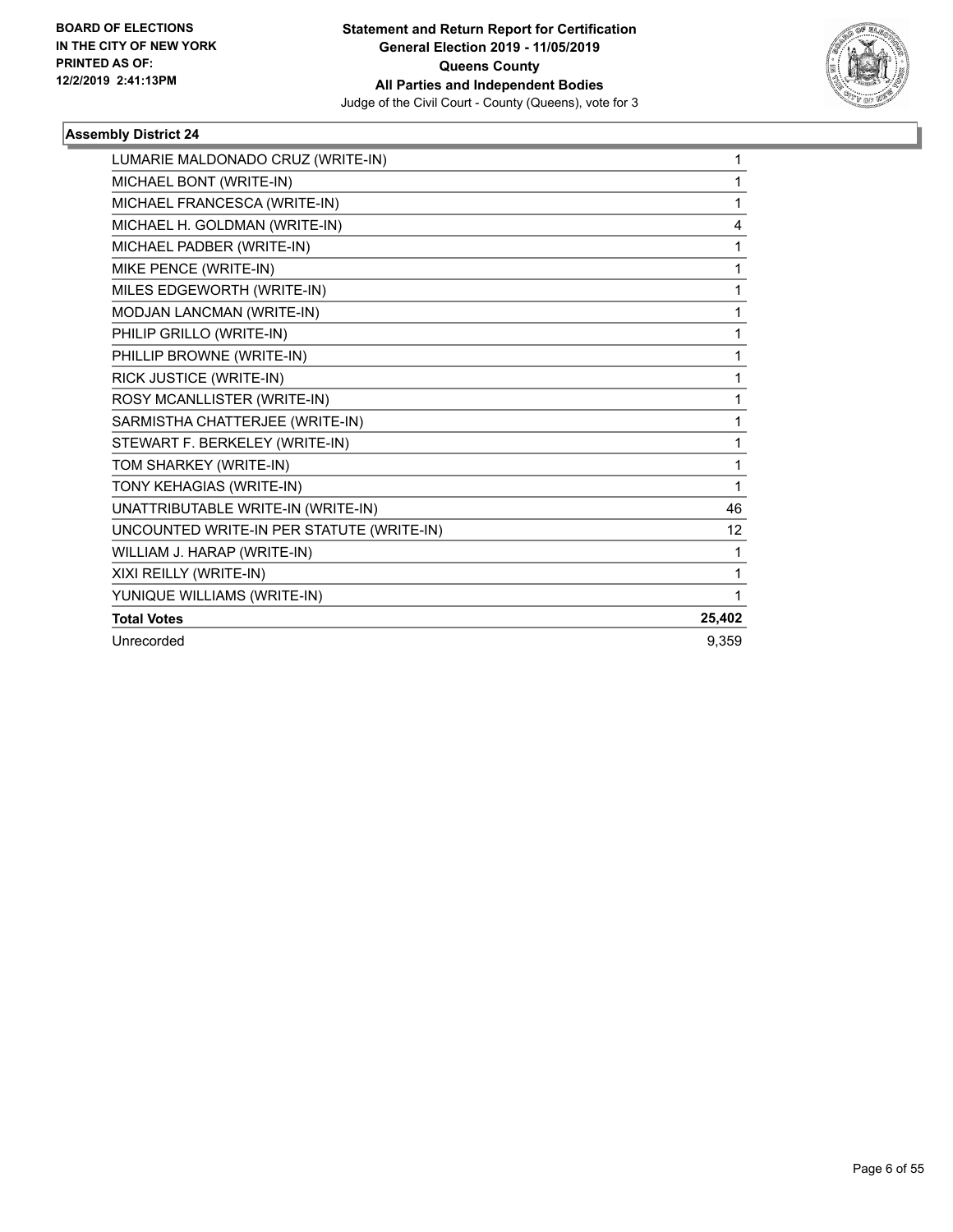**Statement and Return Report for Certification**
**General Election 2019 - 11/05/2019**
**Queens County**
**All Parties and Independent Bodies**
Judge of the Civil Court - County (Queens), vote for 3

BOARD OF ELECTIONS
IN THE CITY OF NEW YORK
PRINTED AS OF:
12/2/2019 2:41:13PM

### Assembly District 24

| Candidate | Votes |
|---|---|
| LUMARIE MALDONADO CRUZ (WRITE-IN) | 1 |
| MICHAEL BONT (WRITE-IN) | 1 |
| MICHAEL FRANCESCA (WRITE-IN) | 1 |
| MICHAEL H. GOLDMAN (WRITE-IN) | 4 |
| MICHAEL PADBER (WRITE-IN) | 1 |
| MIKE PENCE (WRITE-IN) | 1 |
| MILES EDGEWORTH (WRITE-IN) | 1 |
| MODJAN LANCMAN (WRITE-IN) | 1 |
| PHILIP GRILLO (WRITE-IN) | 1 |
| PHILLIP BROWNE (WRITE-IN) | 1 |
| RICK JUSTICE (WRITE-IN) | 1 |
| ROSY MCANLLISTER (WRITE-IN) | 1 |
| SARMISTHA CHATTERJEE (WRITE-IN) | 1 |
| STEWART F. BERKELEY (WRITE-IN) | 1 |
| TOM SHARKEY (WRITE-IN) | 1 |
| TONY KEHAGIAS (WRITE-IN) | 1 |
| UNATTRIBUTABLE WRITE-IN (WRITE-IN) | 46 |
| UNCOUNTED WRITE-IN PER STATUTE (WRITE-IN) | 12 |
| WILLIAM J. HARAP (WRITE-IN) | 1 |
| XIXI REILLY (WRITE-IN) | 1 |
| YUNIQUE WILLIAMS (WRITE-IN) | 1 |
| **Total Votes** | **25,402** |
| Unrecorded | 9,359 |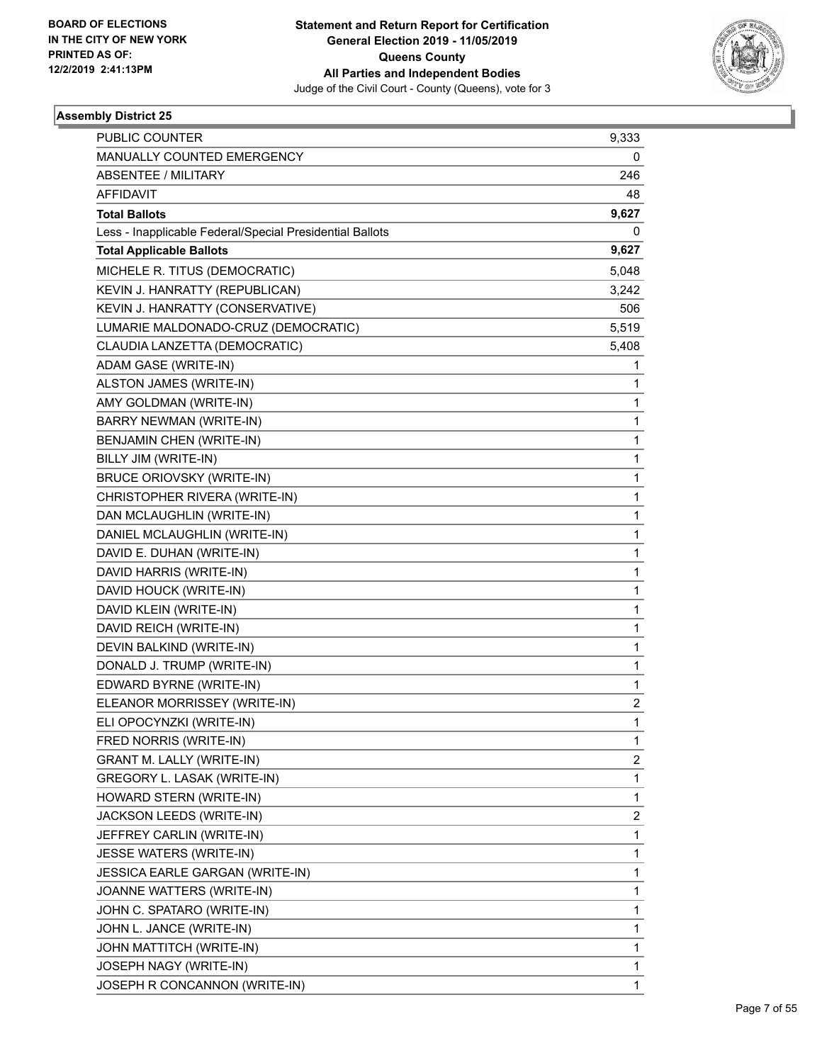**BOARD OF ELECTIONS IN THE CITY OF NEW YORK PRINTED AS OF: 12/2/2019 2:41:13PM**

**Statement and Return Report for Certification General Election 2019 - 11/05/2019 Queens County All Parties and Independent Bodies**

Judge of the Civil Court - County (Queens), vote for 3

### Assembly District 25

| | |
|---|---|
| PUBLIC COUNTER | 9,333 |
| MANUALLY COUNTED EMERGENCY | 0 |
| ABSENTEE / MILITARY | 246 |
| AFFIDAVIT | 48 |
| **Total Ballots** | **9,627** |
| Less - Inapplicable Federal/Special Presidential Ballots | 0 |
| **Total Applicable Ballots** | **9,627** |
| MICHELE R. TITUS (DEMOCRATIC) | 5,048 |
| KEVIN J. HANRATTY (REPUBLICAN) | 3,242 |
| KEVIN J. HANRATTY (CONSERVATIVE) | 506 |
| LUMARIE MALDONADO-CRUZ (DEMOCRATIC) | 5,519 |
| CLAUDIA LANZETTA (DEMOCRATIC) | 5,408 |
| ADAM GASE (WRITE-IN) | 1 |
| ALSTON JAMES (WRITE-IN) | 1 |
| AMY GOLDMAN (WRITE-IN) | 1 |
| BARRY NEWMAN (WRITE-IN) | 1 |
| BENJAMIN CHEN (WRITE-IN) | 1 |
| BILLY JIM (WRITE-IN) | 1 |
| BRUCE ORIOVSKY (WRITE-IN) | 1 |
| CHRISTOPHER RIVERA (WRITE-IN) | 1 |
| DAN MCLAUGHLIN (WRITE-IN) | 1 |
| DANIEL MCLAUGHLIN (WRITE-IN) | 1 |
| DAVID E. DUHAN (WRITE-IN) | 1 |
| DAVID HARRIS (WRITE-IN) | 1 |
| DAVID HOUCK (WRITE-IN) | 1 |
| DAVID KLEIN (WRITE-IN) | 1 |
| DAVID REICH (WRITE-IN) | 1 |
| DEVIN BALKIND (WRITE-IN) | 1 |
| DONALD J. TRUMP (WRITE-IN) | 1 |
| EDWARD BYRNE (WRITE-IN) | 1 |
| ELEANOR MORRISSEY (WRITE-IN) | 2 |
| ELI OPOCYNZKI (WRITE-IN) | 1 |
| FRED NORRIS (WRITE-IN) | 1 |
| GRANT M. LALLY (WRITE-IN) | 2 |
| GREGORY L. LASAK (WRITE-IN) | 1 |
| HOWARD STERN (WRITE-IN) | 1 |
| JACKSON LEEDS (WRITE-IN) | 2 |
| JEFFREY CARLIN (WRITE-IN) | 1 |
| JESSE WATERS (WRITE-IN) | 1 |
| JESSICA EARLE GARGAN (WRITE-IN) | 1 |
| JOANNE WATTERS (WRITE-IN) | 1 |
| JOHN C. SPATARO (WRITE-IN) | 1 |
| JOHN L. JANCE (WRITE-IN) | 1 |
| JOHN MATTITCH (WRITE-IN) | 1 |
| JOSEPH NAGY (WRITE-IN) | 1 |
| JOSEPH R CONCANNON (WRITE-IN) | 1 |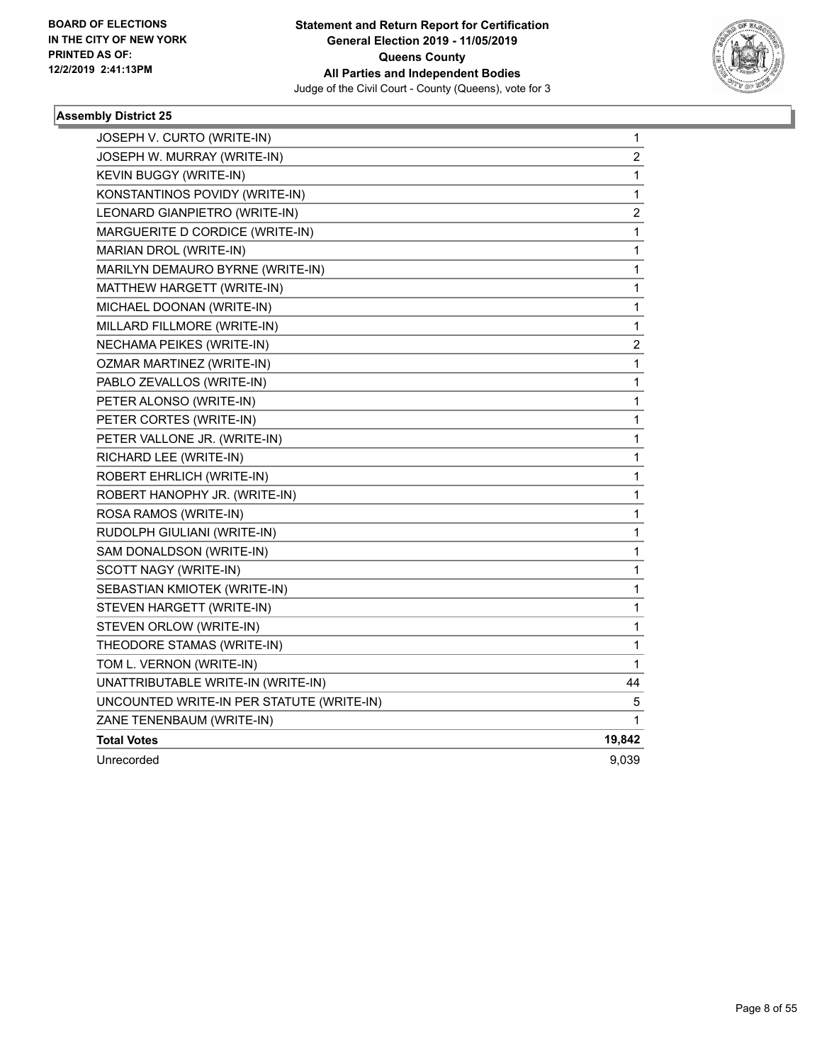**BOARD OF ELECTIONS IN THE CITY OF NEW YORK PRINTED AS OF: 12/2/2019 2:41:13PM**

**Statement and Return Report for Certification General Election 2019 - 11/05/2019 Queens County All Parties and Independent Bodies**

Judge of the Civil Court - County (Queens), vote for 3

### Assembly District 25

| | |
|---|---|
| JOSEPH V. CURTO (WRITE-IN) | 1 |
| JOSEPH W. MURRAY (WRITE-IN) | 2 |
| KEVIN BUGGY (WRITE-IN) | 1 |
| KONSTANTINOS POVIDY (WRITE-IN) | 1 |
| LEONARD GIANPIETRO (WRITE-IN) | 2 |
| MARGUERITE D CORDICE (WRITE-IN) | 1 |
| MARIAN DROL (WRITE-IN) | 1 |
| MARILYN DEMAURO BYRNE (WRITE-IN) | 1 |
| MATTHEW HARGETT (WRITE-IN) | 1 |
| MICHAEL DOONAN (WRITE-IN) | 1 |
| MILLARD FILLMORE (WRITE-IN) | 1 |
| NECHAMA PEIKES (WRITE-IN) | 2 |
| OZMAR MARTINEZ (WRITE-IN) | 1 |
| PABLO ZEVALLOS (WRITE-IN) | 1 |
| PETER ALONSO (WRITE-IN) | 1 |
| PETER CORTES (WRITE-IN) | 1 |
| PETER VALLONE JR. (WRITE-IN) | 1 |
| RICHARD LEE (WRITE-IN) | 1 |
| ROBERT EHRLICH (WRITE-IN) | 1 |
| ROBERT HANOPHY JR. (WRITE-IN) | 1 |
| ROSA RAMOS (WRITE-IN) | 1 |
| RUDOLPH GIULIANI (WRITE-IN) | 1 |
| SAM DONALDSON (WRITE-IN) | 1 |
| SCOTT NAGY (WRITE-IN) | 1 |
| SEBASTIAN KMIOTEK (WRITE-IN) | 1 |
| STEVEN HARGETT (WRITE-IN) | 1 |
| STEVEN ORLOW (WRITE-IN) | 1 |
| THEODORE STAMAS (WRITE-IN) | 1 |
| TOM L. VERNON (WRITE-IN) | 1 |
| UNATTRIBUTABLE WRITE-IN (WRITE-IN) | 44 |
| UNCOUNTED WRITE-IN PER STATUTE (WRITE-IN) | 5 |
| ZANE TENENBAUM (WRITE-IN) | 1 |
| **Total Votes** | **19,842** |
| Unrecorded | 9,039 |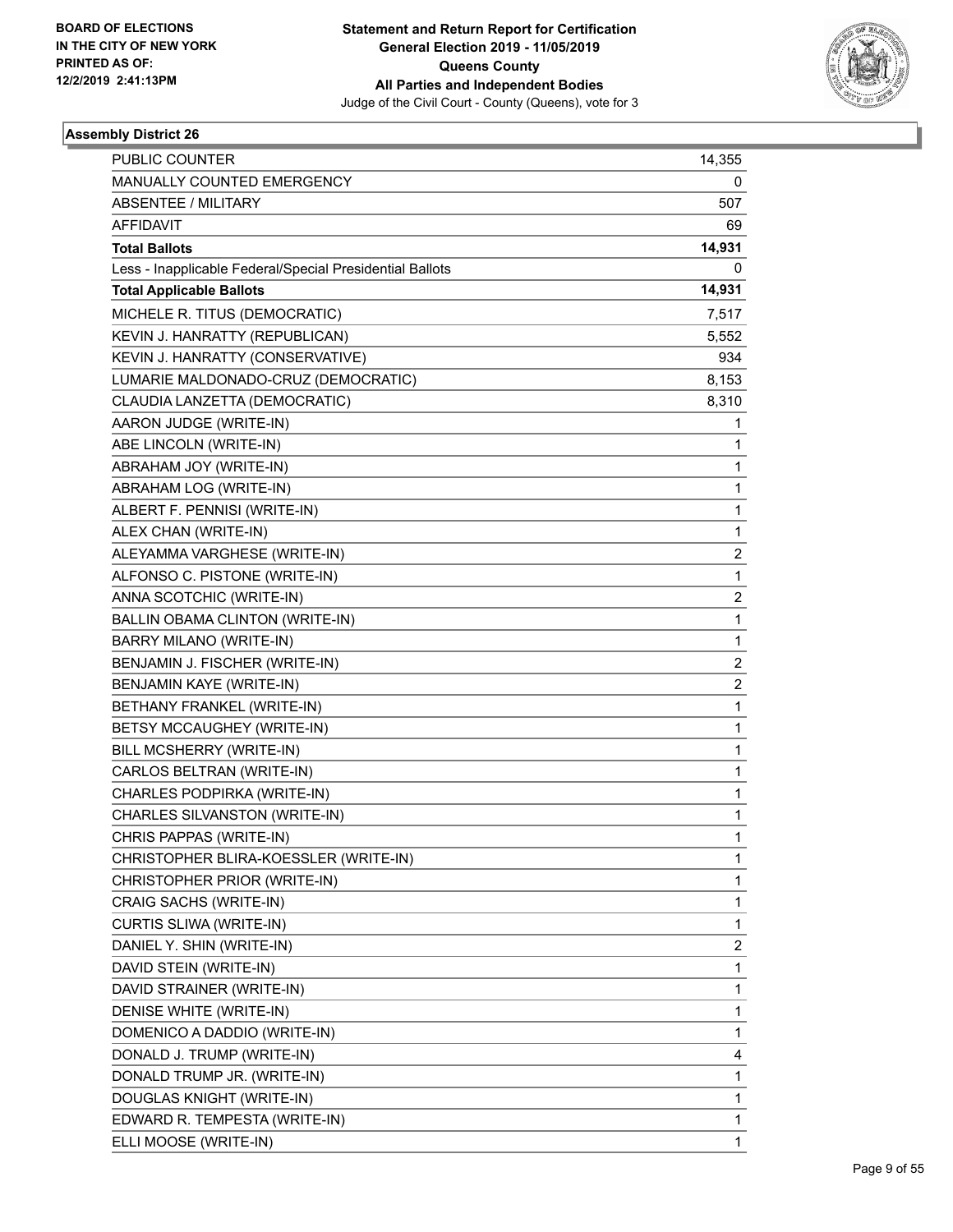BOARD OF ELECTIONS
IN THE CITY OF NEW YORK
PRINTED AS OF:
12/2/2019 2:41:13PM

**Statement and Return Report for Certification**
**General Election 2019 - 11/05/2019**
**Queens County**
**All Parties and Independent Bodies**
Judge of the Civil Court - County (Queens), vote for 3

### Assembly District 26

| | |
|---|---|
| PUBLIC COUNTER | 14,355 |
| MANUALLY COUNTED EMERGENCY | 0 |
| ABSENTEE / MILITARY | 507 |
| AFFIDAVIT | 69 |
| **Total Ballots** | **14,931** |
| Less - Inapplicable Federal/Special Presidential Ballots | 0 |
| **Total Applicable Ballots** | **14,931** |
| MICHELE R. TITUS (DEMOCRATIC) | 7,517 |
| KEVIN J. HANRATTY (REPUBLICAN) | 5,552 |
| KEVIN J. HANRATTY (CONSERVATIVE) | 934 |
| LUMARIE MALDONADO-CRUZ (DEMOCRATIC) | 8,153 |
| CLAUDIA LANZETTA (DEMOCRATIC) | 8,310 |
| AARON JUDGE (WRITE-IN) | 1 |
| ABE LINCOLN (WRITE-IN) | 1 |
| ABRAHAM JOY (WRITE-IN) | 1 |
| ABRAHAM LOG (WRITE-IN) | 1 |
| ALBERT F. PENNISI (WRITE-IN) | 1 |
| ALEX CHAN (WRITE-IN) | 1 |
| ALEYAMMA VARGHESE (WRITE-IN) | 2 |
| ALFONSO C. PISTONE (WRITE-IN) | 1 |
| ANNA SCOTCHIC (WRITE-IN) | 2 |
| BALLIN OBAMA CLINTON (WRITE-IN) | 1 |
| BARRY MILANO (WRITE-IN) | 1 |
| BENJAMIN J. FISCHER (WRITE-IN) | 2 |
| BENJAMIN KAYE (WRITE-IN) | 2 |
| BETHANY FRANKEL (WRITE-IN) | 1 |
| BETSY MCCAUGHEY (WRITE-IN) | 1 |
| BILL MCSHERRY (WRITE-IN) | 1 |
| CARLOS BELTRAN (WRITE-IN) | 1 |
| CHARLES PODPIRKA (WRITE-IN) | 1 |
| CHARLES SILVANSTON (WRITE-IN) | 1 |
| CHRIS PAPPAS (WRITE-IN) | 1 |
| CHRISTOPHER BLIRA-KOESSLER (WRITE-IN) | 1 |
| CHRISTOPHER PRIOR (WRITE-IN) | 1 |
| CRAIG SACHS (WRITE-IN) | 1 |
| CURTIS SLIWA (WRITE-IN) | 1 |
| DANIEL Y. SHIN (WRITE-IN) | 2 |
| DAVID STEIN (WRITE-IN) | 1 |
| DAVID STRAINER (WRITE-IN) | 1 |
| DENISE WHITE (WRITE-IN) | 1 |
| DOMENICO A DADDIO (WRITE-IN) | 1 |
| DONALD J. TRUMP (WRITE-IN) | 4 |
| DONALD TRUMP JR. (WRITE-IN) | 1 |
| DOUGLAS KNIGHT (WRITE-IN) | 1 |
| EDWARD R. TEMPESTA (WRITE-IN) | 1 |
| ELLI MOOSE (WRITE-IN) | 1 |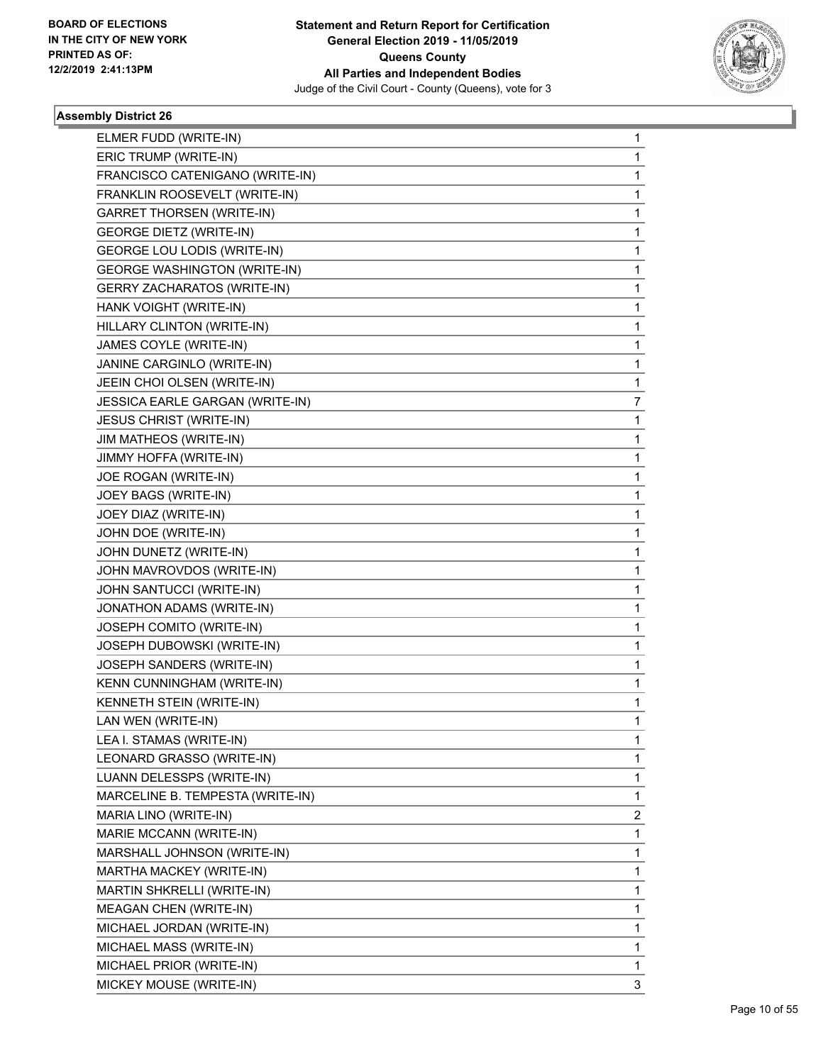**Statement and Return Report for Certification**
**General Election 2019 - 11/05/2019**
**Queens County**
**All Parties and Independent Bodies**
Judge of the Civil Court - County (Queens), vote for 3

BOARD OF ELECTIONS IN THE CITY OF NEW YORK PRINTED AS OF: 12/2/2019 2:41:13PM

### Assembly District 26

| | |
|---|---|
| ELMER FUDD (WRITE-IN) | 1 |
| ERIC TRUMP (WRITE-IN) | 1 |
| FRANCISCO CATENIGANO (WRITE-IN) | 1 |
| FRANKLIN ROOSEVELT (WRITE-IN) | 1 |
| GARRET THORSEN (WRITE-IN) | 1 |
| GEORGE DIETZ (WRITE-IN) | 1 |
| GEORGE LOU LODIS (WRITE-IN) | 1 |
| GEORGE WASHINGTON (WRITE-IN) | 1 |
| GERRY ZACHARATOS (WRITE-IN) | 1 |
| HANK VOIGHT (WRITE-IN) | 1 |
| HILLARY CLINTON (WRITE-IN) | 1 |
| JAMES COYLE (WRITE-IN) | 1 |
| JANINE CARGINLO (WRITE-IN) | 1 |
| JEEIN CHOI OLSEN (WRITE-IN) | 1 |
| JESSICA EARLE GARGAN (WRITE-IN) | 7 |
| JESUS CHRIST (WRITE-IN) | 1 |
| JIM MATHEOS (WRITE-IN) | 1 |
| JIMMY HOFFA (WRITE-IN) | 1 |
| JOE ROGAN (WRITE-IN) | 1 |
| JOEY BAGS (WRITE-IN) | 1 |
| JOEY DIAZ (WRITE-IN) | 1 |
| JOHN DOE (WRITE-IN) | 1 |
| JOHN DUNETZ (WRITE-IN) | 1 |
| JOHN MAVROVDOS (WRITE-IN) | 1 |
| JOHN SANTUCCI (WRITE-IN) | 1 |
| JONATHON ADAMS (WRITE-IN) | 1 |
| JOSEPH COMITO (WRITE-IN) | 1 |
| JOSEPH DUBOWSKI (WRITE-IN) | 1 |
| JOSEPH SANDERS (WRITE-IN) | 1 |
| KENN CUNNINGHAM (WRITE-IN) | 1 |
| KENNETH STEIN (WRITE-IN) | 1 |
| LAN WEN (WRITE-IN) | 1 |
| LEA I. STAMAS (WRITE-IN) | 1 |
| LEONARD GRASSO (WRITE-IN) | 1 |
| LUANN DELESSPS (WRITE-IN) | 1 |
| MARCELINE B. TEMPESTA (WRITE-IN) | 1 |
| MARIA LINO (WRITE-IN) | 2 |
| MARIE MCCANN (WRITE-IN) | 1 |
| MARSHALL JOHNSON (WRITE-IN) | 1 |
| MARTHA MACKEY (WRITE-IN) | 1 |
| MARTIN SHKRELLI (WRITE-IN) | 1 |
| MEAGAN CHEN (WRITE-IN) | 1 |
| MICHAEL JORDAN (WRITE-IN) | 1 |
| MICHAEL MASS (WRITE-IN) | 1 |
| MICHAEL PRIOR (WRITE-IN) | 1 |
| MICKEY MOUSE (WRITE-IN) | 3 |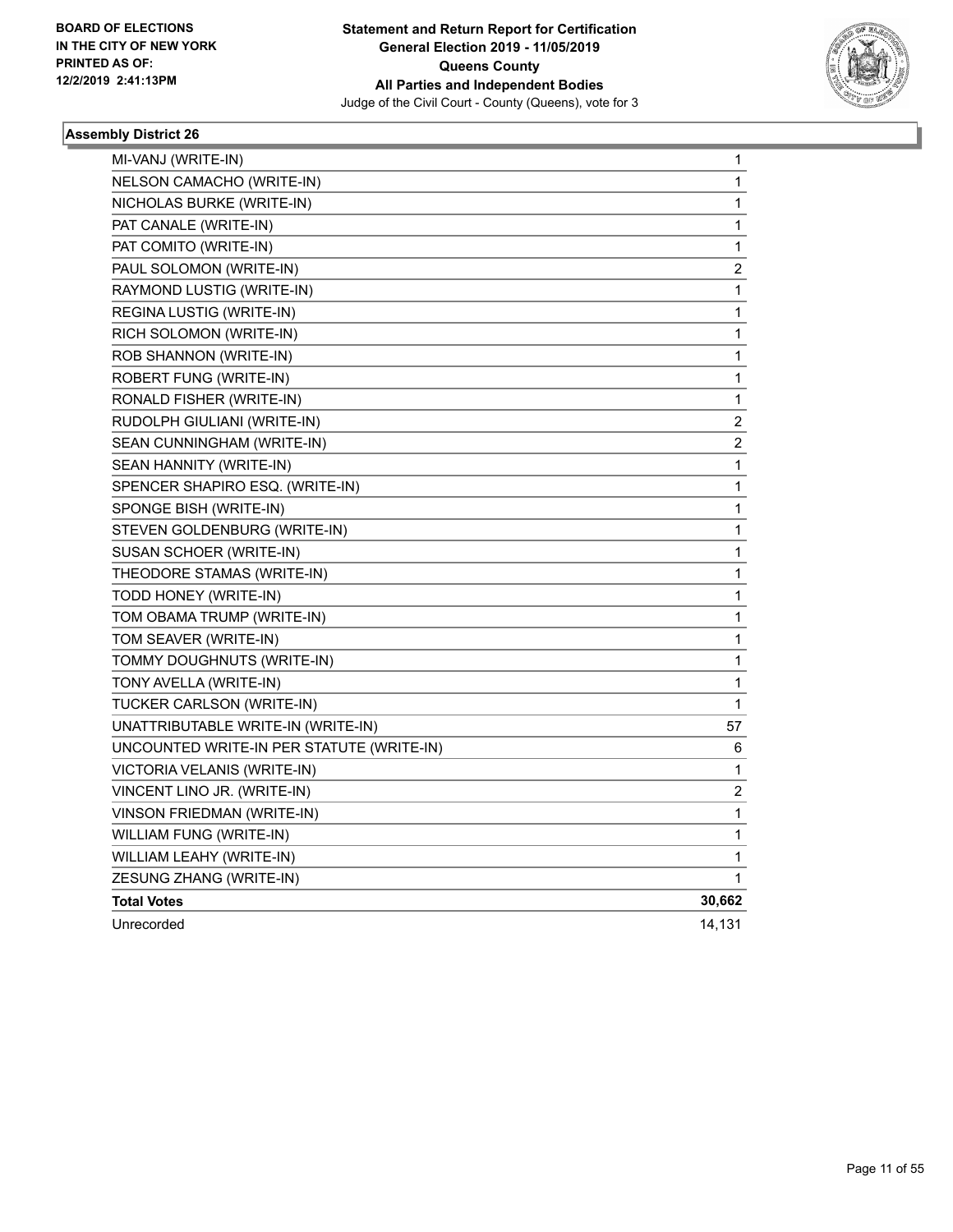## Assembly District 26

| | |
|---|---|
| MI-VANJ (WRITE-IN) | 1 |
| NELSON CAMACHO (WRITE-IN) | 1 |
| NICHOLAS BURKE (WRITE-IN) | 1 |
| PAT CANALE (WRITE-IN) | 1 |
| PAT COMITO (WRITE-IN) | 1 |
| PAUL SOLOMON (WRITE-IN) | 2 |
| RAYMOND LUSTIG (WRITE-IN) | 1 |
| REGINA LUSTIG (WRITE-IN) | 1 |
| RICH SOLOMON (WRITE-IN) | 1 |
| ROB SHANNON (WRITE-IN) | 1 |
| ROBERT FUNG (WRITE-IN) | 1 |
| RONALD FISHER (WRITE-IN) | 1 |
| RUDOLPH GIULIANI (WRITE-IN) | 2 |
| SEAN CUNNINGHAM (WRITE-IN) | 2 |
| SEAN HANNITY (WRITE-IN) | 1 |
| SPENCER SHAPIRO ESQ. (WRITE-IN) | 1 |
| SPONGE BISH (WRITE-IN) | 1 |
| STEVEN GOLDENBURG (WRITE-IN) | 1 |
| SUSAN SCHOER (WRITE-IN) | 1 |
| THEODORE STAMAS (WRITE-IN) | 1 |
| TODD HONEY (WRITE-IN) | 1 |
| TOM OBAMA TRUMP (WRITE-IN) | 1 |
| TOM SEAVER (WRITE-IN) | 1 |
| TOMMY DOUGHNUTS (WRITE-IN) | 1 |
| TONY AVELLA (WRITE-IN) | 1 |
| TUCKER CARLSON (WRITE-IN) | 1 |
| UNATTRIBUTABLE WRITE-IN (WRITE-IN) | 57 |
| UNCOUNTED WRITE-IN PER STATUTE (WRITE-IN) | 6 |
| VICTORIA VELANIS (WRITE-IN) | 1 |
| VINCENT LINO JR. (WRITE-IN) | 2 |
| VINSON FRIEDMAN (WRITE-IN) | 1 |
| WILLIAM FUNG (WRITE-IN) | 1 |
| WILLIAM LEAHY (WRITE-IN) | 1 |
| ZESUNG ZHANG (WRITE-IN) | 1 |
| **Total Votes** | **30,662** |
| Unrecorded | 14,131 |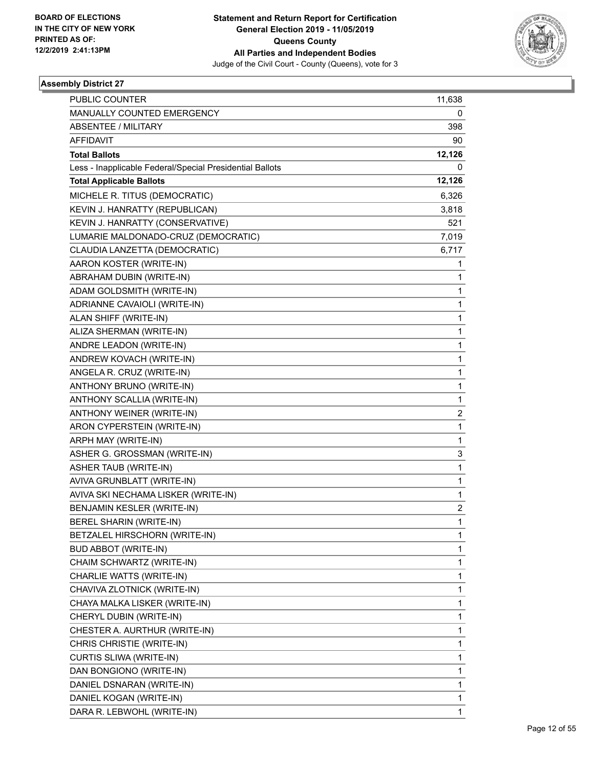**BOARD OF ELECTIONS IN THE CITY OF NEW YORK PRINTED AS OF: 12/2/2019 2:41:13PM**

**Statement and Return Report for Certification General Election 2019 - 11/05/2019 Queens County All Parties and Independent Bodies**

Judge of the Civil Court - County (Queens), vote for 3

### Assembly District 27

| | |
|---|---|
| PUBLIC COUNTER | 11,638 |
| MANUALLY COUNTED EMERGENCY | 0 |
| ABSENTEE / MILITARY | 398 |
| AFFIDAVIT | 90 |
| **Total Ballots** | **12,126** |
| Less - Inapplicable Federal/Special Presidential Ballots | 0 |
| **Total Applicable Ballots** | **12,126** |
| MICHELE R. TITUS (DEMOCRATIC) | 6,326 |
| KEVIN J. HANRATTY (REPUBLICAN) | 3,818 |
| KEVIN J. HANRATTY (CONSERVATIVE) | 521 |
| LUMARIE MALDONADO-CRUZ (DEMOCRATIC) | 7,019 |
| CLAUDIA LANZETTA (DEMOCRATIC) | 6,717 |
| AARON KOSTER (WRITE-IN) | 1 |
| ABRAHAM DUBIN (WRITE-IN) | 1 |
| ADAM GOLDSMITH (WRITE-IN) | 1 |
| ADRIANNE CAVAIOLI (WRITE-IN) | 1 |
| ALAN SHIFF (WRITE-IN) | 1 |
| ALIZA SHERMAN (WRITE-IN) | 1 |
| ANDRE LEADON (WRITE-IN) | 1 |
| ANDREW KOVACH (WRITE-IN) | 1 |
| ANGELA R. CRUZ (WRITE-IN) | 1 |
| ANTHONY BRUNO (WRITE-IN) | 1 |
| ANTHONY SCALLIA (WRITE-IN) | 1 |
| ANTHONY WEINER (WRITE-IN) | 2 |
| ARON CYPERSTEIN (WRITE-IN) | 1 |
| ARPH MAY (WRITE-IN) | 1 |
| ASHER G. GROSSMAN (WRITE-IN) | 3 |
| ASHER TAUB (WRITE-IN) | 1 |
| AVIVA GRUNBLATT (WRITE-IN) | 1 |
| AVIVA SKI NECHAMA LISKER (WRITE-IN) | 1 |
| BENJAMIN KESLER (WRITE-IN) | 2 |
| BEREL SHARIN (WRITE-IN) | 1 |
| BETZALEL HIRSCHORN (WRITE-IN) | 1 |
| BUD ABBOT (WRITE-IN) | 1 |
| CHAIM SCHWARTZ (WRITE-IN) | 1 |
| CHARLIE WATTS (WRITE-IN) | 1 |
| CHAVIVA ZLOTNICK (WRITE-IN) | 1 |
| CHAYA MALKA LISKER (WRITE-IN) | 1 |
| CHERYL DUBIN (WRITE-IN) | 1 |
| CHESTER A. AURTHUR (WRITE-IN) | 1 |
| CHRIS CHRISTIE (WRITE-IN) | 1 |
| CURTIS SLIWA (WRITE-IN) | 1 |
| DAN BONGIONO (WRITE-IN) | 1 |
| DANIEL DSNARAN (WRITE-IN) | 1 |
| DANIEL KOGAN (WRITE-IN) | 1 |
| DARA R. LEBWOHL (WRITE-IN) | 1 |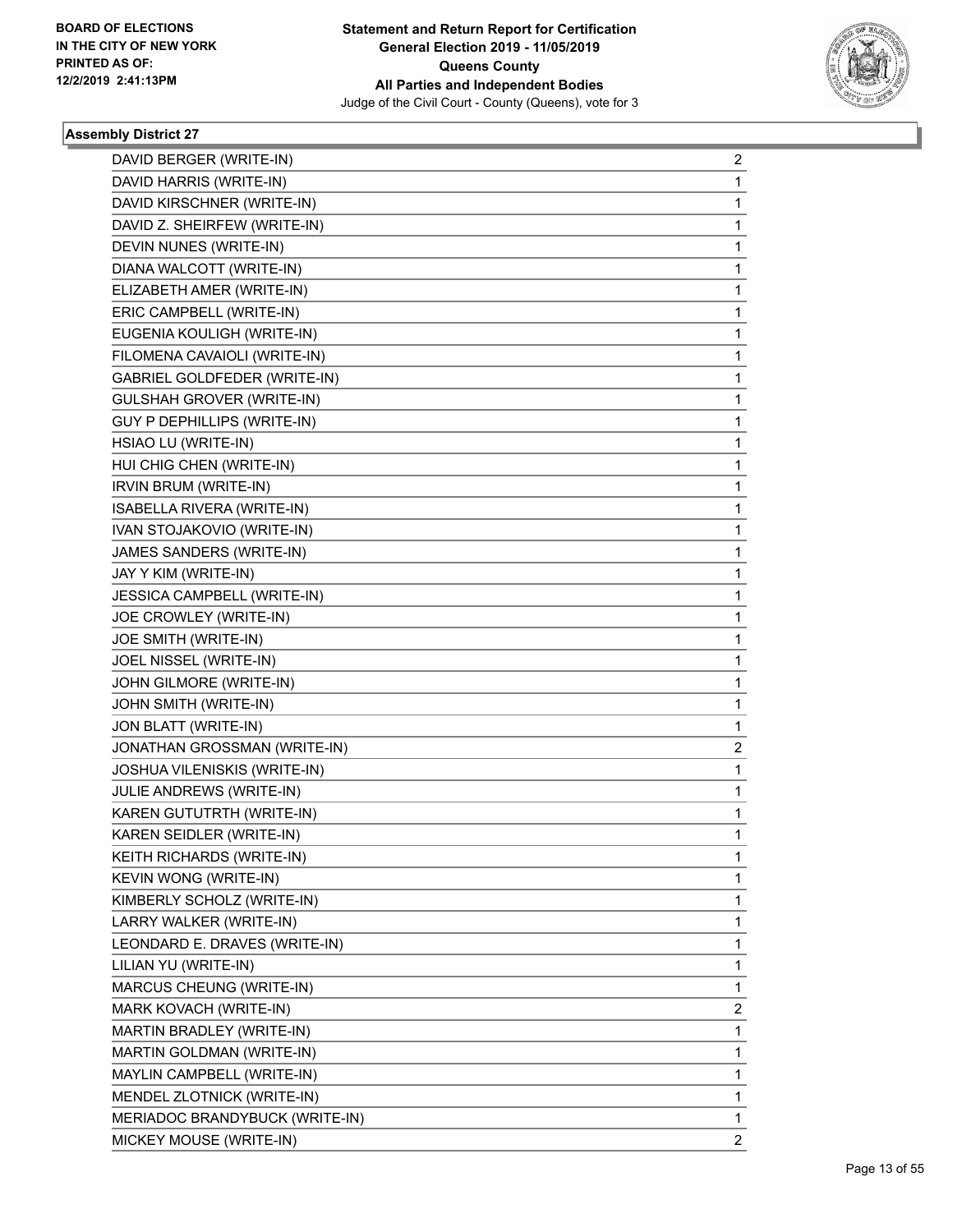**Statement and Return Report for Certification**
**General Election 2019 - 11/05/2019**
**Queens County**
**All Parties and Independent Bodies**
Judge of the Civil Court - County (Queens), vote for 3

BOARD OF ELECTIONS
IN THE CITY OF NEW YORK
PRINTED AS OF:
12/2/2019 2:41:13PM

### Assembly District 27

| | |
|---|---|
| DAVID BERGER (WRITE-IN) | 2 |
| DAVID HARRIS (WRITE-IN) | 1 |
| DAVID KIRSCHNER (WRITE-IN) | 1 |
| DAVID Z. SHEIRFEW (WRITE-IN) | 1 |
| DEVIN NUNES (WRITE-IN) | 1 |
| DIANA WALCOTT (WRITE-IN) | 1 |
| ELIZABETH AMER (WRITE-IN) | 1 |
| ERIC CAMPBELL (WRITE-IN) | 1 |
| EUGENIA KOULIGH (WRITE-IN) | 1 |
| FILOMENA CAVAIOLI (WRITE-IN) | 1 |
| GABRIEL GOLDFEDER (WRITE-IN) | 1 |
| GULSHAH GROVER (WRITE-IN) | 1 |
| GUY P DEPHILLIPS (WRITE-IN) | 1 |
| HSIAO LU (WRITE-IN) | 1 |
| HUI CHIG CHEN (WRITE-IN) | 1 |
| IRVIN BRUM (WRITE-IN) | 1 |
| ISABELLA RIVERA (WRITE-IN) | 1 |
| IVAN STOJAKOVIO (WRITE-IN) | 1 |
| JAMES SANDERS (WRITE-IN) | 1 |
| JAY Y KIM (WRITE-IN) | 1 |
| JESSICA CAMPBELL (WRITE-IN) | 1 |
| JOE CROWLEY (WRITE-IN) | 1 |
| JOE SMITH (WRITE-IN) | 1 |
| JOEL NISSEL (WRITE-IN) | 1 |
| JOHN GILMORE (WRITE-IN) | 1 |
| JOHN SMITH (WRITE-IN) | 1 |
| JON BLATT (WRITE-IN) | 1 |
| JONATHAN GROSSMAN (WRITE-IN) | 2 |
| JOSHUA VILENISKIS (WRITE-IN) | 1 |
| JULIE ANDREWS (WRITE-IN) | 1 |
| KAREN GUTUTRTH (WRITE-IN) | 1 |
| KAREN SEIDLER (WRITE-IN) | 1 |
| KEITH RICHARDS (WRITE-IN) | 1 |
| KEVIN WONG (WRITE-IN) | 1 |
| KIMBERLY SCHOLZ (WRITE-IN) | 1 |
| LARRY WALKER (WRITE-IN) | 1 |
| LEONDARD E. DRAVES (WRITE-IN) | 1 |
| LILIAN YU (WRITE-IN) | 1 |
| MARCUS CHEUNG (WRITE-IN) | 1 |
| MARK KOVACH (WRITE-IN) | 2 |
| MARTIN BRADLEY (WRITE-IN) | 1 |
| MARTIN GOLDMAN (WRITE-IN) | 1 |
| MAYLIN CAMPBELL (WRITE-IN) | 1 |
| MENDEL ZLOTNICK (WRITE-IN) | 1 |
| MERIADOC BRANDYBUCK (WRITE-IN) | 1 |
| MICKEY MOUSE (WRITE-IN) | 2 |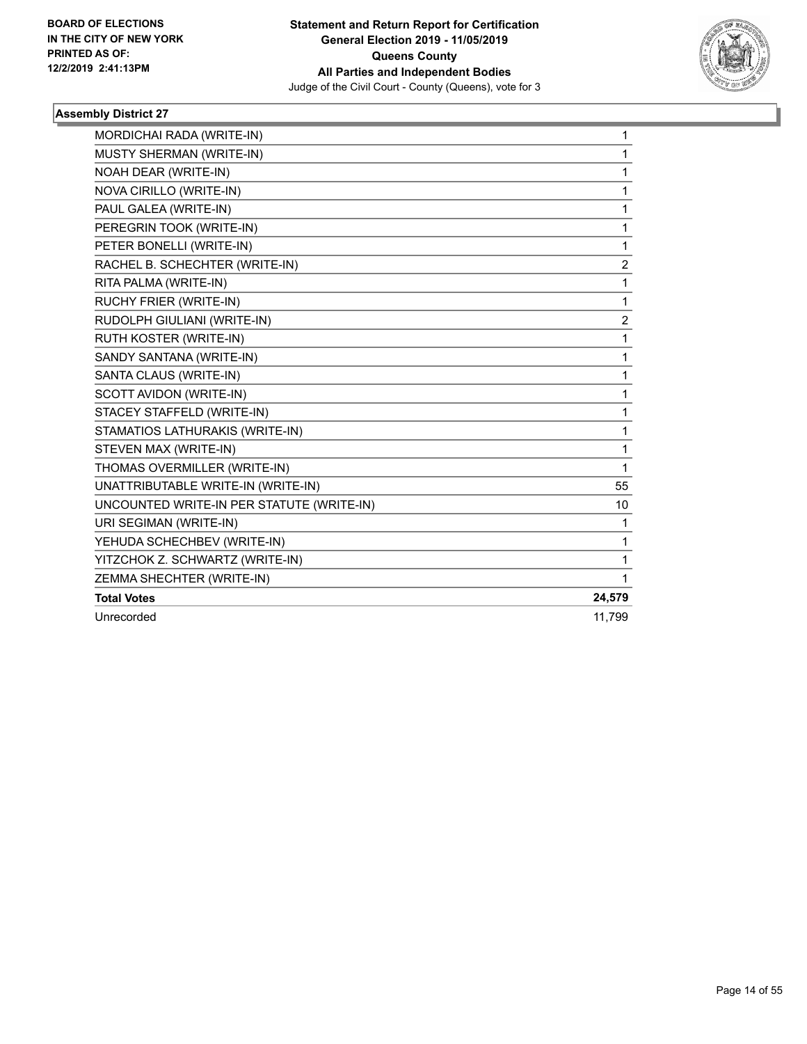**BOARD OF ELECTIONS IN THE CITY OF NEW YORK PRINTED AS OF: 12/2/2019 2:41:13PM**

**Statement and Return Report for Certification General Election 2019 - 11/05/2019 Queens County All Parties and Independent Bodies**
Judge of the Civil Court - County (Queens), vote for 3

### Assembly District 27

| | |
|---|---|
| MORDICHAI RADA (WRITE-IN) | 1 |
| MUSTY SHERMAN (WRITE-IN) | 1 |
| NOAH DEAR (WRITE-IN) | 1 |
| NOVA CIRILLO (WRITE-IN) | 1 |
| PAUL GALEA (WRITE-IN) | 1 |
| PEREGRIN TOOK (WRITE-IN) | 1 |
| PETER BONELLI (WRITE-IN) | 1 |
| RACHEL B. SCHECHTER (WRITE-IN) | 2 |
| RITA PALMA (WRITE-IN) | 1 |
| RUCHY FRIER (WRITE-IN) | 1 |
| RUDOLPH GIULIANI (WRITE-IN) | 2 |
| RUTH KOSTER (WRITE-IN) | 1 |
| SANDY SANTANA (WRITE-IN) | 1 |
| SANTA CLAUS (WRITE-IN) | 1 |
| SCOTT AVIDON (WRITE-IN) | 1 |
| STACEY STAFFELD (WRITE-IN) | 1 |
| STAMATIOS LATHURAKIS (WRITE-IN) | 1 |
| STEVEN MAX (WRITE-IN) | 1 |
| THOMAS OVERMILLER (WRITE-IN) | 1 |
| UNATTRIBUTABLE WRITE-IN (WRITE-IN) | 55 |
| UNCOUNTED WRITE-IN PER STATUTE (WRITE-IN) | 10 |
| URI SEGIMAN (WRITE-IN) | 1 |
| YEHUDA SCHECHBEV (WRITE-IN) | 1 |
| YITZCHOK Z. SCHWARTZ (WRITE-IN) | 1 |
| ZEMMA SHECHTER (WRITE-IN) | 1 |
| **Total Votes** | **24,579** |
| Unrecorded | 11,799 |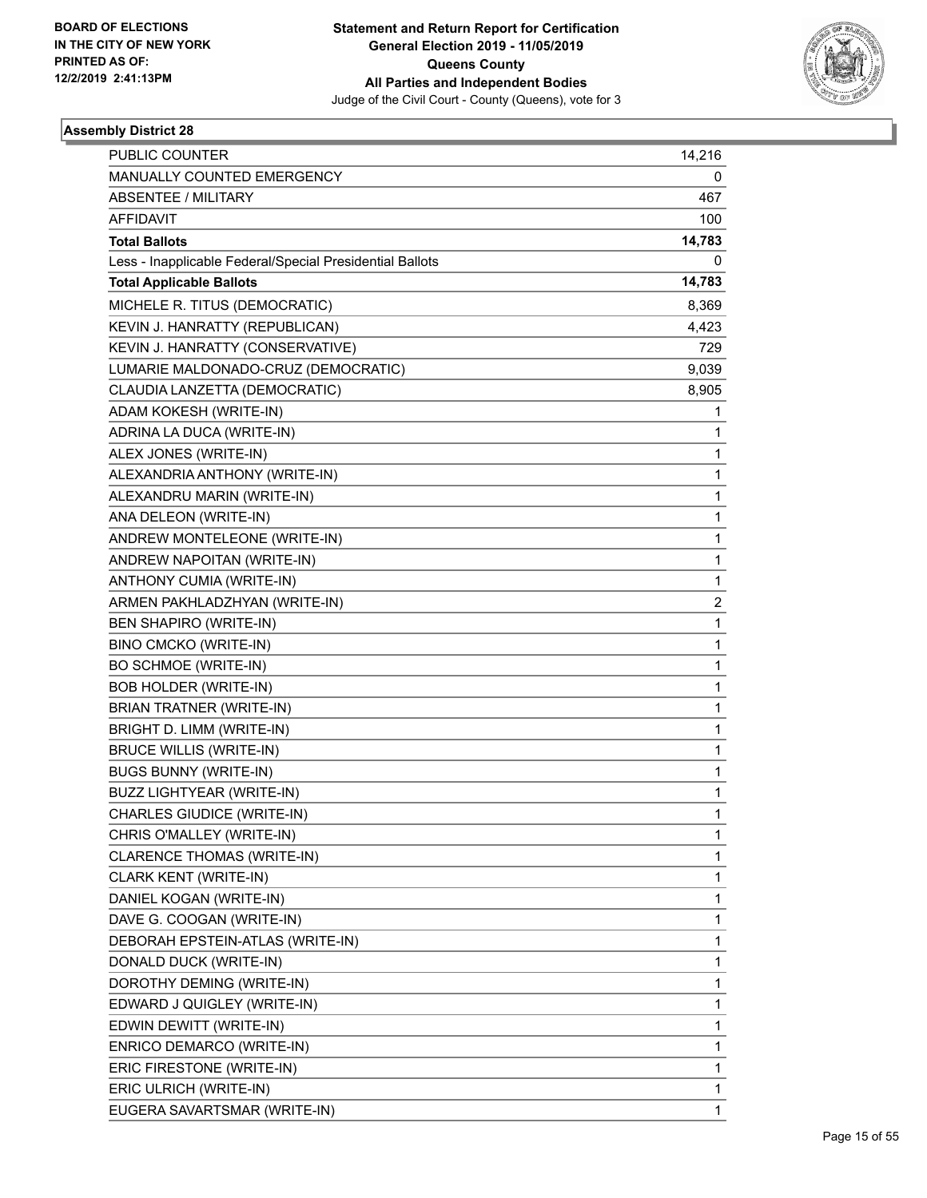**BOARD OF ELECTIONS IN THE CITY OF NEW YORK PRINTED AS OF: 12/2/2019 2:41:13PM**

**Statement and Return Report for Certification General Election 2019 - 11/05/2019 Queens County All Parties and Independent Bodies**
Judge of the Civil Court - County (Queens), vote for 3

### Assembly District 28

| | |
|---|---|
| PUBLIC COUNTER | 14,216 |
| MANUALLY COUNTED EMERGENCY | 0 |
| ABSENTEE / MILITARY | 467 |
| AFFIDAVIT | 100 |
| **Total Ballots** | **14,783** |
| Less - Inapplicable Federal/Special Presidential Ballots | 0 |
| **Total Applicable Ballots** | **14,783** |
| MICHELE R. TITUS (DEMOCRATIC) | 8,369 |
| KEVIN J. HANRATTY (REPUBLICAN) | 4,423 |
| KEVIN J. HANRATTY (CONSERVATIVE) | 729 |
| LUMARIE MALDONADO-CRUZ (DEMOCRATIC) | 9,039 |
| CLAUDIA LANZETTA (DEMOCRATIC) | 8,905 |
| ADAM KOKESH (WRITE-IN) | 1 |
| ADRINA LA DUCA (WRITE-IN) | 1 |
| ALEX JONES (WRITE-IN) | 1 |
| ALEXANDRIA ANTHONY (WRITE-IN) | 1 |
| ALEXANDRU MARIN (WRITE-IN) | 1 |
| ANA DELEON (WRITE-IN) | 1 |
| ANDREW MONTELEONE (WRITE-IN) | 1 |
| ANDREW NAPOITAN (WRITE-IN) | 1 |
| ANTHONY CUMIA (WRITE-IN) | 1 |
| ARMEN PAKHLADZHYAN (WRITE-IN) | 2 |
| BEN SHAPIRO (WRITE-IN) | 1 |
| BINO CMCKO (WRITE-IN) | 1 |
| BO SCHMOE (WRITE-IN) | 1 |
| BOB HOLDER (WRITE-IN) | 1 |
| BRIAN TRATNER (WRITE-IN) | 1 |
| BRIGHT D. LIMM (WRITE-IN) | 1 |
| BRUCE WILLIS (WRITE-IN) | 1 |
| BUGS BUNNY (WRITE-IN) | 1 |
| BUZZ LIGHTYEAR (WRITE-IN) | 1 |
| CHARLES GIUDICE (WRITE-IN) | 1 |
| CHRIS O'MALLEY (WRITE-IN) | 1 |
| CLARENCE THOMAS (WRITE-IN) | 1 |
| CLARK KENT (WRITE-IN) | 1 |
| DANIEL KOGAN (WRITE-IN) | 1 |
| DAVE G. COOGAN (WRITE-IN) | 1 |
| DEBORAH EPSTEIN-ATLAS (WRITE-IN) | 1 |
| DONALD DUCK (WRITE-IN) | 1 |
| DOROTHY DEMING (WRITE-IN) | 1 |
| EDWARD J QUIGLEY (WRITE-IN) | 1 |
| EDWIN DEWITT (WRITE-IN) | 1 |
| ENRICO DEMARCO (WRITE-IN) | 1 |
| ERIC FIRESTONE (WRITE-IN) | 1 |
| ERIC ULRICH (WRITE-IN) | 1 |
| EUGERA SAVARTSMAR (WRITE-IN) | 1 |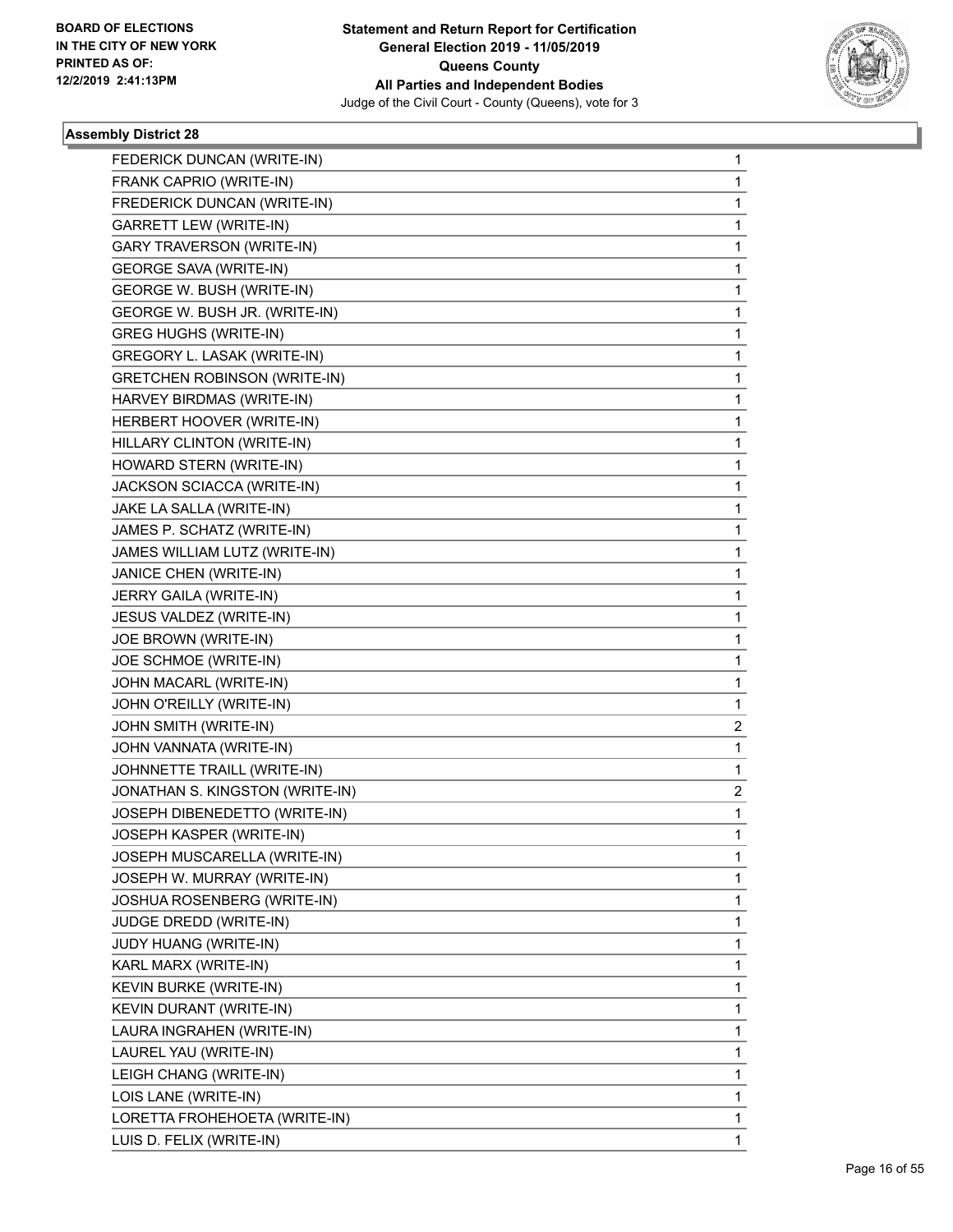### Assembly District 28

| | |
|---|---|
| FEDERICK DUNCAN (WRITE-IN) | 1 |
| FRANK CAPRIO (WRITE-IN) | 1 |
| FREDERICK DUNCAN (WRITE-IN) | 1 |
| GARRETT LEW (WRITE-IN) | 1 |
| GARY TRAVERSON (WRITE-IN) | 1 |
| GEORGE SAVA (WRITE-IN) | 1 |
| GEORGE W. BUSH (WRITE-IN) | 1 |
| GEORGE W. BUSH JR. (WRITE-IN) | 1 |
| GREG HUGHS (WRITE-IN) | 1 |
| GREGORY L. LASAK (WRITE-IN) | 1 |
| GRETCHEN ROBINSON (WRITE-IN) | 1 |
| HARVEY BIRDMAS (WRITE-IN) | 1 |
| HERBERT HOOVER (WRITE-IN) | 1 |
| HILLARY CLINTON (WRITE-IN) | 1 |
| HOWARD STERN (WRITE-IN) | 1 |
| JACKSON SCIACCA (WRITE-IN) | 1 |
| JAKE LA SALLA (WRITE-IN) | 1 |
| JAMES P. SCHATZ (WRITE-IN) | 1 |
| JAMES WILLIAM LUTZ (WRITE-IN) | 1 |
| JANICE CHEN (WRITE-IN) | 1 |
| JERRY GAILA (WRITE-IN) | 1 |
| JESUS VALDEZ (WRITE-IN) | 1 |
| JOE BROWN (WRITE-IN) | 1 |
| JOE SCHMOE (WRITE-IN) | 1 |
| JOHN MACARL (WRITE-IN) | 1 |
| JOHN O'REILLY (WRITE-IN) | 1 |
| JOHN SMITH (WRITE-IN) | 2 |
| JOHN VANNATA (WRITE-IN) | 1 |
| JOHNNETTE TRAILL (WRITE-IN) | 1 |
| JONATHAN S. KINGSTON (WRITE-IN) | 2 |
| JOSEPH DIBENEDETTO (WRITE-IN) | 1 |
| JOSEPH KASPER (WRITE-IN) | 1 |
| JOSEPH MUSCARELLA (WRITE-IN) | 1 |
| JOSEPH W. MURRAY (WRITE-IN) | 1 |
| JOSHUA ROSENBERG (WRITE-IN) | 1 |
| JUDGE DREDD (WRITE-IN) | 1 |
| JUDY HUANG (WRITE-IN) | 1 |
| KARL MARX (WRITE-IN) | 1 |
| KEVIN BURKE (WRITE-IN) | 1 |
| KEVIN DURANT (WRITE-IN) | 1 |
| LAURA INGRAHEN (WRITE-IN) | 1 |
| LAUREL YAU (WRITE-IN) | 1 |
| LEIGH CHANG (WRITE-IN) | 1 |
| LOIS LANE (WRITE-IN) | 1 |
| LORETTA FROHEHOETA (WRITE-IN) | 1 |
| LUIS D. FELIX (WRITE-IN) | 1 |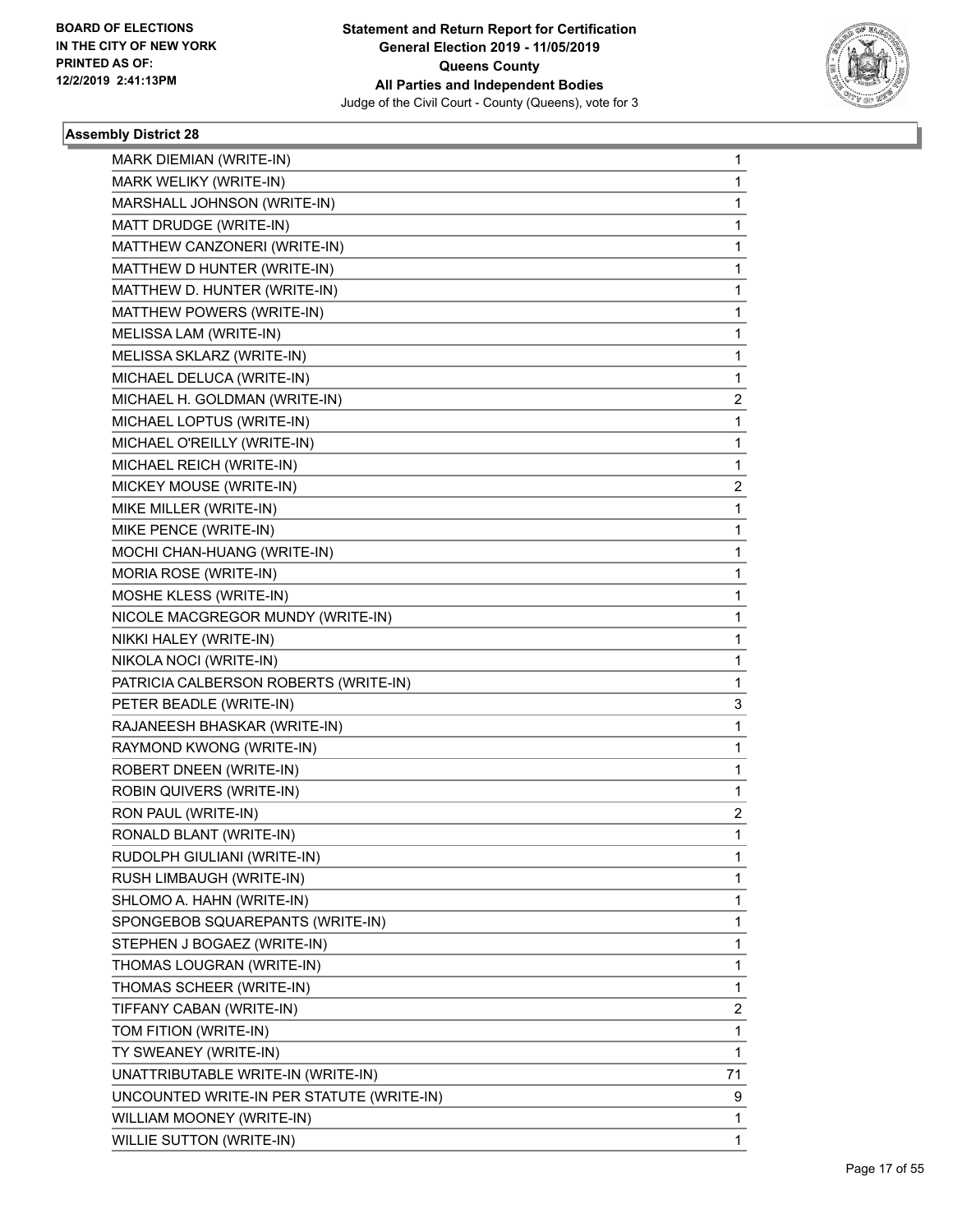**BOARD OF ELECTIONS IN THE CITY OF NEW YORK PRINTED AS OF: 12/2/2019 2:41:13PM**

**Statement and Return Report for Certification General Election 2019 - 11/05/2019 Queens County All Parties and Independent Bodies**

Judge of the Civil Court - County (Queens), vote for 3

### Assembly District 28

| | |
|---|---|
| MARK DIEMIAN (WRITE-IN) | 1 |
| MARK WELIKY (WRITE-IN) | 1 |
| MARSHALL JOHNSON (WRITE-IN) | 1 |
| MATT DRUDGE (WRITE-IN) | 1 |
| MATTHEW CANZONERI (WRITE-IN) | 1 |
| MATTHEW D HUNTER (WRITE-IN) | 1 |
| MATTHEW D. HUNTER (WRITE-IN) | 1 |
| MATTHEW POWERS (WRITE-IN) | 1 |
| MELISSA LAM (WRITE-IN) | 1 |
| MELISSA SKLARZ (WRITE-IN) | 1 |
| MICHAEL DELUCA (WRITE-IN) | 1 |
| MICHAEL H. GOLDMAN (WRITE-IN) | 2 |
| MICHAEL LOPTUS (WRITE-IN) | 1 |
| MICHAEL O'REILLY (WRITE-IN) | 1 |
| MICHAEL REICH (WRITE-IN) | 1 |
| MICKEY MOUSE (WRITE-IN) | 2 |
| MIKE MILLER (WRITE-IN) | 1 |
| MIKE PENCE (WRITE-IN) | 1 |
| MOCHI CHAN-HUANG (WRITE-IN) | 1 |
| MORIA ROSE (WRITE-IN) | 1 |
| MOSHE KLESS (WRITE-IN) | 1 |
| NICOLE MACGREGOR MUNDY (WRITE-IN) | 1 |
| NIKKI HALEY (WRITE-IN) | 1 |
| NIKOLA NOCI (WRITE-IN) | 1 |
| PATRICIA CALBERSON ROBERTS (WRITE-IN) | 1 |
| PETER BEADLE (WRITE-IN) | 3 |
| RAJANEESH BHASKAR (WRITE-IN) | 1 |
| RAYMOND KWONG (WRITE-IN) | 1 |
| ROBERT DNEEN (WRITE-IN) | 1 |
| ROBIN QUIVERS (WRITE-IN) | 1 |
| RON PAUL (WRITE-IN) | 2 |
| RONALD BLANT (WRITE-IN) | 1 |
| RUDOLPH GIULIANI (WRITE-IN) | 1 |
| RUSH LIMBAUGH (WRITE-IN) | 1 |
| SHLOMO A. HAHN (WRITE-IN) | 1 |
| SPONGEBOB SQUAREPANTS (WRITE-IN) | 1 |
| STEPHEN J BOGAEZ (WRITE-IN) | 1 |
| THOMAS LOUGRAN (WRITE-IN) | 1 |
| THOMAS SCHEER (WRITE-IN) | 1 |
| TIFFANY CABAN (WRITE-IN) | 2 |
| TOM FITION (WRITE-IN) | 1 |
| TY SWEANEY (WRITE-IN) | 1 |
| UNATTRIBUTABLE WRITE-IN (WRITE-IN) | 71 |
| UNCOUNTED WRITE-IN PER STATUTE (WRITE-IN) | 9 |
| WILLIAM MOONEY (WRITE-IN) | 1 |
| WILLIE SUTTON (WRITE-IN) | 1 |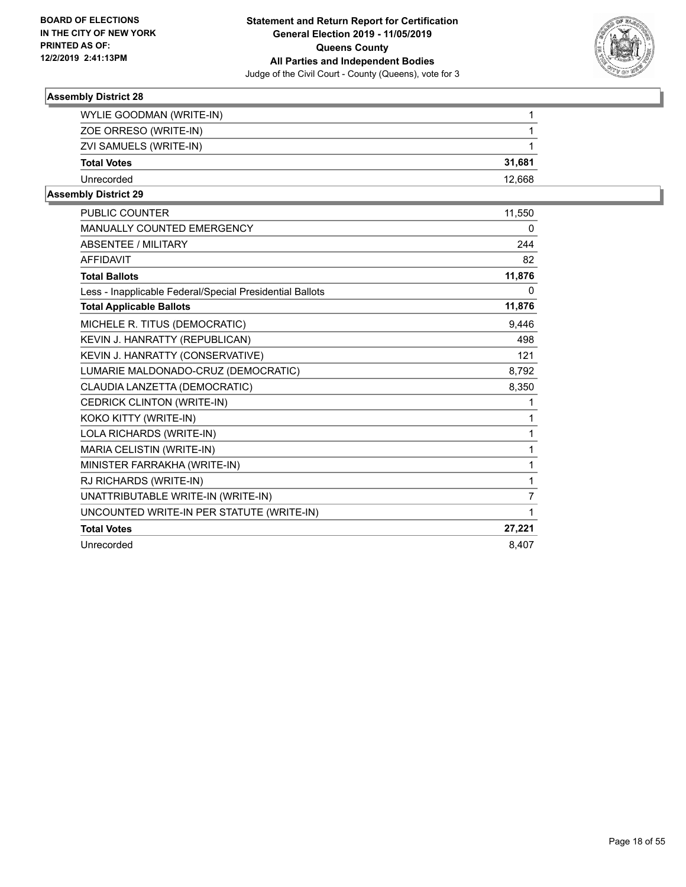**Statement and Return Report for Certification**
**General Election 2019 - 11/05/2019**
**Queens County**
**All Parties and Independent Bodies**
Judge of the Civil Court - County (Queens), vote for 3

BOARD OF ELECTIONS IN THE CITY OF NEW YORK PRINTED AS OF: 12/2/2019 2:41:13PM

### Assembly District 28

| | |
|---|---|
| WYLIE GOODMAN (WRITE-IN) | 1 |
| ZOE ORRESO (WRITE-IN) | 1 |
| ZVI SAMUELS (WRITE-IN) | 1 |
| **Total Votes** | **31,681** |
| Unrecorded | 12,668 |

### Assembly District 29

| | |
|---|---|
| PUBLIC COUNTER | 11,550 |
| MANUALLY COUNTED EMERGENCY | 0 |
| ABSENTEE / MILITARY | 244 |
| AFFIDAVIT | 82 |
| **Total Ballots** | **11,876** |
| Less - Inapplicable Federal/Special Presidential Ballots | 0 |
| **Total Applicable Ballots** | **11,876** |
| MICHELE R. TITUS (DEMOCRATIC) | 9,446 |
| KEVIN J. HANRATTY (REPUBLICAN) | 498 |
| KEVIN J. HANRATTY (CONSERVATIVE) | 121 |
| LUMARIE MALDONADO-CRUZ (DEMOCRATIC) | 8,792 |
| CLAUDIA LANZETTA (DEMOCRATIC) | 8,350 |
| CEDRICK CLINTON (WRITE-IN) | 1 |
| KOKO KITTY (WRITE-IN) | 1 |
| LOLA RICHARDS (WRITE-IN) | 1 |
| MARIA CELISTIN (WRITE-IN) | 1 |
| MINISTER FARRAKHA (WRITE-IN) | 1 |
| RJ RICHARDS (WRITE-IN) | 1 |
| UNATTRIBUTABLE WRITE-IN (WRITE-IN) | 7 |
| UNCOUNTED WRITE-IN PER STATUTE (WRITE-IN) | 1 |
| **Total Votes** | **27,221** |
| Unrecorded | 8,407 |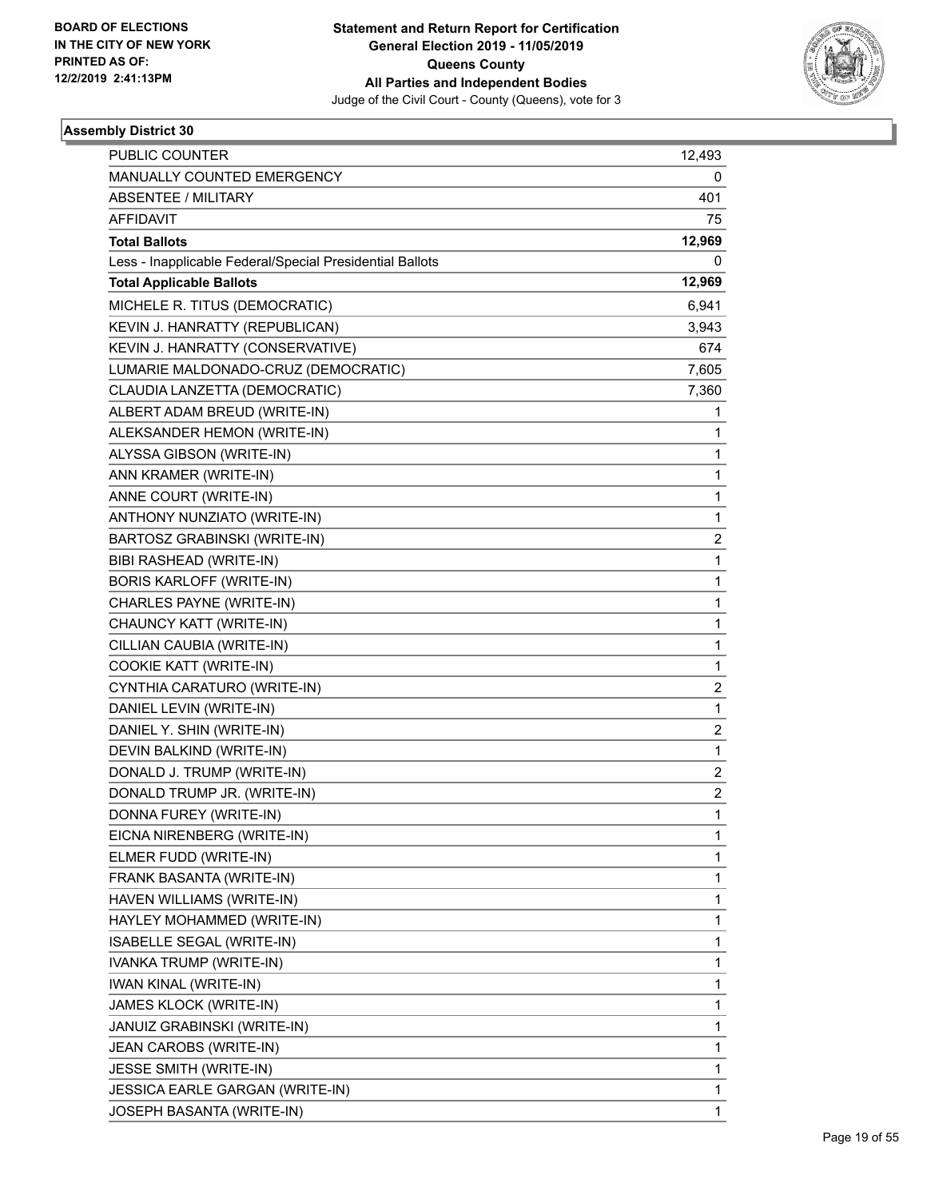BOARD OF ELECTIONS
IN THE CITY OF NEW YORK
PRINTED AS OF:
12/2/2019 2:41:13PM

**Statement and Return Report for Certification**
**General Election 2019 - 11/05/2019**
**Queens County**
**All Parties and Independent Bodies**
Judge of the Civil Court - County (Queens), vote for 3

### Assembly District 30

| | |
|---|---|
| PUBLIC COUNTER | 12,493 |
| MANUALLY COUNTED EMERGENCY | 0 |
| ABSENTEE / MILITARY | 401 |
| AFFIDAVIT | 75 |
| **Total Ballots** | **12,969** |
| Less - Inapplicable Federal/Special Presidential Ballots | 0 |
| **Total Applicable Ballots** | **12,969** |
| MICHELE R. TITUS (DEMOCRATIC) | 6,941 |
| KEVIN J. HANRATTY (REPUBLICAN) | 3,943 |
| KEVIN J. HANRATTY (CONSERVATIVE) | 674 |
| LUMARIE MALDONADO-CRUZ (DEMOCRATIC) | 7,605 |
| CLAUDIA LANZETTA (DEMOCRATIC) | 7,360 |
| ALBERT ADAM BREUD (WRITE-IN) | 1 |
| ALEKSANDER HEMON (WRITE-IN) | 1 |
| ALYSSA GIBSON (WRITE-IN) | 1 |
| ANN KRAMER (WRITE-IN) | 1 |
| ANNE COURT (WRITE-IN) | 1 |
| ANTHONY NUNZIATO (WRITE-IN) | 1 |
| BARTOSZ GRABINSKI (WRITE-IN) | 2 |
| BIBI RASHEAD (WRITE-IN) | 1 |
| BORIS KARLOFF (WRITE-IN) | 1 |
| CHARLES PAYNE (WRITE-IN) | 1 |
| CHAUNCY KATT (WRITE-IN) | 1 |
| CILLIAN CAUBIA (WRITE-IN) | 1 |
| COOKIE KATT (WRITE-IN) | 1 |
| CYNTHIA CARATURO (WRITE-IN) | 2 |
| DANIEL LEVIN (WRITE-IN) | 1 |
| DANIEL Y. SHIN (WRITE-IN) | 2 |
| DEVIN BALKIND (WRITE-IN) | 1 |
| DONALD J. TRUMP (WRITE-IN) | 2 |
| DONALD TRUMP JR. (WRITE-IN) | 2 |
| DONNA FUREY (WRITE-IN) | 1 |
| EICNA NIRENBERG (WRITE-IN) | 1 |
| ELMER FUDD (WRITE-IN) | 1 |
| FRANK BASANTA (WRITE-IN) | 1 |
| HAVEN WILLIAMS (WRITE-IN) | 1 |
| HAYLEY MOHAMMED (WRITE-IN) | 1 |
| ISABELLE SEGAL (WRITE-IN) | 1 |
| IVANKA TRUMP (WRITE-IN) | 1 |
| IWAN KINAL (WRITE-IN) | 1 |
| JAMES KLOCK (WRITE-IN) | 1 |
| JANUIZ GRABINSKI (WRITE-IN) | 1 |
| JEAN CAROBS (WRITE-IN) | 1 |
| JESSE SMITH (WRITE-IN) | 1 |
| JESSICA EARLE GARGAN (WRITE-IN) | 1 |
| JOSEPH BASANTA (WRITE-IN) | 1 |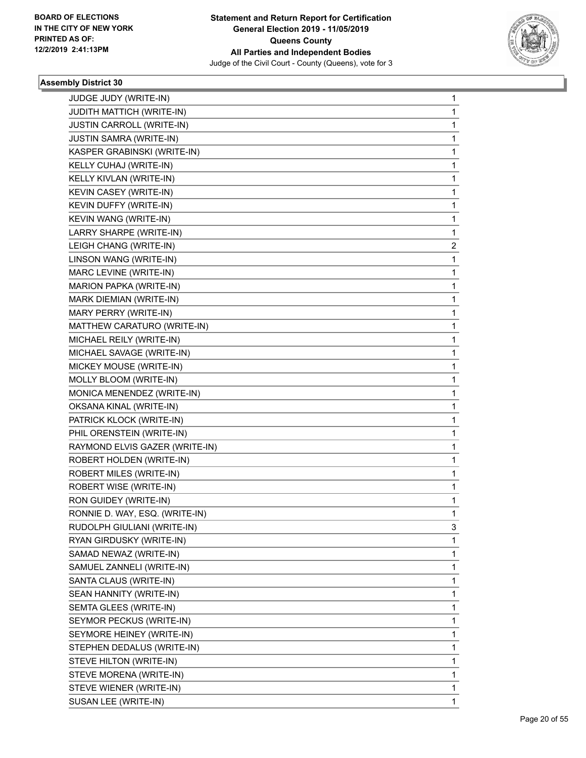**BOARD OF ELECTIONS IN THE CITY OF NEW YORK PRINTED AS OF: 12/2/2019 2:41:13PM**

**Statement and Return Report for Certification General Election 2019 - 11/05/2019 Queens County All Parties and Independent Bodies**

Judge of the Civil Court - County (Queens), vote for 3

### Assembly District 30

| | |
|---|---|
| JUDGE JUDY (WRITE-IN) | 1 |
| JUDITH MATTICH (WRITE-IN) | 1 |
| JUSTIN CARROLL (WRITE-IN) | 1 |
| JUSTIN SAMRA (WRITE-IN) | 1 |
| KASPER GRABINSKI (WRITE-IN) | 1 |
| KELLY CUHAJ (WRITE-IN) | 1 |
| KELLY KIVLAN (WRITE-IN) | 1 |
| KEVIN CASEY (WRITE-IN) | 1 |
| KEVIN DUFFY (WRITE-IN) | 1 |
| KEVIN WANG (WRITE-IN) | 1 |
| LARRY SHARPE (WRITE-IN) | 1 |
| LEIGH CHANG (WRITE-IN) | 2 |
| LINSON WANG (WRITE-IN) | 1 |
| MARC LEVINE (WRITE-IN) | 1 |
| MARION PAPKA (WRITE-IN) | 1 |
| MARK DIEMIAN (WRITE-IN) | 1 |
| MARY PERRY (WRITE-IN) | 1 |
| MATTHEW CARATURO (WRITE-IN) | 1 |
| MICHAEL REILY (WRITE-IN) | 1 |
| MICHAEL SAVAGE (WRITE-IN) | 1 |
| MICKEY MOUSE (WRITE-IN) | 1 |
| MOLLY BLOOM (WRITE-IN) | 1 |
| MONICA MENENDEZ (WRITE-IN) | 1 |
| OKSANA KINAL (WRITE-IN) | 1 |
| PATRICK KLOCK (WRITE-IN) | 1 |
| PHIL ORENSTEIN (WRITE-IN) | 1 |
| RAYMOND ELVIS GAZER (WRITE-IN) | 1 |
| ROBERT HOLDEN (WRITE-IN) | 1 |
| ROBERT MILES (WRITE-IN) | 1 |
| ROBERT WISE (WRITE-IN) | 1 |
| RON GUIDEY (WRITE-IN) | 1 |
| RONNIE D. WAY, ESQ. (WRITE-IN) | 1 |
| RUDOLPH GIULIANI (WRITE-IN) | 3 |
| RYAN GIRDUSKY (WRITE-IN) | 1 |
| SAMAD NEWAZ (WRITE-IN) | 1 |
| SAMUEL ZANNELI (WRITE-IN) | 1 |
| SANTA CLAUS (WRITE-IN) | 1 |
| SEAN HANNITY (WRITE-IN) | 1 |
| SEMTA GLEES (WRITE-IN) | 1 |
| SEYMOR PECKUS (WRITE-IN) | 1 |
| SEYMORE HEINEY (WRITE-IN) | 1 |
| STEPHEN DEDALUS (WRITE-IN) | 1 |
| STEVE HILTON (WRITE-IN) | 1 |
| STEVE MORENA (WRITE-IN) | 1 |
| STEVE WIENER (WRITE-IN) | 1 |
| SUSAN LEE (WRITE-IN) | 1 |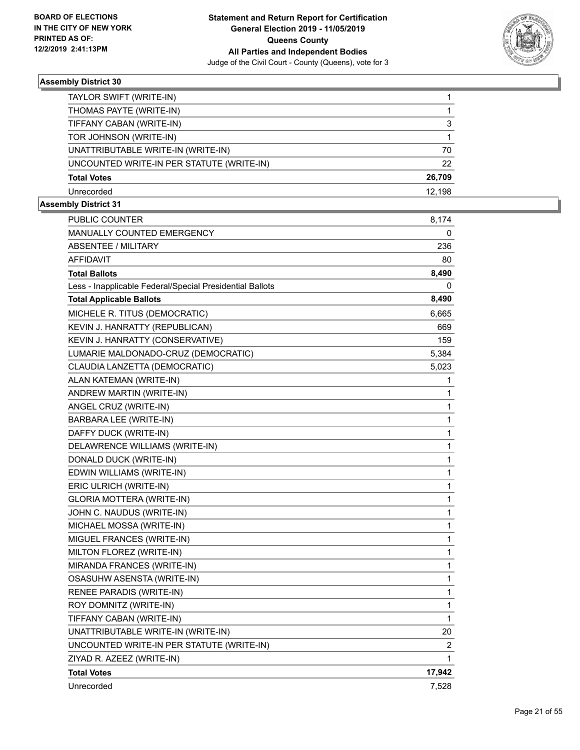### Assembly District 30

| | |
|---|---|
| TAYLOR SWIFT (WRITE-IN) | 1 |
| THOMAS PAYTE (WRITE-IN) | 1 |
| TIFFANY CABAN (WRITE-IN) | 3 |
| TOR JOHNSON (WRITE-IN) | 1 |
| UNATTRIBUTABLE WRITE-IN (WRITE-IN) | 70 |
| UNCOUNTED WRITE-IN PER STATUTE (WRITE-IN) | 22 |
| **Total Votes** | **26,709** |
| Unrecorded | 12,198 |

### Assembly District 31

| | |
|---|---|
| PUBLIC COUNTER | 8,174 |
| MANUALLY COUNTED EMERGENCY | 0 |
| ABSENTEE / MILITARY | 236 |
| AFFIDAVIT | 80 |
| **Total Ballots** | **8,490** |
| Less - Inapplicable Federal/Special Presidential Ballots | 0 |
| **Total Applicable Ballots** | **8,490** |
| MICHELE R. TITUS (DEMOCRATIC) | 6,665 |
| KEVIN J. HANRATTY (REPUBLICAN) | 669 |
| KEVIN J. HANRATTY (CONSERVATIVE) | 159 |
| LUMARIE MALDONADO-CRUZ (DEMOCRATIC) | 5,384 |
| CLAUDIA LANZETTA (DEMOCRATIC) | 5,023 |
| ALAN KATEMAN (WRITE-IN) | 1 |
| ANDREW MARTIN (WRITE-IN) | 1 |
| ANGEL CRUZ (WRITE-IN) | 1 |
| BARBARA LEE (WRITE-IN) | 1 |
| DAFFY DUCK (WRITE-IN) | 1 |
| DELAWRENCE WILLIAMS (WRITE-IN) | 1 |
| DONALD DUCK (WRITE-IN) | 1 |
| EDWIN WILLIAMS (WRITE-IN) | 1 |
| ERIC ULRICH (WRITE-IN) | 1 |
| GLORIA MOTTERA (WRITE-IN) | 1 |
| JOHN C. NAUDUS (WRITE-IN) | 1 |
| MICHAEL MOSSA (WRITE-IN) | 1 |
| MIGUEL FRANCES (WRITE-IN) | 1 |
| MILTON FLOREZ (WRITE-IN) | 1 |
| MIRANDA FRANCES (WRITE-IN) | 1 |
| OSASUHW ASENSTA (WRITE-IN) | 1 |
| RENEE PARADIS (WRITE-IN) | 1 |
| ROY DOMNITZ (WRITE-IN) | 1 |
| TIFFANY CABAN (WRITE-IN) | 1 |
| UNATTRIBUTABLE WRITE-IN (WRITE-IN) | 20 |
| UNCOUNTED WRITE-IN PER STATUTE (WRITE-IN) | 2 |
| ZIYAD R. AZEEZ (WRITE-IN) | 1 |
| **Total Votes** | **17,942** |
| Unrecorded | 7,528 |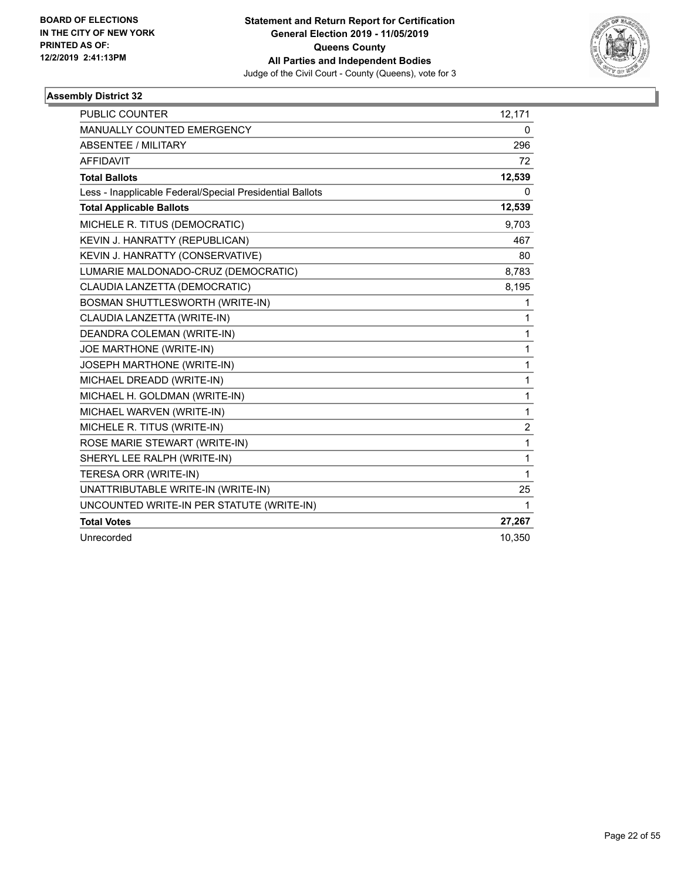BOARD OF ELECTIONS
IN THE CITY OF NEW YORK
PRINTED AS OF:
12/2/2019 2:41:13PM

**Statement and Return Report for Certification**
**General Election 2019 - 11/05/2019**
**Queens County**
**All Parties and Independent Bodies**
Judge of the Civil Court - County (Queens), vote for 3

### Assembly District 32

| | |
|---|---|
| PUBLIC COUNTER | 12,171 |
| MANUALLY COUNTED EMERGENCY | 0 |
| ABSENTEE / MILITARY | 296 |
| AFFIDAVIT | 72 |
| **Total Ballots** | **12,539** |
| Less - Inapplicable Federal/Special Presidential Ballots | 0 |
| **Total Applicable Ballots** | **12,539** |
| MICHELE R. TITUS (DEMOCRATIC) | 9,703 |
| KEVIN J. HANRATTY (REPUBLICAN) | 467 |
| KEVIN J. HANRATTY (CONSERVATIVE) | 80 |
| LUMARIE MALDONADO-CRUZ (DEMOCRATIC) | 8,783 |
| CLAUDIA LANZETTA (DEMOCRATIC) | 8,195 |
| BOSMAN SHUTTLESWORTH (WRITE-IN) | 1 |
| CLAUDIA LANZETTA (WRITE-IN) | 1 |
| DEANDRA COLEMAN (WRITE-IN) | 1 |
| JOE MARTHONE (WRITE-IN) | 1 |
| JOSEPH MARTHONE (WRITE-IN) | 1 |
| MICHAEL DREADD (WRITE-IN) | 1 |
| MICHAEL H. GOLDMAN (WRITE-IN) | 1 |
| MICHAEL WARVEN (WRITE-IN) | 1 |
| MICHELE R. TITUS (WRITE-IN) | 2 |
| ROSE MARIE STEWART (WRITE-IN) | 1 |
| SHERYL LEE RALPH (WRITE-IN) | 1 |
| TERESA ORR (WRITE-IN) | 1 |
| UNATTRIBUTABLE WRITE-IN (WRITE-IN) | 25 |
| UNCOUNTED WRITE-IN PER STATUTE (WRITE-IN) | 1 |
| **Total Votes** | **27,267** |
| Unrecorded | 10,350 |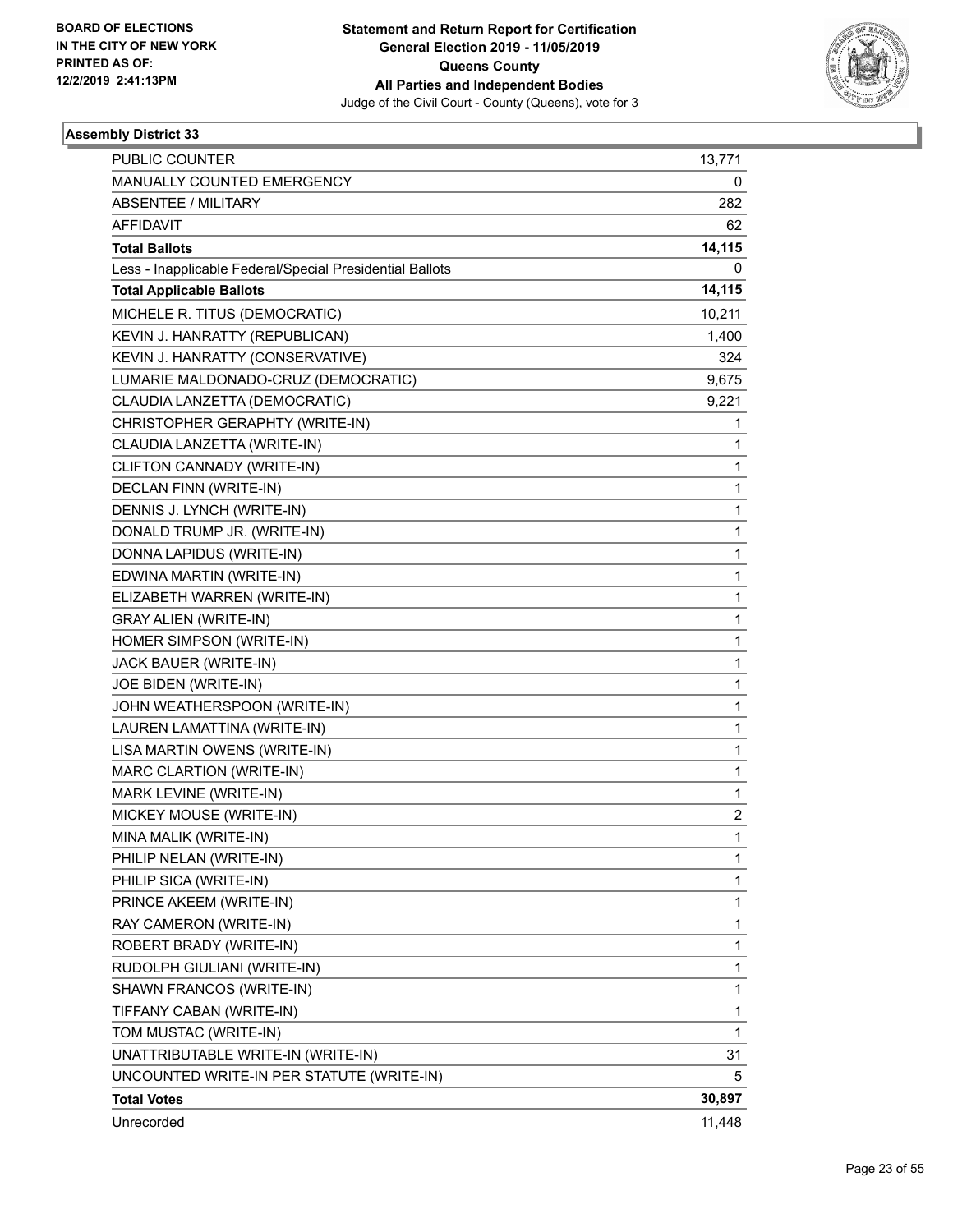BOARD OF ELECTIONS
IN THE CITY OF NEW YORK
PRINTED AS OF:
12/2/2019 2:41:13PM

**Statement and Return Report for Certification**
**General Election 2019 - 11/05/2019**
**Queens County**
**All Parties and Independent Bodies**
Judge of the Civil Court - County (Queens), vote for 3

## Assembly District 33

| | |
|---|---|
| PUBLIC COUNTER | 13,771 |
| MANUALLY COUNTED EMERGENCY | 0 |
| ABSENTEE / MILITARY | 282 |
| AFFIDAVIT | 62 |
| **Total Ballots** | **14,115** |
| Less - Inapplicable Federal/Special Presidential Ballots | 0 |
| **Total Applicable Ballots** | **14,115** |
| MICHELE R. TITUS (DEMOCRATIC) | 10,211 |
| KEVIN J. HANRATTY (REPUBLICAN) | 1,400 |
| KEVIN J. HANRATTY (CONSERVATIVE) | 324 |
| LUMARIE MALDONADO-CRUZ (DEMOCRATIC) | 9,675 |
| CLAUDIA LANZETTA (DEMOCRATIC) | 9,221 |
| CHRISTOPHER GERAPHTY (WRITE-IN) | 1 |
| CLAUDIA LANZETTA (WRITE-IN) | 1 |
| CLIFTON CANNADY (WRITE-IN) | 1 |
| DECLAN FINN (WRITE-IN) | 1 |
| DENNIS J. LYNCH (WRITE-IN) | 1 |
| DONALD TRUMP JR. (WRITE-IN) | 1 |
| DONNA LAPIDUS (WRITE-IN) | 1 |
| EDWINA MARTIN (WRITE-IN) | 1 |
| ELIZABETH WARREN (WRITE-IN) | 1 |
| GRAY ALIEN (WRITE-IN) | 1 |
| HOMER SIMPSON (WRITE-IN) | 1 |
| JACK BAUER (WRITE-IN) | 1 |
| JOE BIDEN (WRITE-IN) | 1 |
| JOHN WEATHERSPOON (WRITE-IN) | 1 |
| LAUREN LAMATTINA (WRITE-IN) | 1 |
| LISA MARTIN OWENS (WRITE-IN) | 1 |
| MARC CLARTION (WRITE-IN) | 1 |
| MARK LEVINE (WRITE-IN) | 1 |
| MICKEY MOUSE (WRITE-IN) | 2 |
| MINA MALIK (WRITE-IN) | 1 |
| PHILIP NELAN (WRITE-IN) | 1 |
| PHILIP SICA (WRITE-IN) | 1 |
| PRINCE AKEEM (WRITE-IN) | 1 |
| RAY CAMERON (WRITE-IN) | 1 |
| ROBERT BRADY (WRITE-IN) | 1 |
| RUDOLPH GIULIANI (WRITE-IN) | 1 |
| SHAWN FRANCOS (WRITE-IN) | 1 |
| TIFFANY CABAN (WRITE-IN) | 1 |
| TOM MUSTAC (WRITE-IN) | 1 |
| UNATTRIBUTABLE WRITE-IN (WRITE-IN) | 31 |
| UNCOUNTED WRITE-IN PER STATUTE (WRITE-IN) | 5 |
| **Total Votes** | **30,897** |
| Unrecorded | 11,448 |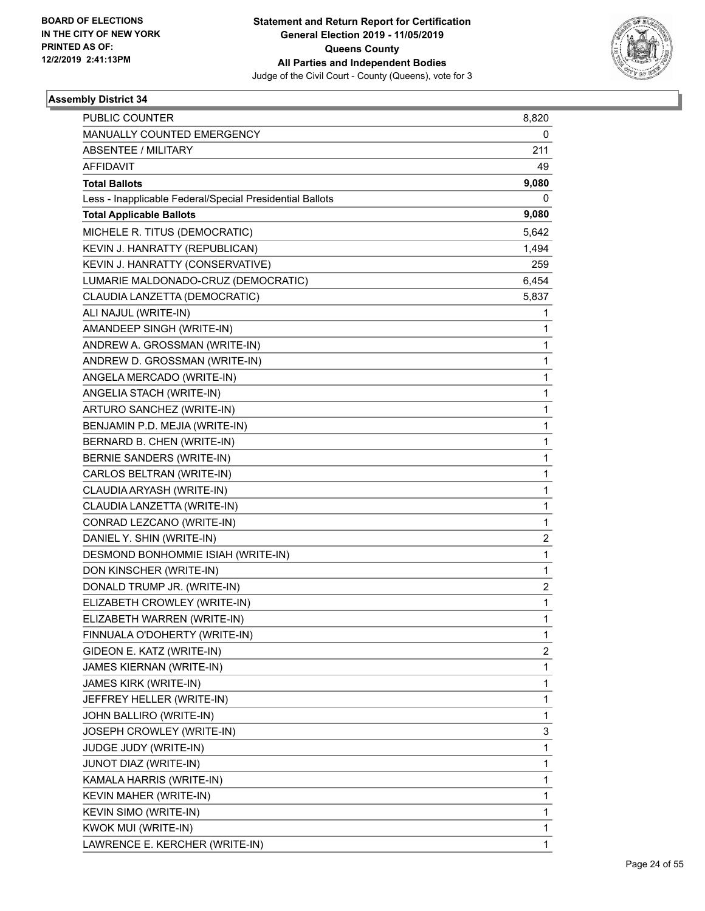BOARD OF ELECTIONS IN THE CITY OF NEW YORK PRINTED AS OF: 12/2/2019 2:41:13PM

**Statement and Return Report for Certification General Election 2019 - 11/05/2019 Queens County All Parties and Independent Bodies**

Judge of the Civil Court - County (Queens), vote for 3

## Assembly District 34

| | |
|---|---|
| PUBLIC COUNTER | 8,820 |
| MANUALLY COUNTED EMERGENCY | 0 |
| ABSENTEE / MILITARY | 211 |
| AFFIDAVIT | 49 |
| **Total Ballots** | **9,080** |
| Less - Inapplicable Federal/Special Presidential Ballots | 0 |
| **Total Applicable Ballots** | **9,080** |
| MICHELE R. TITUS (DEMOCRATIC) | 5,642 |
| KEVIN J. HANRATTY (REPUBLICAN) | 1,494 |
| KEVIN J. HANRATTY (CONSERVATIVE) | 259 |
| LUMARIE MALDONADO-CRUZ (DEMOCRATIC) | 6,454 |
| CLAUDIA LANZETTA (DEMOCRATIC) | 5,837 |
| ALI NAJUL (WRITE-IN) | 1 |
| AMANDEEP SINGH (WRITE-IN) | 1 |
| ANDREW A. GROSSMAN (WRITE-IN) | 1 |
| ANDREW D. GROSSMAN (WRITE-IN) | 1 |
| ANGELA MERCADO (WRITE-IN) | 1 |
| ANGELIA STACH (WRITE-IN) | 1 |
| ARTURO SANCHEZ (WRITE-IN) | 1 |
| BENJAMIN P.D. MEJIA (WRITE-IN) | 1 |
| BERNARD B. CHEN (WRITE-IN) | 1 |
| BERNIE SANDERS (WRITE-IN) | 1 |
| CARLOS BELTRAN (WRITE-IN) | 1 |
| CLAUDIA ARYASH (WRITE-IN) | 1 |
| CLAUDIA LANZETTA (WRITE-IN) | 1 |
| CONRAD LEZCANO (WRITE-IN) | 1 |
| DANIEL Y. SHIN (WRITE-IN) | 2 |
| DESMOND BONHOMMIE ISIAH (WRITE-IN) | 1 |
| DON KINSCHER (WRITE-IN) | 1 |
| DONALD TRUMP JR. (WRITE-IN) | 2 |
| ELIZABETH CROWLEY (WRITE-IN) | 1 |
| ELIZABETH WARREN (WRITE-IN) | 1 |
| FINNUALA O'DOHERTY (WRITE-IN) | 1 |
| GIDEON E. KATZ (WRITE-IN) | 2 |
| JAMES KIERNAN (WRITE-IN) | 1 |
| JAMES KIRK (WRITE-IN) | 1 |
| JEFFREY HELLER (WRITE-IN) | 1 |
| JOHN BALLIRO (WRITE-IN) | 1 |
| JOSEPH CROWLEY (WRITE-IN) | 3 |
| JUDGE JUDY (WRITE-IN) | 1 |
| JUNOT DIAZ (WRITE-IN) | 1 |
| KAMALA HARRIS (WRITE-IN) | 1 |
| KEVIN MAHER (WRITE-IN) | 1 |
| KEVIN SIMO (WRITE-IN) | 1 |
| KWOK MUI (WRITE-IN) | 1 |
| LAWRENCE E. KERCHER (WRITE-IN) | 1 |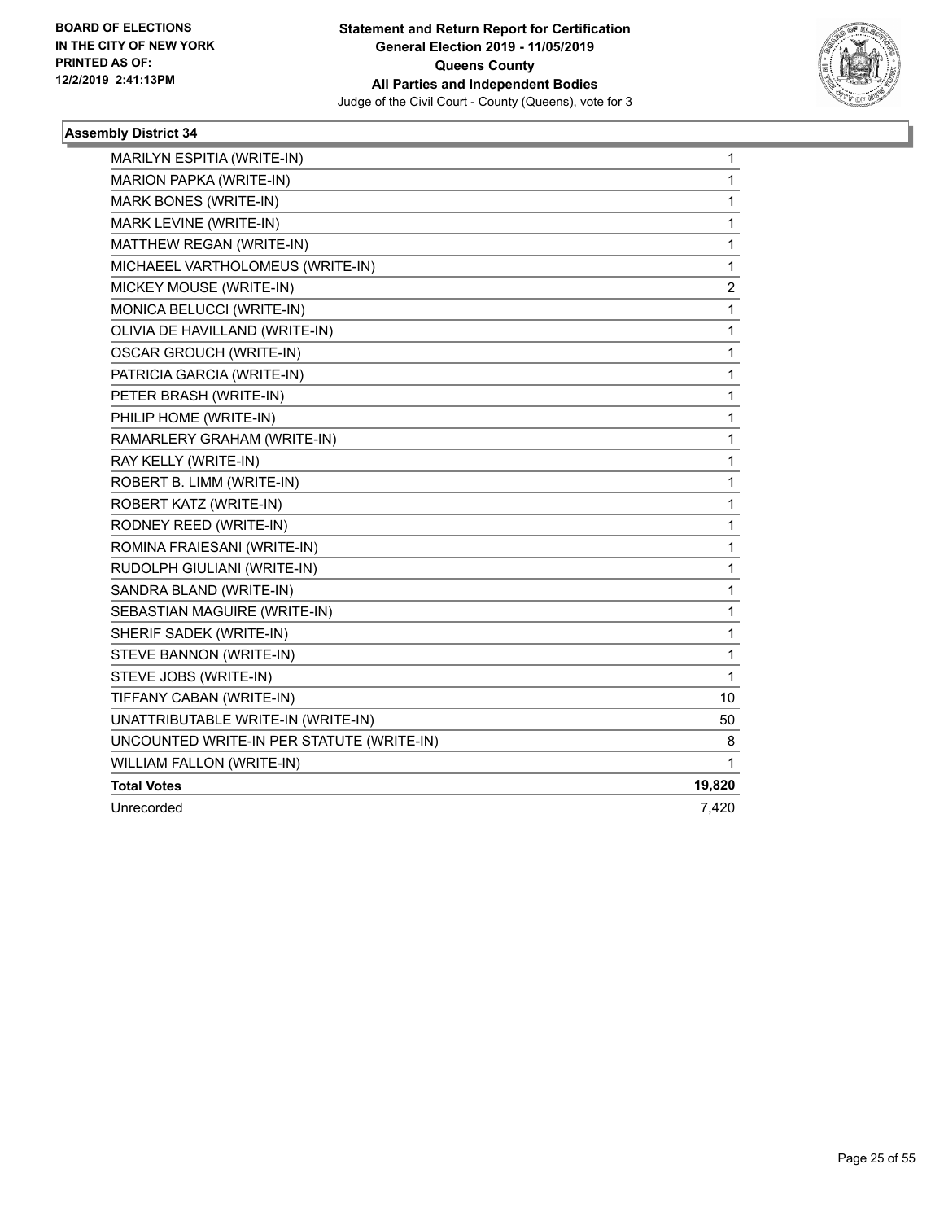**Statement and Return Report for Certification**
**General Election 2019 - 11/05/2019**
**Queens County**
**All Parties and Independent Bodies**
Judge of the Civil Court - County (Queens), vote for 3

BOARD OF ELECTIONS
IN THE CITY OF NEW YORK
PRINTED AS OF:
12/2/2019 2:41:13PM

### Assembly District 34

| | |
|---|---|
| MARILYN ESPITIA (WRITE-IN) | 1 |
| MARION PAPKA (WRITE-IN) | 1 |
| MARK BONES (WRITE-IN) | 1 |
| MARK LEVINE (WRITE-IN) | 1 |
| MATTHEW REGAN (WRITE-IN) | 1 |
| MICHAEEL VARTHOLOMEUS (WRITE-IN) | 1 |
| MICKEY MOUSE (WRITE-IN) | 2 |
| MONICA BELUCCI (WRITE-IN) | 1 |
| OLIVIA DE HAVILLAND (WRITE-IN) | 1 |
| OSCAR GROUCH (WRITE-IN) | 1 |
| PATRICIA GARCIA (WRITE-IN) | 1 |
| PETER BRASH (WRITE-IN) | 1 |
| PHILIP HOME (WRITE-IN) | 1 |
| RAMARLERY GRAHAM (WRITE-IN) | 1 |
| RAY KELLY (WRITE-IN) | 1 |
| ROBERT B. LIMM (WRITE-IN) | 1 |
| ROBERT KATZ (WRITE-IN) | 1 |
| RODNEY REED (WRITE-IN) | 1 |
| ROMINA FRAIESANI (WRITE-IN) | 1 |
| RUDOLPH GIULIANI (WRITE-IN) | 1 |
| SANDRA BLAND (WRITE-IN) | 1 |
| SEBASTIAN MAGUIRE (WRITE-IN) | 1 |
| SHERIF SADEK (WRITE-IN) | 1 |
| STEVE BANNON (WRITE-IN) | 1 |
| STEVE JOBS (WRITE-IN) | 1 |
| TIFFANY CABAN (WRITE-IN) | 10 |
| UNATTRIBUTABLE WRITE-IN (WRITE-IN) | 50 |
| UNCOUNTED WRITE-IN PER STATUTE (WRITE-IN) | 8 |
| WILLIAM FALLON (WRITE-IN) | 1 |
| **Total Votes** | **19,820** |
| Unrecorded | 7,420 |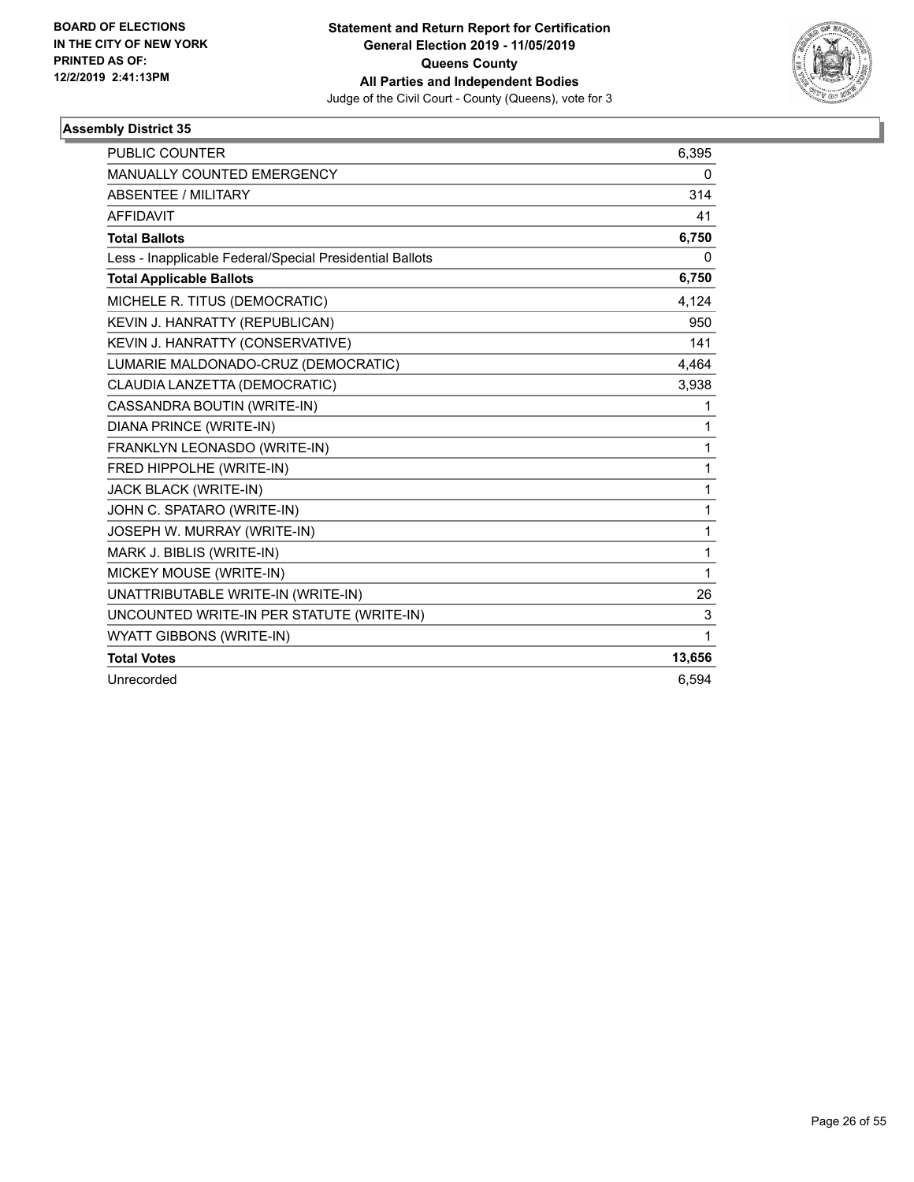BOARD OF ELECTIONS
IN THE CITY OF NEW YORK
PRINTED AS OF:
12/2/2019 2:41:13PM

**Statement and Return Report for Certification**
**General Election 2019 - 11/05/2019**
**Queens County**
**All Parties and Independent Bodies**
Judge of the Civil Court - County (Queens), vote for 3

### Assembly District 35

| | |
|---|---|
| PUBLIC COUNTER | 6,395 |
| MANUALLY COUNTED EMERGENCY | 0 |
| ABSENTEE / MILITARY | 314 |
| AFFIDAVIT | 41 |
| **Total Ballots** | **6,750** |
| Less - Inapplicable Federal/Special Presidential Ballots | 0 |
| **Total Applicable Ballots** | **6,750** |
| MICHELE R. TITUS (DEMOCRATIC) | 4,124 |
| KEVIN J. HANRATTY (REPUBLICAN) | 950 |
| KEVIN J. HANRATTY (CONSERVATIVE) | 141 |
| LUMARIE MALDONADO-CRUZ (DEMOCRATIC) | 4,464 |
| CLAUDIA LANZETTA (DEMOCRATIC) | 3,938 |
| CASSANDRA BOUTIN (WRITE-IN) | 1 |
| DIANA PRINCE (WRITE-IN) | 1 |
| FRANKLYN LEONASDO (WRITE-IN) | 1 |
| FRED HIPPOLHE (WRITE-IN) | 1 |
| JACK BLACK (WRITE-IN) | 1 |
| JOHN C. SPATARO (WRITE-IN) | 1 |
| JOSEPH W. MURRAY (WRITE-IN) | 1 |
| MARK J. BIBLIS (WRITE-IN) | 1 |
| MICKEY MOUSE (WRITE-IN) | 1 |
| UNATTRIBUTABLE WRITE-IN (WRITE-IN) | 26 |
| UNCOUNTED WRITE-IN PER STATUTE (WRITE-IN) | 3 |
| WYATT GIBBONS (WRITE-IN) | 1 |
| **Total Votes** | **13,656** |
| Unrecorded | 6,594 |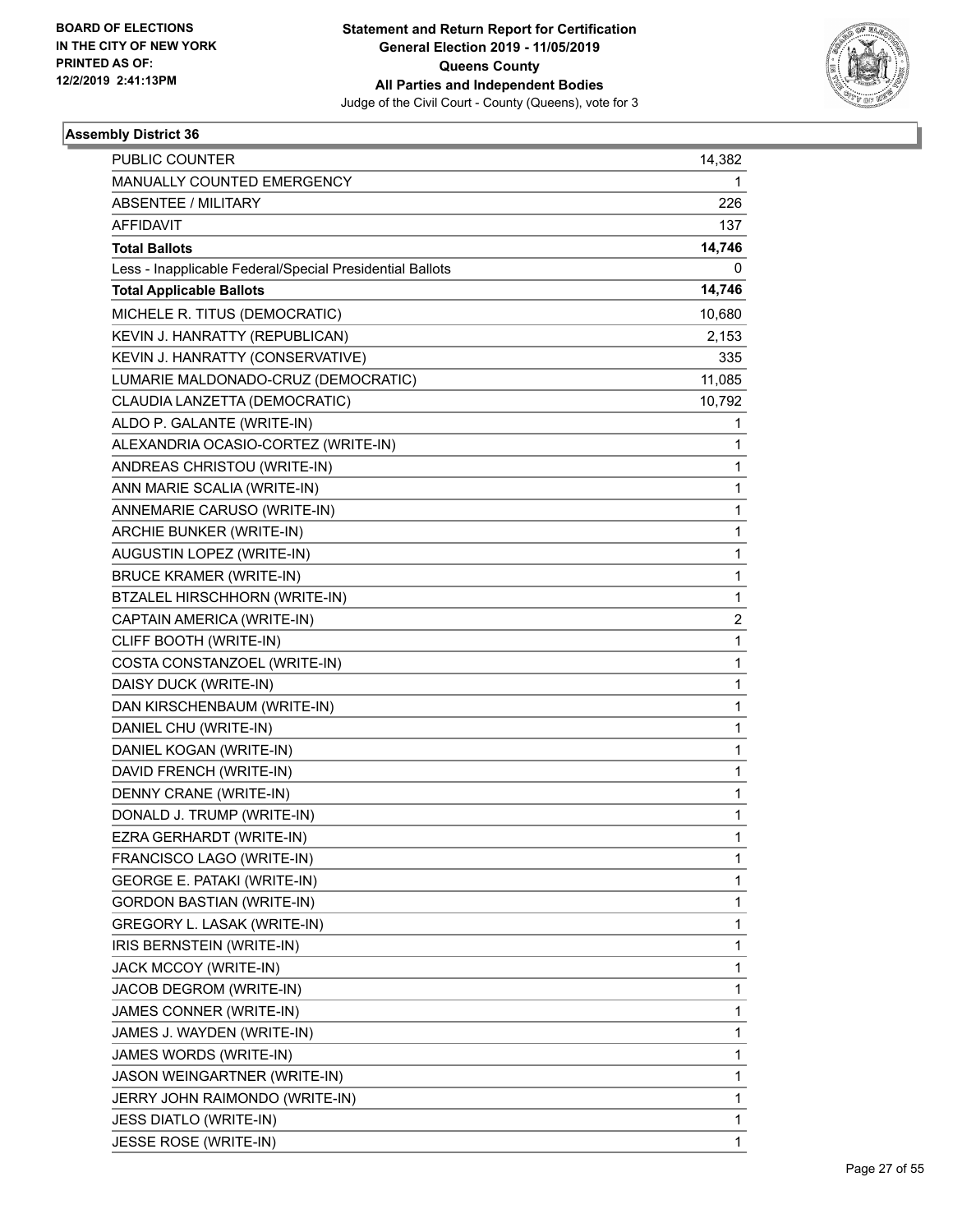BOARD OF ELECTIONS
IN THE CITY OF NEW YORK
PRINTED AS OF:
12/2/2019 2:41:13PM

**Statement and Return Report for Certification**
**General Election 2019 - 11/05/2019**
**Queens County**
**All Parties and Independent Bodies**
Judge of the Civil Court - County (Queens), vote for 3

### Assembly District 36

| | |
|---|---|
| PUBLIC COUNTER | 14,382 |
| MANUALLY COUNTED EMERGENCY | 1 |
| ABSENTEE / MILITARY | 226 |
| AFFIDAVIT | 137 |
| **Total Ballots** | **14,746** |
| Less - Inapplicable Federal/Special Presidential Ballots | 0 |
| **Total Applicable Ballots** | **14,746** |
| MICHELE R. TITUS (DEMOCRATIC) | 10,680 |
| KEVIN J. HANRATTY (REPUBLICAN) | 2,153 |
| KEVIN J. HANRATTY (CONSERVATIVE) | 335 |
| LUMARIE MALDONADO-CRUZ (DEMOCRATIC) | 11,085 |
| CLAUDIA LANZETTA (DEMOCRATIC) | 10,792 |
| ALDO P. GALANTE (WRITE-IN) | 1 |
| ALEXANDRIA OCASIO-CORTEZ (WRITE-IN) | 1 |
| ANDREAS CHRISTOU (WRITE-IN) | 1 |
| ANN MARIE SCALIA (WRITE-IN) | 1 |
| ANNEMARIE CARUSO (WRITE-IN) | 1 |
| ARCHIE BUNKER (WRITE-IN) | 1 |
| AUGUSTIN LOPEZ (WRITE-IN) | 1 |
| BRUCE KRAMER (WRITE-IN) | 1 |
| BTZALEL HIRSCHHORN (WRITE-IN) | 1 |
| CAPTAIN AMERICA (WRITE-IN) | 2 |
| CLIFF BOOTH (WRITE-IN) | 1 |
| COSTA CONSTANZOEL (WRITE-IN) | 1 |
| DAISY DUCK (WRITE-IN) | 1 |
| DAN KIRSCHENBAUM (WRITE-IN) | 1 |
| DANIEL CHU (WRITE-IN) | 1 |
| DANIEL KOGAN (WRITE-IN) | 1 |
| DAVID FRENCH (WRITE-IN) | 1 |
| DENNY CRANE (WRITE-IN) | 1 |
| DONALD J. TRUMP (WRITE-IN) | 1 |
| EZRA GERHARDT (WRITE-IN) | 1 |
| FRANCISCO LAGO (WRITE-IN) | 1 |
| GEORGE E. PATAKI (WRITE-IN) | 1 |
| GORDON BASTIAN (WRITE-IN) | 1 |
| GREGORY L. LASAK (WRITE-IN) | 1 |
| IRIS BERNSTEIN (WRITE-IN) | 1 |
| JACK MCCOY (WRITE-IN) | 1 |
| JACOB DEGROM (WRITE-IN) | 1 |
| JAMES CONNER (WRITE-IN) | 1 |
| JAMES J. WAYDEN (WRITE-IN) | 1 |
| JAMES WORDS (WRITE-IN) | 1 |
| JASON WEINGARTNER (WRITE-IN) | 1 |
| JERRY JOHN RAIMONDO (WRITE-IN) | 1 |
| JESS DIATLO (WRITE-IN) | 1 |
| JESSE ROSE (WRITE-IN) | 1 |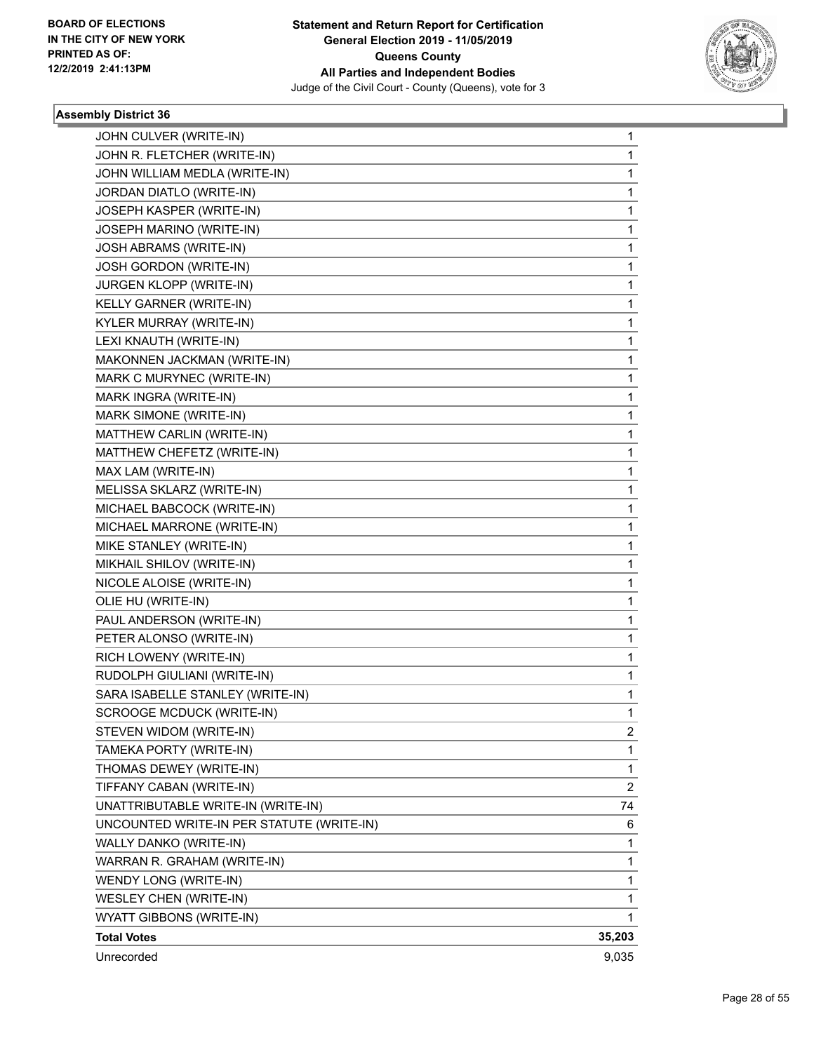**Statement and Return Report for Certification**
**General Election 2019 - 11/05/2019**
**Queens County**
**All Parties and Independent Bodies**
Judge of the Civil Court - County (Queens), vote for 3

BOARD OF ELECTIONS
IN THE CITY OF NEW YORK
PRINTED AS OF:
12/2/2019 2:41:13PM

### Assembly District 36

| | |
|---|---|
| JOHN CULVER (WRITE-IN) | 1 |
| JOHN R. FLETCHER (WRITE-IN) | 1 |
| JOHN WILLIAM MEDLA (WRITE-IN) | 1 |
| JORDAN DIATLO (WRITE-IN) | 1 |
| JOSEPH KASPER (WRITE-IN) | 1 |
| JOSEPH MARINO (WRITE-IN) | 1 |
| JOSH ABRAMS (WRITE-IN) | 1 |
| JOSH GORDON (WRITE-IN) | 1 |
| JURGEN KLOPP (WRITE-IN) | 1 |
| KELLY GARNER (WRITE-IN) | 1 |
| KYLER MURRAY (WRITE-IN) | 1 |
| LEXI KNAUTH (WRITE-IN) | 1 |
| MAKONNEN JACKMAN (WRITE-IN) | 1 |
| MARK C MURYNEC (WRITE-IN) | 1 |
| MARK INGRA (WRITE-IN) | 1 |
| MARK SIMONE (WRITE-IN) | 1 |
| MATTHEW CARLIN (WRITE-IN) | 1 |
| MATTHEW CHEFETZ (WRITE-IN) | 1 |
| MAX LAM (WRITE-IN) | 1 |
| MELISSA SKLARZ (WRITE-IN) | 1 |
| MICHAEL BABCOCK (WRITE-IN) | 1 |
| MICHAEL MARRONE (WRITE-IN) | 1 |
| MIKE STANLEY (WRITE-IN) | 1 |
| MIKHAIL SHILOV (WRITE-IN) | 1 |
| NICOLE ALOISE (WRITE-IN) | 1 |
| OLIE HU (WRITE-IN) | 1 |
| PAUL ANDERSON (WRITE-IN) | 1 |
| PETER ALONSO (WRITE-IN) | 1 |
| RICH LOWENY (WRITE-IN) | 1 |
| RUDOLPH GIULIANI (WRITE-IN) | 1 |
| SARA ISABELLE STANLEY (WRITE-IN) | 1 |
| SCROOGE MCDUCK (WRITE-IN) | 1 |
| STEVEN WIDOM (WRITE-IN) | 2 |
| TAMEKA PORTY (WRITE-IN) | 1 |
| THOMAS DEWEY (WRITE-IN) | 1 |
| TIFFANY CABAN (WRITE-IN) | 2 |
| UNATTRIBUTABLE WRITE-IN (WRITE-IN) | 74 |
| UNCOUNTED WRITE-IN PER STATUTE (WRITE-IN) | 6 |
| WALLY DANKO (WRITE-IN) | 1 |
| WARRAN R. GRAHAM (WRITE-IN) | 1 |
| WENDY LONG (WRITE-IN) | 1 |
| WESLEY CHEN (WRITE-IN) | 1 |
| WYATT GIBBONS (WRITE-IN) | 1 |
| **Total Votes** | **35,203** |
| Unrecorded | 9,035 |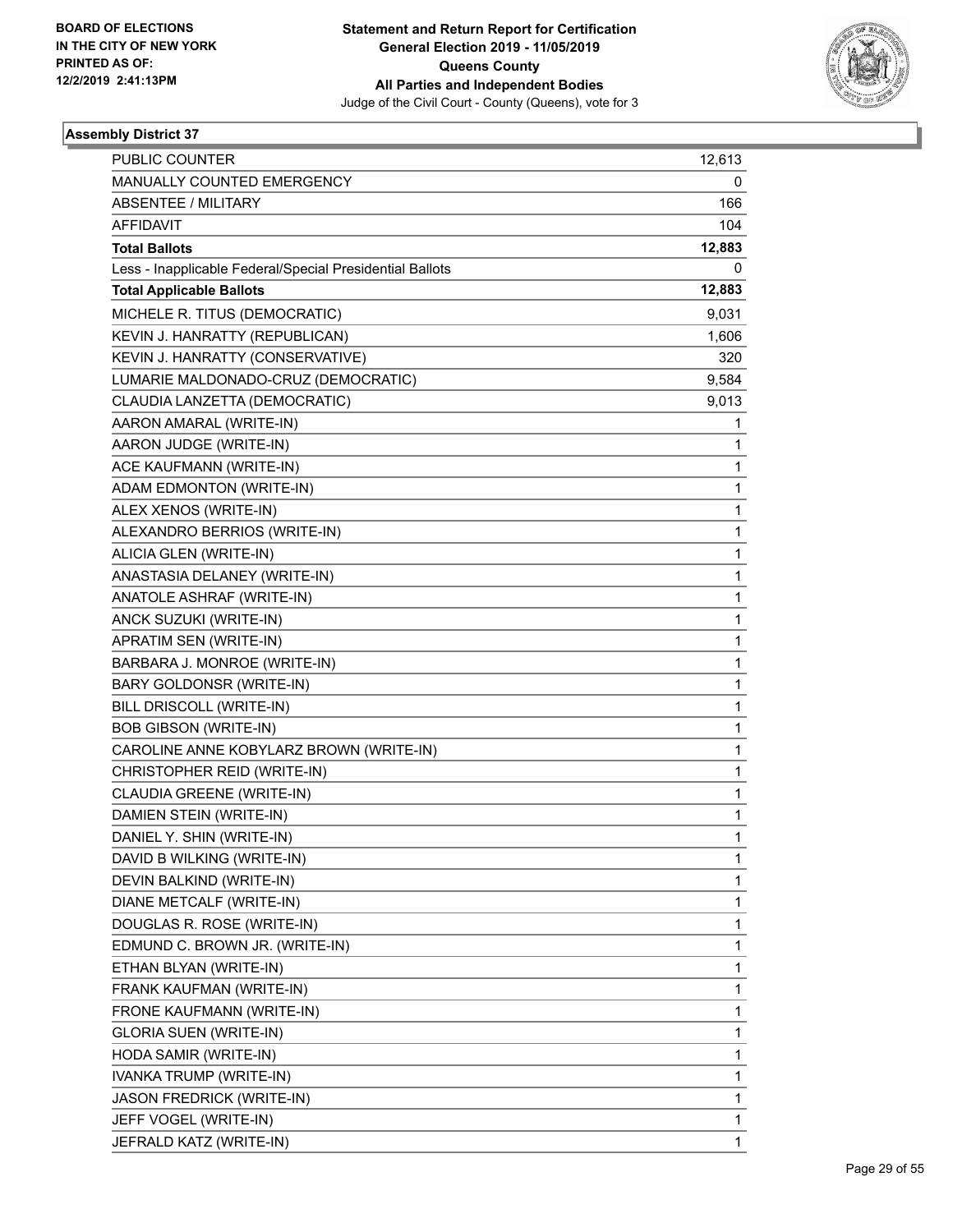BOARD OF ELECTIONS
IN THE CITY OF NEW YORK
PRINTED AS OF:
12/2/2019 2:41:13PM

**Statement and Return Report for Certification**
**General Election 2019 - 11/05/2019**
**Queens County**
**All Parties and Independent Bodies**
Judge of the Civil Court - County (Queens), vote for 3

### Assembly District 37

| | |
|---|---|
| PUBLIC COUNTER | 12,613 |
| MANUALLY COUNTED EMERGENCY | 0 |
| ABSENTEE / MILITARY | 166 |
| AFFIDAVIT | 104 |
| **Total Ballots** | **12,883** |
| Less - Inapplicable Federal/Special Presidential Ballots | 0 |
| **Total Applicable Ballots** | **12,883** |
| MICHELE R. TITUS (DEMOCRATIC) | 9,031 |
| KEVIN J. HANRATTY (REPUBLICAN) | 1,606 |
| KEVIN J. HANRATTY (CONSERVATIVE) | 320 |
| LUMARIE MALDONADO-CRUZ (DEMOCRATIC) | 9,584 |
| CLAUDIA LANZETTA (DEMOCRATIC) | 9,013 |
| AARON AMARAL (WRITE-IN) | 1 |
| AARON JUDGE (WRITE-IN) | 1 |
| ACE KAUFMANN (WRITE-IN) | 1 |
| ADAM EDMONTON (WRITE-IN) | 1 |
| ALEX XENOS (WRITE-IN) | 1 |
| ALEXANDRO BERRIOS (WRITE-IN) | 1 |
| ALICIA GLEN (WRITE-IN) | 1 |
| ANASTASIA DELANEY (WRITE-IN) | 1 |
| ANATOLE ASHRAF (WRITE-IN) | 1 |
| ANCK SUZUKI (WRITE-IN) | 1 |
| APRATIM SEN (WRITE-IN) | 1 |
| BARBARA J. MONROE (WRITE-IN) | 1 |
| BARY GOLDONSR (WRITE-IN) | 1 |
| BILL DRISCOLL (WRITE-IN) | 1 |
| BOB GIBSON (WRITE-IN) | 1 |
| CAROLINE ANNE KOBYLARZ BROWN (WRITE-IN) | 1 |
| CHRISTOPHER REID (WRITE-IN) | 1 |
| CLAUDIA GREENE (WRITE-IN) | 1 |
| DAMIEN STEIN (WRITE-IN) | 1 |
| DANIEL Y. SHIN (WRITE-IN) | 1 |
| DAVID B WILKING (WRITE-IN) | 1 |
| DEVIN BALKIND (WRITE-IN) | 1 |
| DIANE METCALF (WRITE-IN) | 1 |
| DOUGLAS R. ROSE (WRITE-IN) | 1 |
| EDMUND C. BROWN JR. (WRITE-IN) | 1 |
| ETHAN BLYAN (WRITE-IN) | 1 |
| FRANK KAUFMAN (WRITE-IN) | 1 |
| FRONE KAUFMANN (WRITE-IN) | 1 |
| GLORIA SUEN (WRITE-IN) | 1 |
| HODA SAMIR (WRITE-IN) | 1 |
| IVANKA TRUMP (WRITE-IN) | 1 |
| JASON FREDRICK (WRITE-IN) | 1 |
| JEFF VOGEL (WRITE-IN) | 1 |
| JEFRALD KATZ (WRITE-IN) | 1 |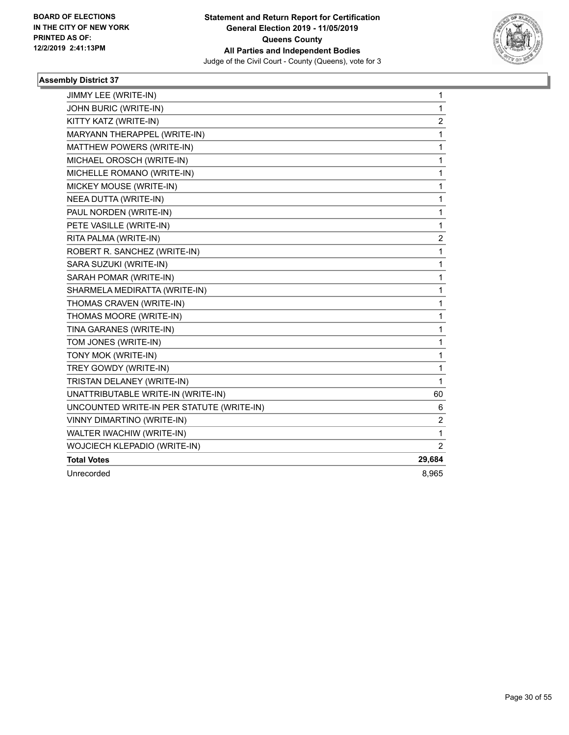BOARD OF ELECTIONS
IN THE CITY OF NEW YORK
PRINTED AS OF:
12/2/2019 2:41:13PM

**Statement and Return Report for Certification**
**General Election 2019 - 11/05/2019**
**Queens County**
**All Parties and Independent Bodies**
Judge of the Civil Court - County (Queens), vote for 3

### Assembly District 37

| | |
|---|---|
| JIMMY LEE (WRITE-IN) | 1 |
| JOHN BURIC (WRITE-IN) | 1 |
| KITTY KATZ (WRITE-IN) | 2 |
| MARYANN THERAPPEL (WRITE-IN) | 1 |
| MATTHEW POWERS (WRITE-IN) | 1 |
| MICHAEL OROSCH (WRITE-IN) | 1 |
| MICHELLE ROMANO (WRITE-IN) | 1 |
| MICKEY MOUSE (WRITE-IN) | 1 |
| NEEA DUTTA (WRITE-IN) | 1 |
| PAUL NORDEN (WRITE-IN) | 1 |
| PETE VASILLE (WRITE-IN) | 1 |
| RITA PALMA (WRITE-IN) | 2 |
| ROBERT R. SANCHEZ (WRITE-IN) | 1 |
| SARA SUZUKI (WRITE-IN) | 1 |
| SARAH POMAR (WRITE-IN) | 1 |
| SHARMELA MEDIRATTA (WRITE-IN) | 1 |
| THOMAS CRAVEN (WRITE-IN) | 1 |
| THOMAS MOORE (WRITE-IN) | 1 |
| TINA GARANES (WRITE-IN) | 1 |
| TOM JONES (WRITE-IN) | 1 |
| TONY MOK (WRITE-IN) | 1 |
| TREY GOWDY (WRITE-IN) | 1 |
| TRISTAN DELANEY (WRITE-IN) | 1 |
| UNATTRIBUTABLE WRITE-IN (WRITE-IN) | 60 |
| UNCOUNTED WRITE-IN PER STATUTE (WRITE-IN) | 6 |
| VINNY DIMARTINO (WRITE-IN) | 2 |
| WALTER IWACHIW (WRITE-IN) | 1 |
| WOJCIECH KLEPADIO (WRITE-IN) | 2 |
| **Total Votes** | **29,684** |
| Unrecorded | 8,965 |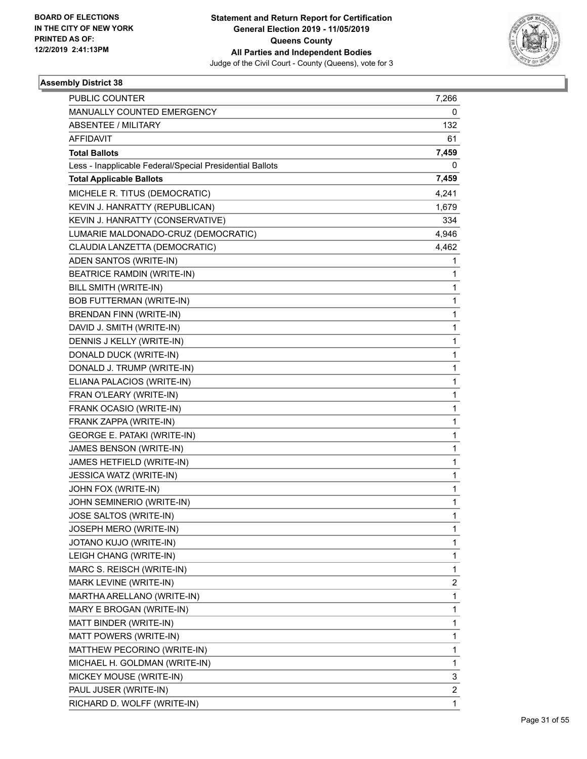BOARD OF ELECTIONS
IN THE CITY OF NEW YORK
PRINTED AS OF:
12/2/2019 2:41:13PM

**Statement and Return Report for Certification**
**General Election 2019 - 11/05/2019**
**Queens County**
**All Parties and Independent Bodies**
Judge of the Civil Court - County (Queens), vote for 3

### Assembly District 38

| | |
|---|---|
| PUBLIC COUNTER | 7,266 |
| MANUALLY COUNTED EMERGENCY | 0 |
| ABSENTEE / MILITARY | 132 |
| AFFIDAVIT | 61 |
| **Total Ballots** | **7,459** |
| Less - Inapplicable Federal/Special Presidential Ballots | 0 |
| **Total Applicable Ballots** | **7,459** |
| MICHELE R. TITUS (DEMOCRATIC) | 4,241 |
| KEVIN J. HANRATTY (REPUBLICAN) | 1,679 |
| KEVIN J. HANRATTY (CONSERVATIVE) | 334 |
| LUMARIE MALDONADO-CRUZ (DEMOCRATIC) | 4,946 |
| CLAUDIA LANZETTA (DEMOCRATIC) | 4,462 |
| ADEN SANTOS (WRITE-IN) | 1 |
| BEATRICE RAMDIN (WRITE-IN) | 1 |
| BILL SMITH (WRITE-IN) | 1 |
| BOB FUTTERMAN (WRITE-IN) | 1 |
| BRENDAN FINN (WRITE-IN) | 1 |
| DAVID J. SMITH (WRITE-IN) | 1 |
| DENNIS J KELLY (WRITE-IN) | 1 |
| DONALD DUCK (WRITE-IN) | 1 |
| DONALD J. TRUMP (WRITE-IN) | 1 |
| ELIANA PALACIOS (WRITE-IN) | 1 |
| FRAN O'LEARY (WRITE-IN) | 1 |
| FRANK OCASIO (WRITE-IN) | 1 |
| FRANK ZAPPA (WRITE-IN) | 1 |
| GEORGE E. PATAKI (WRITE-IN) | 1 |
| JAMES BENSON (WRITE-IN) | 1 |
| JAMES HETFIELD (WRITE-IN) | 1 |
| JESSICA WATZ (WRITE-IN) | 1 |
| JOHN FOX (WRITE-IN) | 1 |
| JOHN SEMINERIO (WRITE-IN) | 1 |
| JOSE SALTOS (WRITE-IN) | 1 |
| JOSEPH MERO (WRITE-IN) | 1 |
| JOTANO KUJO (WRITE-IN) | 1 |
| LEIGH CHANG (WRITE-IN) | 1 |
| MARC S. REISCH (WRITE-IN) | 1 |
| MARK LEVINE (WRITE-IN) | 2 |
| MARTHA ARELLANO (WRITE-IN) | 1 |
| MARY E BROGAN (WRITE-IN) | 1 |
| MATT BINDER (WRITE-IN) | 1 |
| MATT POWERS (WRITE-IN) | 1 |
| MATTHEW PECORINO (WRITE-IN) | 1 |
| MICHAEL H. GOLDMAN (WRITE-IN) | 1 |
| MICKEY MOUSE (WRITE-IN) | 3 |
| PAUL JUSER (WRITE-IN) | 2 |
| RICHARD D. WOLFF (WRITE-IN) | 1 |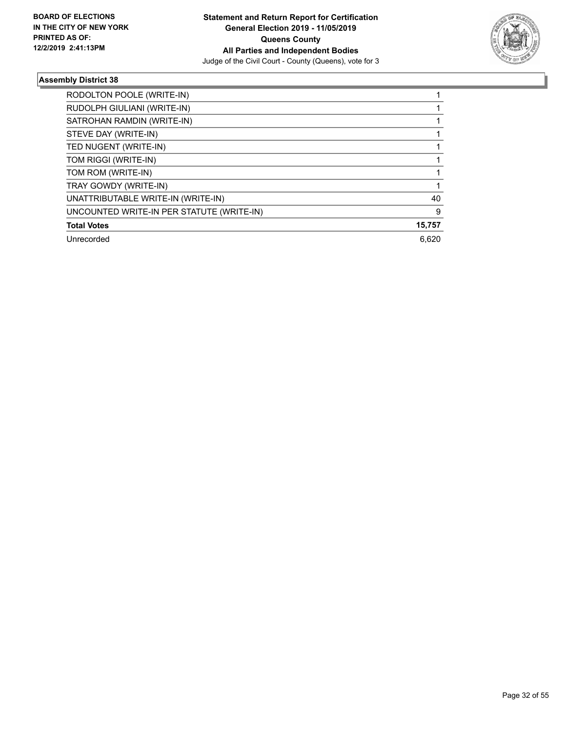**BOARD OF ELECTIONS IN THE CITY OF NEW YORK PRINTED AS OF: 12/2/2019 2:41:13PM**

**Statement and Return Report for Certification General Election 2019 - 11/05/2019 Queens County All Parties and Independent Bodies**
Judge of the Civil Court - County (Queens), vote for 3

### Assembly District 38

| | |
|---|---|
| RODOLTON POOLE (WRITE-IN) | 1 |
| RUDOLPH GIULIANI (WRITE-IN) | 1 |
| SATROHAN RAMDIN (WRITE-IN) | 1 |
| STEVE DAY (WRITE-IN) | 1 |
| TED NUGENT (WRITE-IN) | 1 |
| TOM RIGGI (WRITE-IN) | 1 |
| TOM ROM (WRITE-IN) | 1 |
| TRAY GOWDY (WRITE-IN) | 1 |
| UNATTRIBUTABLE WRITE-IN (WRITE-IN) | 40 |
| UNCOUNTED WRITE-IN PER STATUTE (WRITE-IN) | 9 |
| **Total Votes** | **15,757** |
| Unrecorded | 6,620 |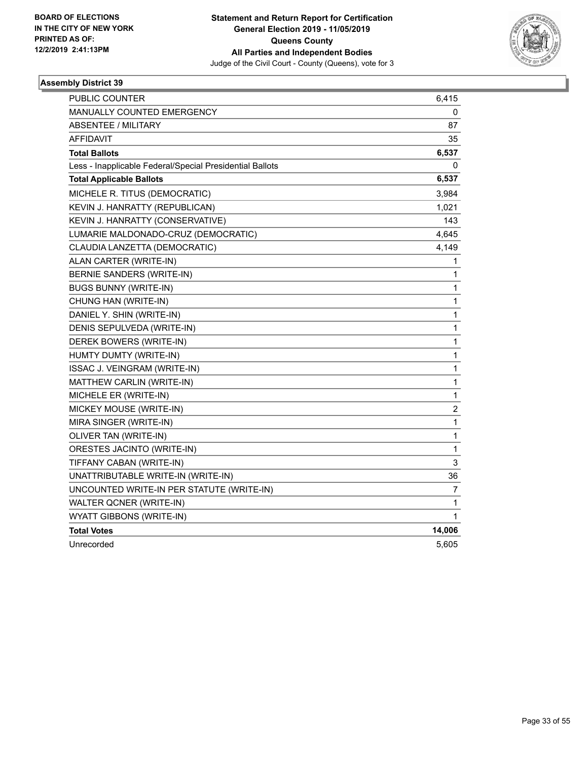BOARD OF ELECTIONS
IN THE CITY OF NEW YORK
PRINTED AS OF:
12/2/2019 2:41:13PM

**Statement and Return Report for Certification**
**General Election 2019 - 11/05/2019**
**Queens County**
**All Parties and Independent Bodies**
Judge of the Civil Court - County (Queens), vote for 3

### Assembly District 39

| | |
|---|---|
| PUBLIC COUNTER | 6,415 |
| MANUALLY COUNTED EMERGENCY | 0 |
| ABSENTEE / MILITARY | 87 |
| AFFIDAVIT | 35 |
| **Total Ballots** | **6,537** |
| Less - Inapplicable Federal/Special Presidential Ballots | 0 |
| **Total Applicable Ballots** | **6,537** |
| MICHELE R. TITUS (DEMOCRATIC) | 3,984 |
| KEVIN J. HANRATTY (REPUBLICAN) | 1,021 |
| KEVIN J. HANRATTY (CONSERVATIVE) | 143 |
| LUMARIE MALDONADO-CRUZ (DEMOCRATIC) | 4,645 |
| CLAUDIA LANZETTA (DEMOCRATIC) | 4,149 |
| ALAN CARTER (WRITE-IN) | 1 |
| BERNIE SANDERS (WRITE-IN) | 1 |
| BUGS BUNNY (WRITE-IN) | 1 |
| CHUNG HAN (WRITE-IN) | 1 |
| DANIEL Y. SHIN (WRITE-IN) | 1 |
| DENIS SEPULVEDA (WRITE-IN) | 1 |
| DEREK BOWERS (WRITE-IN) | 1 |
| HUMTY DUMTY (WRITE-IN) | 1 |
| ISSAC J. VEINGRAM (WRITE-IN) | 1 |
| MATTHEW CARLIN (WRITE-IN) | 1 |
| MICHELE ER (WRITE-IN) | 1 |
| MICKEY MOUSE (WRITE-IN) | 2 |
| MIRA SINGER (WRITE-IN) | 1 |
| OLIVER TAN (WRITE-IN) | 1 |
| ORESTES JACINTO (WRITE-IN) | 1 |
| TIFFANY CABAN (WRITE-IN) | 3 |
| UNATTRIBUTABLE WRITE-IN (WRITE-IN) | 36 |
| UNCOUNTED WRITE-IN PER STATUTE (WRITE-IN) | 7 |
| WALTER QCNER (WRITE-IN) | 1 |
| WYATT GIBBONS (WRITE-IN) | 1 |
| **Total Votes** | **14,006** |
| Unrecorded | 5,605 |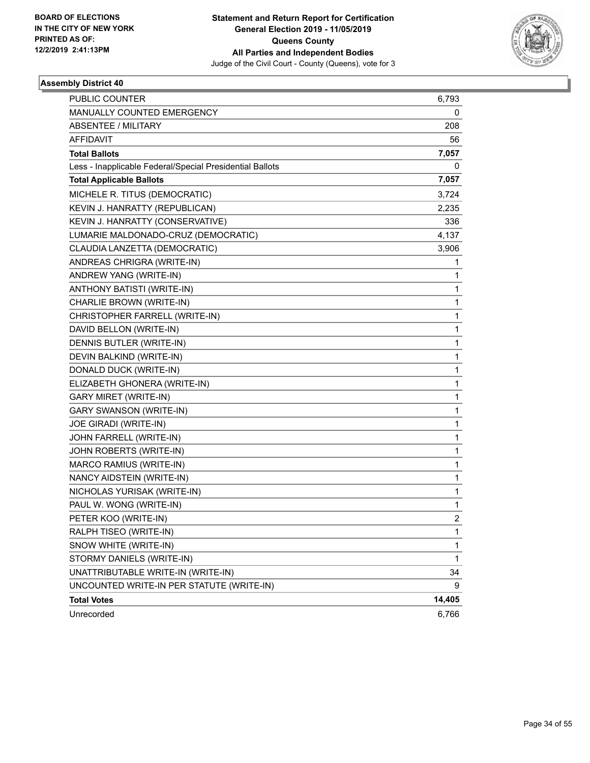BOARD OF ELECTIONS
IN THE CITY OF NEW YORK
PRINTED AS OF:
12/2/2019 2:41:13PM

**Statement and Return Report for Certification**
**General Election 2019 - 11/05/2019**
**Queens County**
**All Parties and Independent Bodies**
Judge of the Civil Court - County (Queens), vote for 3

### Assembly District 40

| | |
|---|---|
| PUBLIC COUNTER | 6,793 |
| MANUALLY COUNTED EMERGENCY | 0 |
| ABSENTEE / MILITARY | 208 |
| AFFIDAVIT | 56 |
| **Total Ballots** | **7,057** |
| Less - Inapplicable Federal/Special Presidential Ballots | 0 |
| **Total Applicable Ballots** | **7,057** |
| MICHELE R. TITUS (DEMOCRATIC) | 3,724 |
| KEVIN J. HANRATTY (REPUBLICAN) | 2,235 |
| KEVIN J. HANRATTY (CONSERVATIVE) | 336 |
| LUMARIE MALDONADO-CRUZ (DEMOCRATIC) | 4,137 |
| CLAUDIA LANZETTA (DEMOCRATIC) | 3,906 |
| ANDREAS CHRIGRA (WRITE-IN) | 1 |
| ANDREW YANG (WRITE-IN) | 1 |
| ANTHONY BATISTI (WRITE-IN) | 1 |
| CHARLIE BROWN (WRITE-IN) | 1 |
| CHRISTOPHER FARRELL (WRITE-IN) | 1 |
| DAVID BELLON (WRITE-IN) | 1 |
| DENNIS BUTLER (WRITE-IN) | 1 |
| DEVIN BALKIND (WRITE-IN) | 1 |
| DONALD DUCK (WRITE-IN) | 1 |
| ELIZABETH GHONERA (WRITE-IN) | 1 |
| GARY MIRET (WRITE-IN) | 1 |
| GARY SWANSON (WRITE-IN) | 1 |
| JOE GIRADI (WRITE-IN) | 1 |
| JOHN FARRELL (WRITE-IN) | 1 |
| JOHN ROBERTS (WRITE-IN) | 1 |
| MARCO RAMIUS (WRITE-IN) | 1 |
| NANCY AIDSTEIN (WRITE-IN) | 1 |
| NICHOLAS YURISAK (WRITE-IN) | 1 |
| PAUL W. WONG (WRITE-IN) | 1 |
| PETER KOO (WRITE-IN) | 2 |
| RALPH TISEO (WRITE-IN) | 1 |
| SNOW WHITE (WRITE-IN) | 1 |
| STORMY DANIELS (WRITE-IN) | 1 |
| UNATTRIBUTABLE WRITE-IN (WRITE-IN) | 34 |
| UNCOUNTED WRITE-IN PER STATUTE (WRITE-IN) | 9 |
| **Total Votes** | **14,405** |
| Unrecorded | 6,766 |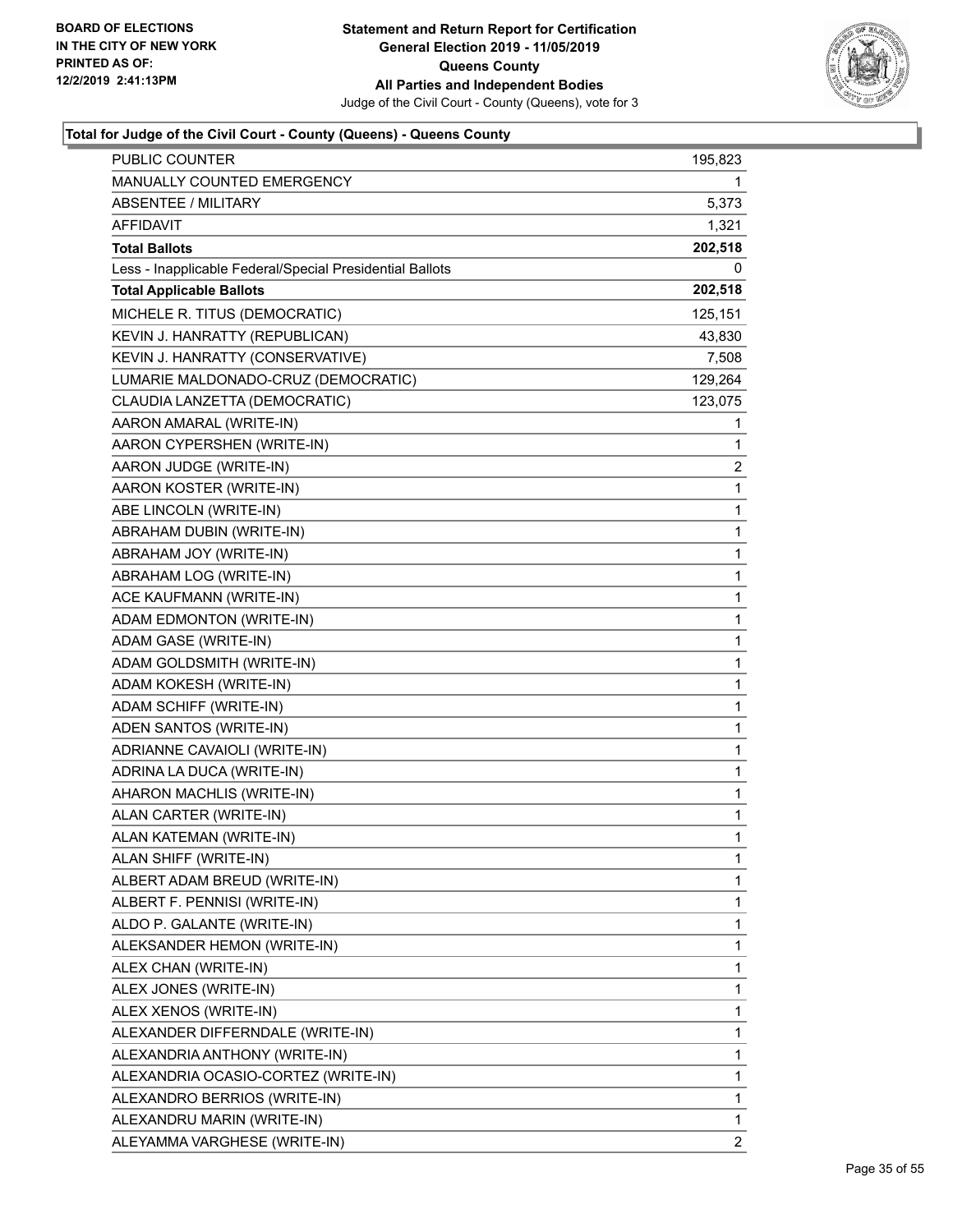### Total for Judge of the Civil Court - County (Queens) - Queens County

| | |
|---|---|
| PUBLIC COUNTER | 195,823 |
| MANUALLY COUNTED EMERGENCY | 1 |
| ABSENTEE / MILITARY | 5,373 |
| AFFIDAVIT | 1,321 |
| **Total Ballots** | **202,518** |
| Less - Inapplicable Federal/Special Presidential Ballots | 0 |
| **Total Applicable Ballots** | **202,518** |
| MICHELE R. TITUS (DEMOCRATIC) | 125,151 |
| KEVIN J. HANRATTY (REPUBLICAN) | 43,830 |
| KEVIN J. HANRATTY (CONSERVATIVE) | 7,508 |
| LUMARIE MALDONADO-CRUZ (DEMOCRATIC) | 129,264 |
| CLAUDIA LANZETTA (DEMOCRATIC) | 123,075 |
| AARON AMARAL (WRITE-IN) | 1 |
| AARON CYPERSHEN (WRITE-IN) | 1 |
| AARON JUDGE (WRITE-IN) | 2 |
| AARON KOSTER (WRITE-IN) | 1 |
| ABE LINCOLN (WRITE-IN) | 1 |
| ABRAHAM DUBIN (WRITE-IN) | 1 |
| ABRAHAM JOY (WRITE-IN) | 1 |
| ABRAHAM LOG (WRITE-IN) | 1 |
| ACE KAUFMANN (WRITE-IN) | 1 |
| ADAM EDMONTON (WRITE-IN) | 1 |
| ADAM GASE (WRITE-IN) | 1 |
| ADAM GOLDSMITH (WRITE-IN) | 1 |
| ADAM KOKESH (WRITE-IN) | 1 |
| ADAM SCHIFF (WRITE-IN) | 1 |
| ADEN SANTOS (WRITE-IN) | 1 |
| ADRIANNE CAVAIOLI (WRITE-IN) | 1 |
| ADRINA LA DUCA (WRITE-IN) | 1 |
| AHARON MACHLIS (WRITE-IN) | 1 |
| ALAN CARTER (WRITE-IN) | 1 |
| ALAN KATEMAN (WRITE-IN) | 1 |
| ALAN SHIFF (WRITE-IN) | 1 |
| ALBERT ADAM BREUD (WRITE-IN) | 1 |
| ALBERT F. PENNISI (WRITE-IN) | 1 |
| ALDO P. GALANTE (WRITE-IN) | 1 |
| ALEKSANDER HEMON (WRITE-IN) | 1 |
| ALEX CHAN (WRITE-IN) | 1 |
| ALEX JONES (WRITE-IN) | 1 |
| ALEX XENOS (WRITE-IN) | 1 |
| ALEXANDER DIFFERNDALE (WRITE-IN) | 1 |
| ALEXANDRIA ANTHONY (WRITE-IN) | 1 |
| ALEXANDRIA OCASIO-CORTEZ (WRITE-IN) | 1 |
| ALEXANDRO BERRIOS (WRITE-IN) | 1 |
| ALEXANDRU MARIN (WRITE-IN) | 1 |
| ALEYAMMA VARGHESE (WRITE-IN) | 2 |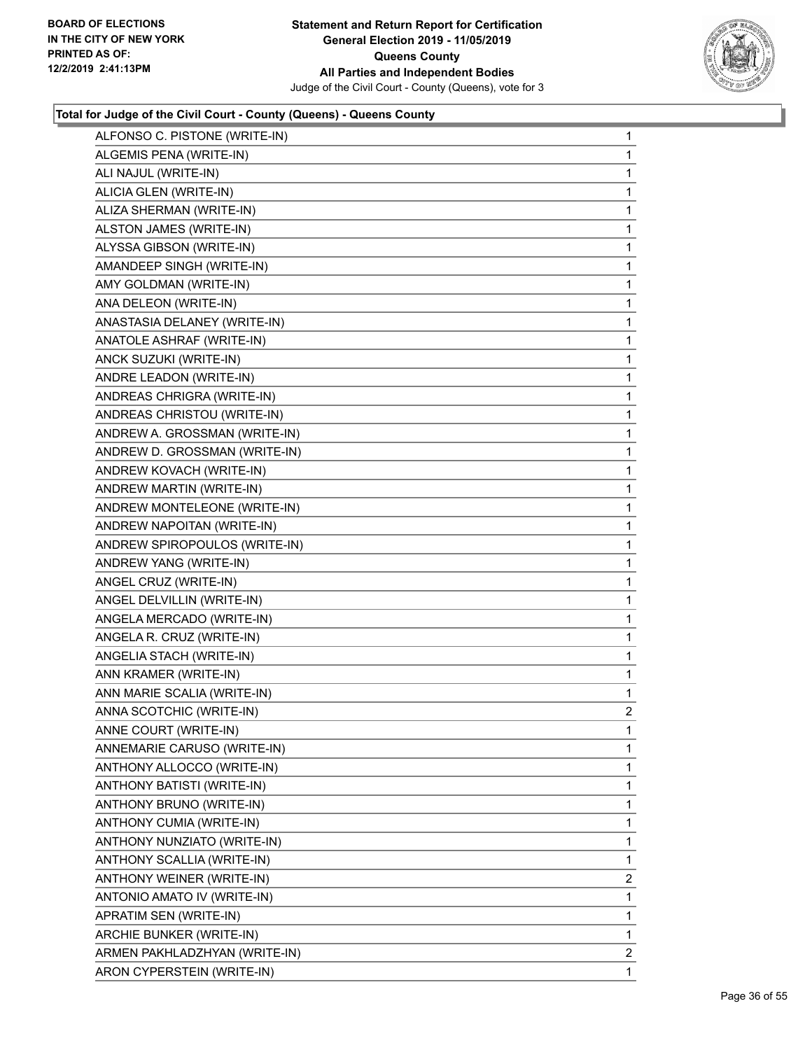**BOARD OF ELECTIONS IN THE CITY OF NEW YORK PRINTED AS OF: 12/2/2019 2:41:13PM**

**Statement and Return Report for Certification General Election 2019 - 11/05/2019 Queens County All Parties and Independent Bodies**

Judge of the Civil Court - County (Queens), vote for 3

### Total for Judge of the Civil Court - County (Queens) - Queens County

| | |
|---|---|
| ALFONSO C. PISTONE (WRITE-IN) | 1 |
| ALGEMIS PENA (WRITE-IN) | 1 |
| ALI NAJUL (WRITE-IN) | 1 |
| ALICIA GLEN (WRITE-IN) | 1 |
| ALIZA SHERMAN (WRITE-IN) | 1 |
| ALSTON JAMES (WRITE-IN) | 1 |
| ALYSSA GIBSON (WRITE-IN) | 1 |
| AMANDEEP SINGH (WRITE-IN) | 1 |
| AMY GOLDMAN (WRITE-IN) | 1 |
| ANA DELEON (WRITE-IN) | 1 |
| ANASTASIA DELANEY (WRITE-IN) | 1 |
| ANATOLE ASHRAF (WRITE-IN) | 1 |
| ANCK SUZUKI (WRITE-IN) | 1 |
| ANDRE LEADON (WRITE-IN) | 1 |
| ANDREAS CHRIGRA (WRITE-IN) | 1 |
| ANDREAS CHRISTOU (WRITE-IN) | 1 |
| ANDREW A. GROSSMAN (WRITE-IN) | 1 |
| ANDREW D. GROSSMAN (WRITE-IN) | 1 |
| ANDREW KOVACH (WRITE-IN) | 1 |
| ANDREW MARTIN (WRITE-IN) | 1 |
| ANDREW MONTELEONE (WRITE-IN) | 1 |
| ANDREW NAPOITAN (WRITE-IN) | 1 |
| ANDREW SPIROPOULOS (WRITE-IN) | 1 |
| ANDREW YANG (WRITE-IN) | 1 |
| ANGEL CRUZ (WRITE-IN) | 1 |
| ANGEL DELVILLIN (WRITE-IN) | 1 |
| ANGELA MERCADO (WRITE-IN) | 1 |
| ANGELA R. CRUZ (WRITE-IN) | 1 |
| ANGELIA STACH (WRITE-IN) | 1 |
| ANN KRAMER (WRITE-IN) | 1 |
| ANN MARIE SCALIA (WRITE-IN) | 1 |
| ANNA SCOTCHIC (WRITE-IN) | 2 |
| ANNE COURT (WRITE-IN) | 1 |
| ANNEMARIE CARUSO (WRITE-IN) | 1 |
| ANTHONY ALLOCCO (WRITE-IN) | 1 |
| ANTHONY BATISTI (WRITE-IN) | 1 |
| ANTHONY BRUNO (WRITE-IN) | 1 |
| ANTHONY CUMIA (WRITE-IN) | 1 |
| ANTHONY NUNZIATO (WRITE-IN) | 1 |
| ANTHONY SCALLIA (WRITE-IN) | 1 |
| ANTHONY WEINER (WRITE-IN) | 2 |
| ANTONIO AMATO IV (WRITE-IN) | 1 |
| APRATIM SEN (WRITE-IN) | 1 |
| ARCHIE BUNKER (WRITE-IN) | 1 |
| ARMEN PAKHLADZHYAN (WRITE-IN) | 2 |
| ARON CYPERSTEIN (WRITE-IN) | 1 |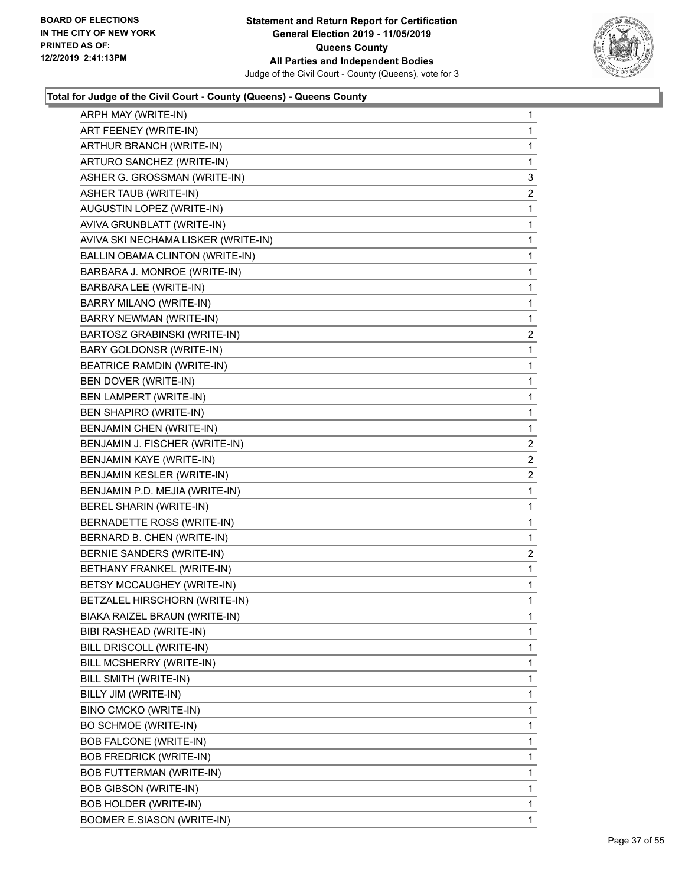**Statement and Return Report for Certification**
**General Election 2019 - 11/05/2019**
**Queens County**
**All Parties and Independent Bodies**
Judge of the Civil Court - County (Queens), vote for 3

BOARD OF ELECTIONS
IN THE CITY OF NEW YORK
PRINTED AS OF:
12/2/2019 2:41:13PM

### Total for Judge of the Civil Court - County (Queens) - Queens County

| | |
|---|---|
| ARPH MAY (WRITE-IN) | 1 |
| ART FEENEY (WRITE-IN) | 1 |
| ARTHUR BRANCH (WRITE-IN) | 1 |
| ARTURO SANCHEZ (WRITE-IN) | 1 |
| ASHER G. GROSSMAN (WRITE-IN) | 3 |
| ASHER TAUB (WRITE-IN) | 2 |
| AUGUSTIN LOPEZ (WRITE-IN) | 1 |
| AVIVA GRUNBLATT (WRITE-IN) | 1 |
| AVIVA SKI NECHAMA LISKER (WRITE-IN) | 1 |
| BALLIN OBAMA CLINTON (WRITE-IN) | 1 |
| BARBARA J. MONROE (WRITE-IN) | 1 |
| BARBARA LEE (WRITE-IN) | 1 |
| BARRY MILANO (WRITE-IN) | 1 |
| BARRY NEWMAN (WRITE-IN) | 1 |
| BARTOSZ GRABINSKI (WRITE-IN) | 2 |
| BARY GOLDONSR (WRITE-IN) | 1 |
| BEATRICE RAMDIN (WRITE-IN) | 1 |
| BEN DOVER (WRITE-IN) | 1 |
| BEN LAMPERT (WRITE-IN) | 1 |
| BEN SHAPIRO (WRITE-IN) | 1 |
| BENJAMIN CHEN (WRITE-IN) | 1 |
| BENJAMIN J. FISCHER (WRITE-IN) | 2 |
| BENJAMIN KAYE (WRITE-IN) | 2 |
| BENJAMIN KESLER (WRITE-IN) | 2 |
| BENJAMIN P.D. MEJIA (WRITE-IN) | 1 |
| BEREL SHARIN (WRITE-IN) | 1 |
| BERNADETTE ROSS (WRITE-IN) | 1 |
| BERNARD B. CHEN (WRITE-IN) | 1 |
| BERNIE SANDERS (WRITE-IN) | 2 |
| BETHANY FRANKEL (WRITE-IN) | 1 |
| BETSY MCCAUGHEY (WRITE-IN) | 1 |
| BETZALEL HIRSCHORN (WRITE-IN) | 1 |
| BIAKA RAIZEL BRAUN (WRITE-IN) | 1 |
| BIBI RASHEAD (WRITE-IN) | 1 |
| BILL DRISCOLL (WRITE-IN) | 1 |
| BILL MCSHERRY (WRITE-IN) | 1 |
| BILL SMITH (WRITE-IN) | 1 |
| BILLY JIM (WRITE-IN) | 1 |
| BINO CMCKO (WRITE-IN) | 1 |
| BO SCHMOE (WRITE-IN) | 1 |
| BOB FALCONE (WRITE-IN) | 1 |
| BOB FREDRICK (WRITE-IN) | 1 |
| BOB FUTTERMAN (WRITE-IN) | 1 |
| BOB GIBSON (WRITE-IN) | 1 |
| BOB HOLDER (WRITE-IN) | 1 |
| BOOMER E.SIASON (WRITE-IN) | 1 |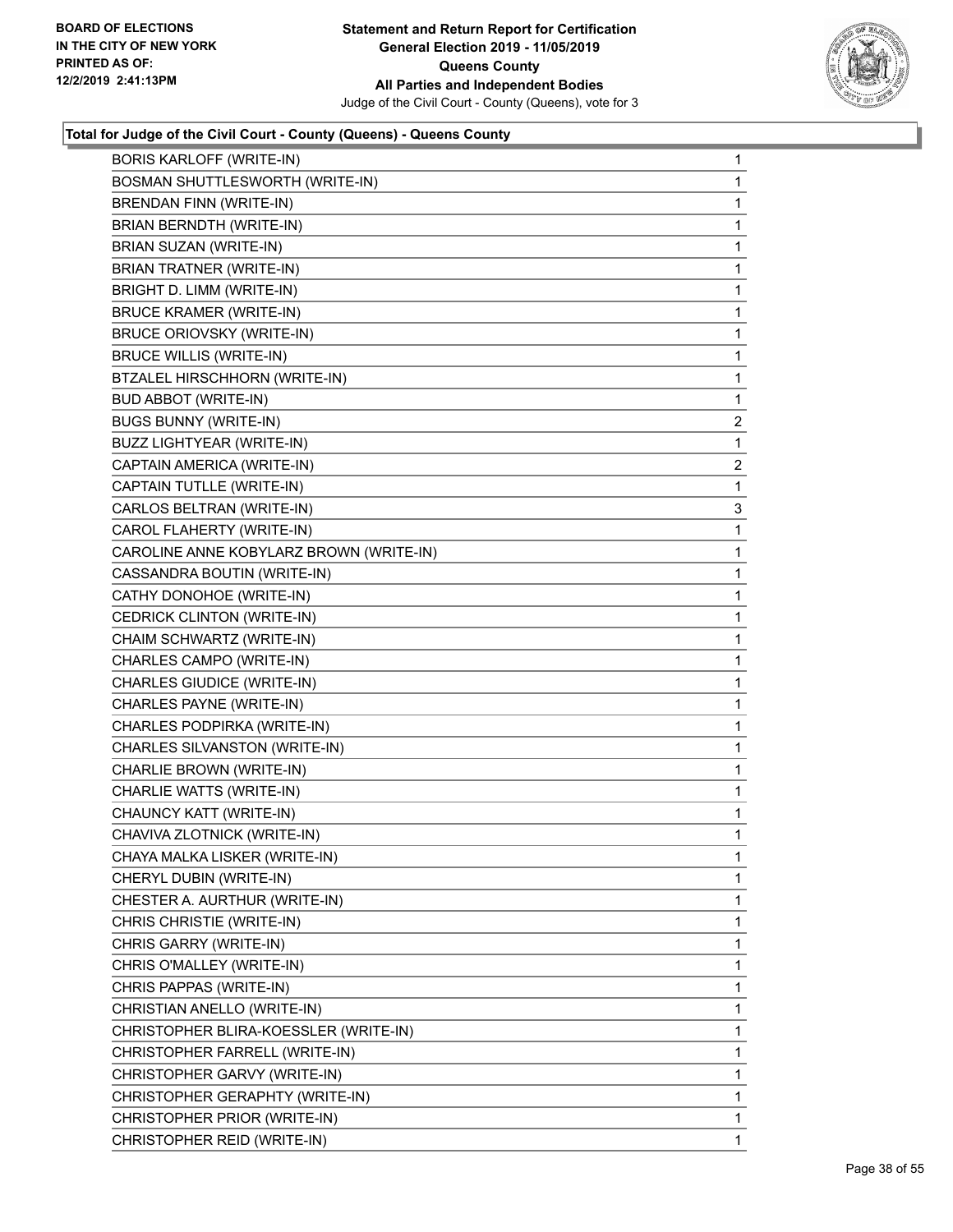**Total for Judge of the Civil Court - County (Queens) - Queens County**

| | |
|---|---|
| BORIS KARLOFF (WRITE-IN) | 1 |
| BOSMAN SHUTTLESWORTH (WRITE-IN) | 1 |
| BRENDAN FINN (WRITE-IN) | 1 |
| BRIAN BERNDTH (WRITE-IN) | 1 |
| BRIAN SUZAN (WRITE-IN) | 1 |
| BRIAN TRATNER (WRITE-IN) | 1 |
| BRIGHT D. LIMM (WRITE-IN) | 1 |
| BRUCE KRAMER (WRITE-IN) | 1 |
| BRUCE ORIOVSKY (WRITE-IN) | 1 |
| BRUCE WILLIS (WRITE-IN) | 1 |
| BTZALEL HIRSCHHORN (WRITE-IN) | 1 |
| BUD ABBOT (WRITE-IN) | 1 |
| BUGS BUNNY (WRITE-IN) | 2 |
| BUZZ LIGHTYEAR (WRITE-IN) | 1 |
| CAPTAIN AMERICA (WRITE-IN) | 2 |
| CAPTAIN TUTLLE (WRITE-IN) | 1 |
| CARLOS BELTRAN (WRITE-IN) | 3 |
| CAROL FLAHERTY (WRITE-IN) | 1 |
| CAROLINE ANNE KOBYLARZ BROWN (WRITE-IN) | 1 |
| CASSANDRA BOUTIN (WRITE-IN) | 1 |
| CATHY DONOHOE (WRITE-IN) | 1 |
| CEDRICK CLINTON (WRITE-IN) | 1 |
| CHAIM SCHWARTZ (WRITE-IN) | 1 |
| CHARLES CAMPO (WRITE-IN) | 1 |
| CHARLES GIUDICE (WRITE-IN) | 1 |
| CHARLES PAYNE (WRITE-IN) | 1 |
| CHARLES PODPIRKA (WRITE-IN) | 1 |
| CHARLES SILVANSTON (WRITE-IN) | 1 |
| CHARLIE BROWN (WRITE-IN) | 1 |
| CHARLIE WATTS (WRITE-IN) | 1 |
| CHAUNCY KATT (WRITE-IN) | 1 |
| CHAVIVA ZLOTNICK (WRITE-IN) | 1 |
| CHAYA MALKA LISKER (WRITE-IN) | 1 |
| CHERYL DUBIN (WRITE-IN) | 1 |
| CHESTER A. AURTHUR (WRITE-IN) | 1 |
| CHRIS CHRISTIE (WRITE-IN) | 1 |
| CHRIS GARRY (WRITE-IN) | 1 |
| CHRIS O'MALLEY (WRITE-IN) | 1 |
| CHRIS PAPPAS (WRITE-IN) | 1 |
| CHRISTIAN ANELLO (WRITE-IN) | 1 |
| CHRISTOPHER BLIRA-KOESSLER (WRITE-IN) | 1 |
| CHRISTOPHER FARRELL (WRITE-IN) | 1 |
| CHRISTOPHER GARVY (WRITE-IN) | 1 |
| CHRISTOPHER GERAPHTY (WRITE-IN) | 1 |
| CHRISTOPHER PRIOR (WRITE-IN) | 1 |
| CHRISTOPHER REID (WRITE-IN) | 1 |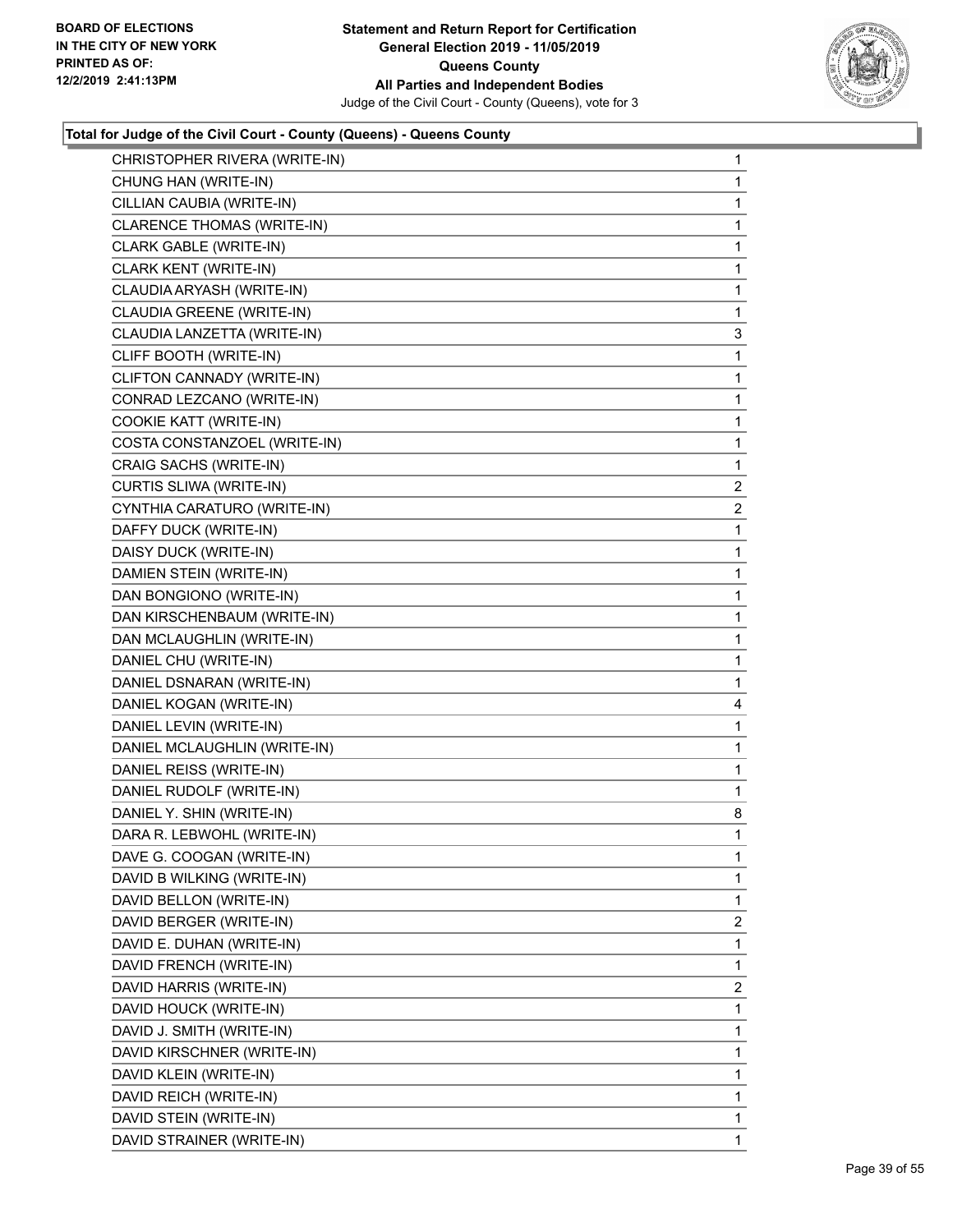**Total for Judge of the Civil Court - County (Queens) - Queens County**

| | |
|---|---|
| CHRISTOPHER RIVERA (WRITE-IN) | 1 |
| CHUNG HAN (WRITE-IN) | 1 |
| CILLIAN CAUBIA (WRITE-IN) | 1 |
| CLARENCE THOMAS (WRITE-IN) | 1 |
| CLARK GABLE (WRITE-IN) | 1 |
| CLARK KENT (WRITE-IN) | 1 |
| CLAUDIA ARYASH (WRITE-IN) | 1 |
| CLAUDIA GREENE (WRITE-IN) | 1 |
| CLAUDIA LANZETTA (WRITE-IN) | 3 |
| CLIFF BOOTH (WRITE-IN) | 1 |
| CLIFTON CANNADY (WRITE-IN) | 1 |
| CONRAD LEZCANO (WRITE-IN) | 1 |
| COOKIE KATT (WRITE-IN) | 1 |
| COSTA CONSTANZOEL (WRITE-IN) | 1 |
| CRAIG SACHS (WRITE-IN) | 1 |
| CURTIS SLIWA (WRITE-IN) | 2 |
| CYNTHIA CARATURO (WRITE-IN) | 2 |
| DAFFY DUCK (WRITE-IN) | 1 |
| DAISY DUCK (WRITE-IN) | 1 |
| DAMIEN STEIN (WRITE-IN) | 1 |
| DAN BONGIONO (WRITE-IN) | 1 |
| DAN KIRSCHENBAUM (WRITE-IN) | 1 |
| DAN MCLAUGHLIN (WRITE-IN) | 1 |
| DANIEL CHU (WRITE-IN) | 1 |
| DANIEL DSNARAN (WRITE-IN) | 1 |
| DANIEL KOGAN (WRITE-IN) | 4 |
| DANIEL LEVIN (WRITE-IN) | 1 |
| DANIEL MCLAUGHLIN (WRITE-IN) | 1 |
| DANIEL REISS (WRITE-IN) | 1 |
| DANIEL RUDOLF (WRITE-IN) | 1 |
| DANIEL Y. SHIN (WRITE-IN) | 8 |
| DARA R. LEBWOHL (WRITE-IN) | 1 |
| DAVE G. COOGAN (WRITE-IN) | 1 |
| DAVID B WILKING (WRITE-IN) | 1 |
| DAVID BELLON (WRITE-IN) | 1 |
| DAVID BERGER (WRITE-IN) | 2 |
| DAVID E. DUHAN (WRITE-IN) | 1 |
| DAVID FRENCH (WRITE-IN) | 1 |
| DAVID HARRIS (WRITE-IN) | 2 |
| DAVID HOUCK (WRITE-IN) | 1 |
| DAVID J. SMITH (WRITE-IN) | 1 |
| DAVID KIRSCHNER (WRITE-IN) | 1 |
| DAVID KLEIN (WRITE-IN) | 1 |
| DAVID REICH (WRITE-IN) | 1 |
| DAVID STEIN (WRITE-IN) | 1 |
| DAVID STRAINER (WRITE-IN) | 1 |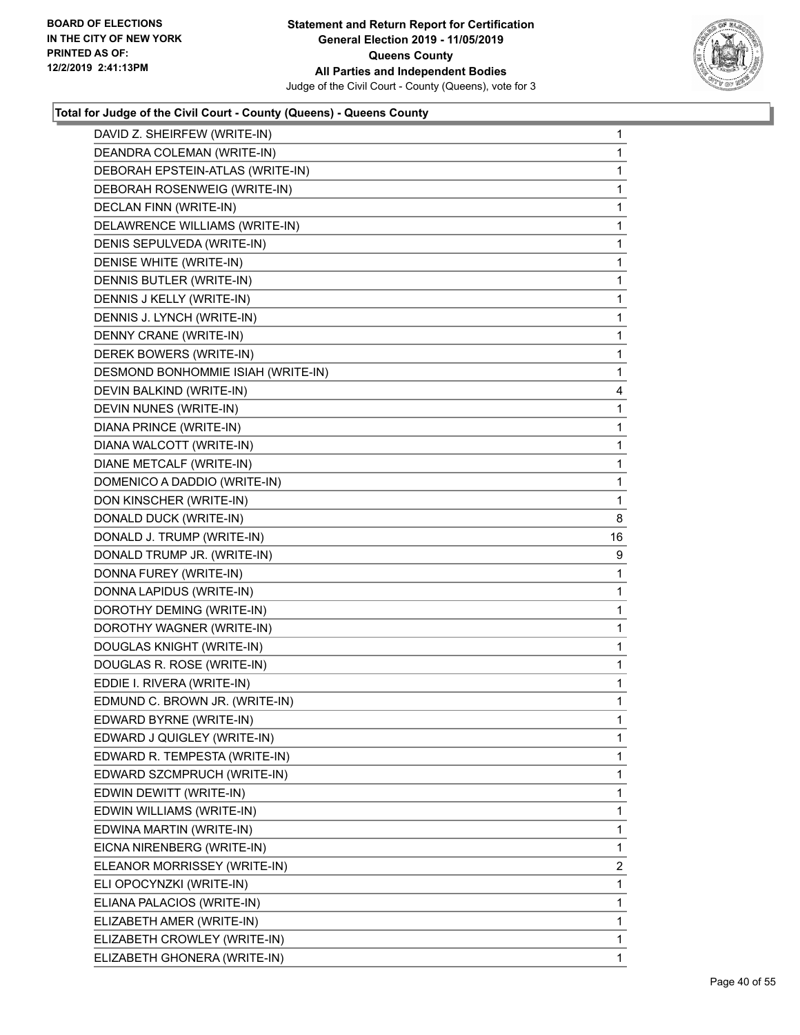### Total for Judge of the Civil Court - County (Queens) - Queens County

| | |
|---|---|
| DAVID Z. SHEIRFEW (WRITE-IN) | 1 |
| DEANDRA COLEMAN (WRITE-IN) | 1 |
| DEBORAH EPSTEIN-ATLAS (WRITE-IN) | 1 |
| DEBORAH ROSENWEIG (WRITE-IN) | 1 |
| DECLAN FINN (WRITE-IN) | 1 |
| DELAWRENCE WILLIAMS (WRITE-IN) | 1 |
| DENIS SEPULVEDA (WRITE-IN) | 1 |
| DENISE WHITE (WRITE-IN) | 1 |
| DENNIS BUTLER (WRITE-IN) | 1 |
| DENNIS J KELLY (WRITE-IN) | 1 |
| DENNIS J. LYNCH (WRITE-IN) | 1 |
| DENNY CRANE (WRITE-IN) | 1 |
| DEREK BOWERS (WRITE-IN) | 1 |
| DESMOND BONHOMMIE ISIAH (WRITE-IN) | 1 |
| DEVIN BALKIND (WRITE-IN) | 4 |
| DEVIN NUNES (WRITE-IN) | 1 |
| DIANA PRINCE (WRITE-IN) | 1 |
| DIANA WALCOTT (WRITE-IN) | 1 |
| DIANE METCALF (WRITE-IN) | 1 |
| DOMENICO A DADDIO (WRITE-IN) | 1 |
| DON KINSCHER (WRITE-IN) | 1 |
| DONALD DUCK (WRITE-IN) | 8 |
| DONALD J. TRUMP (WRITE-IN) | 16 |
| DONALD TRUMP JR. (WRITE-IN) | 9 |
| DONNA FUREY (WRITE-IN) | 1 |
| DONNA LAPIDUS (WRITE-IN) | 1 |
| DOROTHY DEMING (WRITE-IN) | 1 |
| DOROTHY WAGNER (WRITE-IN) | 1 |
| DOUGLAS KNIGHT (WRITE-IN) | 1 |
| DOUGLAS R. ROSE (WRITE-IN) | 1 |
| EDDIE I. RIVERA (WRITE-IN) | 1 |
| EDMUND C. BROWN JR. (WRITE-IN) | 1 |
| EDWARD BYRNE (WRITE-IN) | 1 |
| EDWARD J QUIGLEY (WRITE-IN) | 1 |
| EDWARD R. TEMPESTA (WRITE-IN) | 1 |
| EDWARD SZCMPRUCH (WRITE-IN) | 1 |
| EDWIN DEWITT (WRITE-IN) | 1 |
| EDWIN WILLIAMS (WRITE-IN) | 1 |
| EDWINA MARTIN (WRITE-IN) | 1 |
| EICNA NIRENBERG (WRITE-IN) | 1 |
| ELEANOR MORRISSEY (WRITE-IN) | 2 |
| ELI OPOCYNZKI (WRITE-IN) | 1 |
| ELIANA PALACIOS (WRITE-IN) | 1 |
| ELIZABETH AMER (WRITE-IN) | 1 |
| ELIZABETH CROWLEY (WRITE-IN) | 1 |
| ELIZABETH GHONERA (WRITE-IN) | 1 |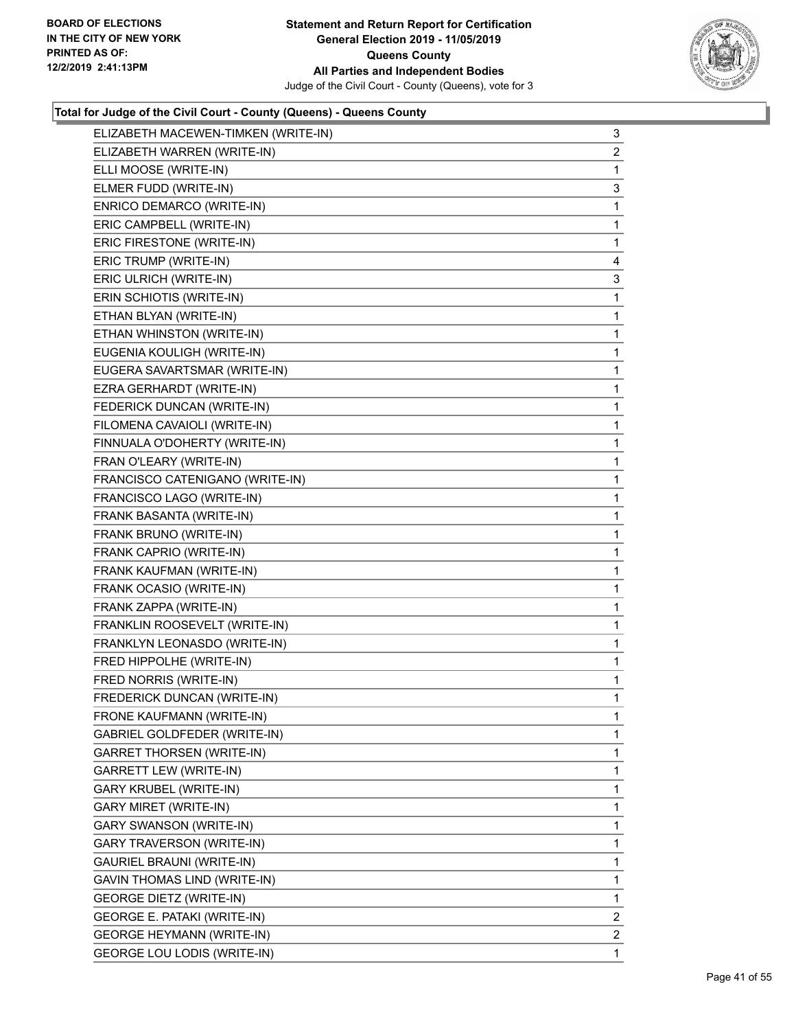**BOARD OF ELECTIONS IN THE CITY OF NEW YORK PRINTED AS OF: 12/2/2019 2:41:13PM**

**Statement and Return Report for Certification General Election 2019 - 11/05/2019 Queens County All Parties and Independent Bodies**
Judge of the Civil Court - County (Queens), vote for 3

**Total for Judge of the Civil Court - County (Queens) - Queens County**

| | |
|---|---|
| ELIZABETH MACEWEN-TIMKEN (WRITE-IN) | 3 |
| ELIZABETH WARREN (WRITE-IN) | 2 |
| ELLI MOOSE (WRITE-IN) | 1 |
| ELMER FUDD (WRITE-IN) | 3 |
| ENRICO DEMARCO (WRITE-IN) | 1 |
| ERIC CAMPBELL (WRITE-IN) | 1 |
| ERIC FIRESTONE (WRITE-IN) | 1 |
| ERIC TRUMP (WRITE-IN) | 4 |
| ERIC ULRICH (WRITE-IN) | 3 |
| ERIN SCHIOTIS (WRITE-IN) | 1 |
| ETHAN BLYAN (WRITE-IN) | 1 |
| ETHAN WHINSTON (WRITE-IN) | 1 |
| EUGENIA KOULIGH (WRITE-IN) | 1 |
| EUGERA SAVARTSMAR (WRITE-IN) | 1 |
| EZRA GERHARDT (WRITE-IN) | 1 |
| FEDERICK DUNCAN (WRITE-IN) | 1 |
| FILOMENA CAVAIOLI (WRITE-IN) | 1 |
| FINNUALA O'DOHERTY (WRITE-IN) | 1 |
| FRAN O'LEARY (WRITE-IN) | 1 |
| FRANCISCO CATENIGANO (WRITE-IN) | 1 |
| FRANCISCO LAGO (WRITE-IN) | 1 |
| FRANK BASANTA (WRITE-IN) | 1 |
| FRANK BRUNO (WRITE-IN) | 1 |
| FRANK CAPRIO (WRITE-IN) | 1 |
| FRANK KAUFMAN (WRITE-IN) | 1 |
| FRANK OCASIO (WRITE-IN) | 1 |
| FRANK ZAPPA (WRITE-IN) | 1 |
| FRANKLIN ROOSEVELT (WRITE-IN) | 1 |
| FRANKLYN LEONASDO (WRITE-IN) | 1 |
| FRED HIPPOLHE (WRITE-IN) | 1 |
| FRED NORRIS (WRITE-IN) | 1 |
| FREDERICK DUNCAN (WRITE-IN) | 1 |
| FRONE KAUFMANN (WRITE-IN) | 1 |
| GABRIEL GOLDFEDER (WRITE-IN) | 1 |
| GARRET THORSEN (WRITE-IN) | 1 |
| GARRETT LEW (WRITE-IN) | 1 |
| GARY KRUBEL (WRITE-IN) | 1 |
| GARY MIRET (WRITE-IN) | 1 |
| GARY SWANSON (WRITE-IN) | 1 |
| GARY TRAVERSON (WRITE-IN) | 1 |
| GAURIEL BRAUNI (WRITE-IN) | 1 |
| GAVIN THOMAS LIND (WRITE-IN) | 1 |
| GEORGE DIETZ (WRITE-IN) | 1 |
| GEORGE E. PATAKI (WRITE-IN) | 2 |
| GEORGE HEYMANN (WRITE-IN) | 2 |
| GEORGE LOU LODIS (WRITE-IN) | 1 |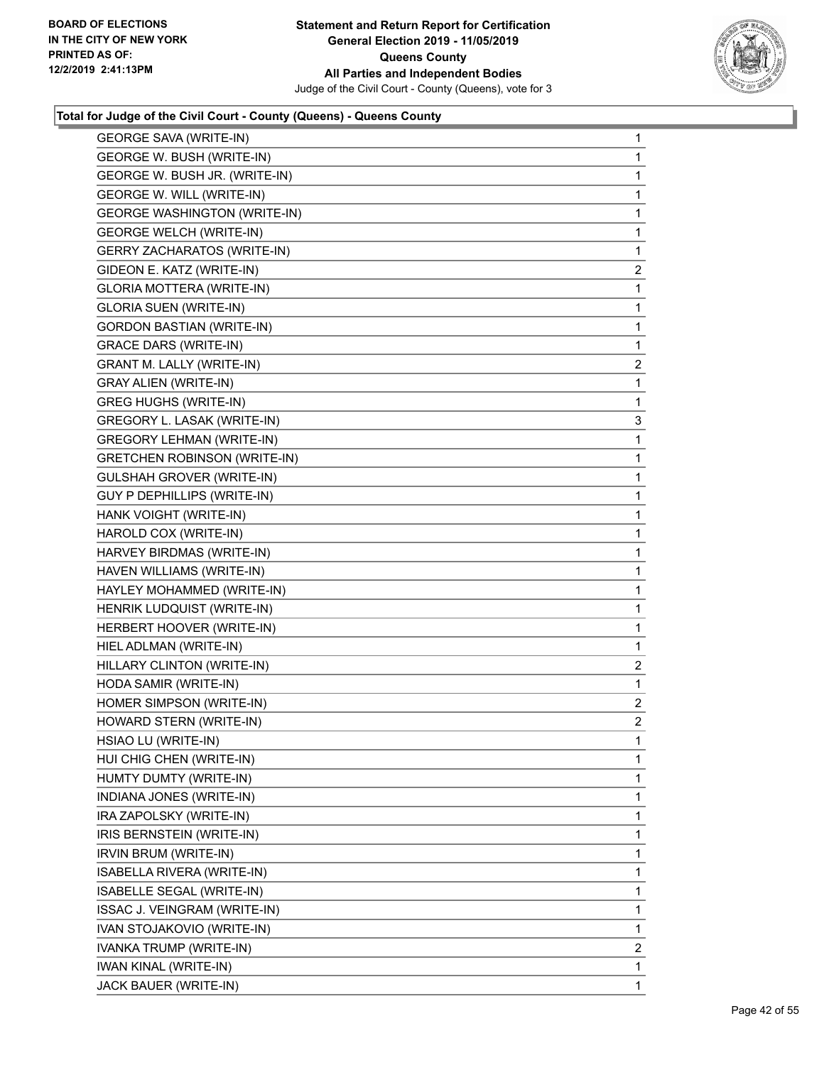**Statement and Return Report for Certification**
**General Election 2019 - 11/05/2019**
**Queens County**
**All Parties and Independent Bodies**
Judge of the Civil Court - County (Queens), vote for 3

BOARD OF ELECTIONS
IN THE CITY OF NEW YORK
PRINTED AS OF:
12/2/2019 2:41:13PM

### Total for Judge of the Civil Court - County (Queens) - Queens County

| Candidate | Votes |
|---|---|
| GEORGE SAVA (WRITE-IN) | 1 |
| GEORGE W. BUSH (WRITE-IN) | 1 |
| GEORGE W. BUSH JR. (WRITE-IN) | 1 |
| GEORGE W. WILL (WRITE-IN) | 1 |
| GEORGE WASHINGTON (WRITE-IN) | 1 |
| GEORGE WELCH (WRITE-IN) | 1 |
| GERRY ZACHARATOS (WRITE-IN) | 1 |
| GIDEON E. KATZ (WRITE-IN) | 2 |
| GLORIA MOTTERA (WRITE-IN) | 1 |
| GLORIA SUEN (WRITE-IN) | 1 |
| GORDON BASTIAN (WRITE-IN) | 1 |
| GRACE DARS (WRITE-IN) | 1 |
| GRANT M. LALLY (WRITE-IN) | 2 |
| GRAY ALIEN (WRITE-IN) | 1 |
| GREG HUGHS (WRITE-IN) | 1 |
| GREGORY L. LASAK (WRITE-IN) | 3 |
| GREGORY LEHMAN (WRITE-IN) | 1 |
| GRETCHEN ROBINSON (WRITE-IN) | 1 |
| GULSHAH GROVER (WRITE-IN) | 1 |
| GUY P DEPHILLIPS (WRITE-IN) | 1 |
| HANK VOIGHT (WRITE-IN) | 1 |
| HAROLD COX (WRITE-IN) | 1 |
| HARVEY BIRDMAS (WRITE-IN) | 1 |
| HAVEN WILLIAMS (WRITE-IN) | 1 |
| HAYLEY MOHAMMED (WRITE-IN) | 1 |
| HENRIK LUDQUIST (WRITE-IN) | 1 |
| HERBERT HOOVER (WRITE-IN) | 1 |
| HIEL ADLMAN (WRITE-IN) | 1 |
| HILLARY CLINTON (WRITE-IN) | 2 |
| HODA SAMIR (WRITE-IN) | 1 |
| HOMER SIMPSON (WRITE-IN) | 2 |
| HOWARD STERN (WRITE-IN) | 2 |
| HSIAO LU (WRITE-IN) | 1 |
| HUI CHIG CHEN (WRITE-IN) | 1 |
| HUMTY DUMTY (WRITE-IN) | 1 |
| INDIANA JONES (WRITE-IN) | 1 |
| IRA ZAPOLSKY (WRITE-IN) | 1 |
| IRIS BERNSTEIN (WRITE-IN) | 1 |
| IRVIN BRUM (WRITE-IN) | 1 |
| ISABELLA RIVERA (WRITE-IN) | 1 |
| ISABELLE SEGAL (WRITE-IN) | 1 |
| ISSAC J. VEINGRAM (WRITE-IN) | 1 |
| IVAN STOJAKOVIO (WRITE-IN) | 1 |
| IVANKA TRUMP (WRITE-IN) | 2 |
| IWAN KINAL (WRITE-IN) | 1 |
| JACK BAUER (WRITE-IN) | 1 |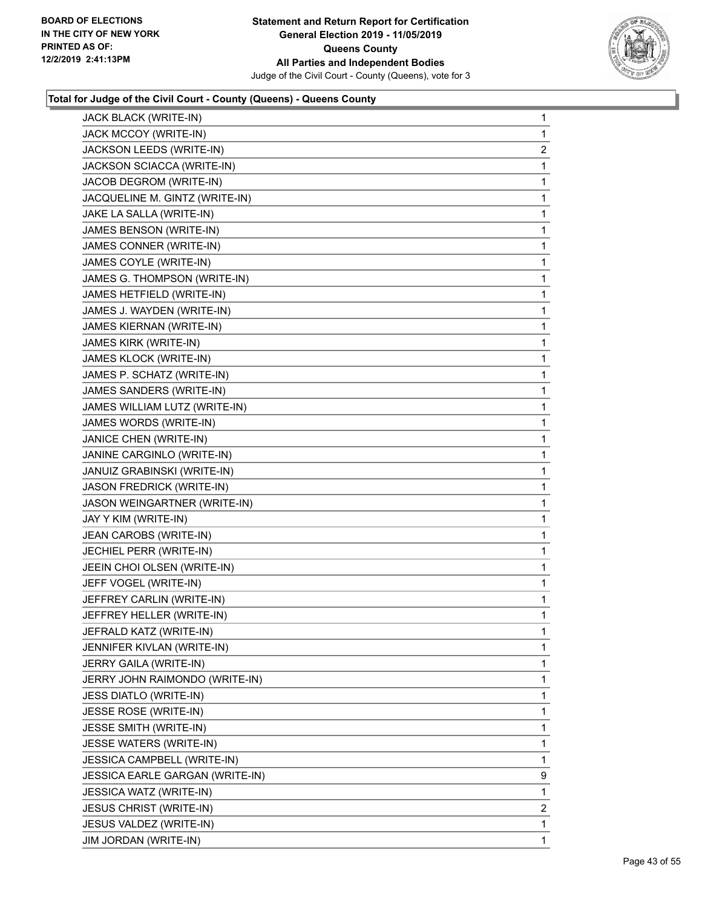**Total for Judge of the Civil Court - County (Queens) - Queens County**

| Candidate | Votes |
|---|---|
| JACK BLACK (WRITE-IN) | 1 |
| JACK MCCOY (WRITE-IN) | 1 |
| JACKSON LEEDS (WRITE-IN) | 2 |
| JACKSON SCIACCA (WRITE-IN) | 1 |
| JACOB DEGROM (WRITE-IN) | 1 |
| JACQUELINE M. GINTZ (WRITE-IN) | 1 |
| JAKE LA SALLA (WRITE-IN) | 1 |
| JAMES BENSON (WRITE-IN) | 1 |
| JAMES CONNER (WRITE-IN) | 1 |
| JAMES COYLE (WRITE-IN) | 1 |
| JAMES G. THOMPSON (WRITE-IN) | 1 |
| JAMES HETFIELD (WRITE-IN) | 1 |
| JAMES J. WAYDEN (WRITE-IN) | 1 |
| JAMES KIERNAN (WRITE-IN) | 1 |
| JAMES KIRK (WRITE-IN) | 1 |
| JAMES KLOCK (WRITE-IN) | 1 |
| JAMES P. SCHATZ (WRITE-IN) | 1 |
| JAMES SANDERS (WRITE-IN) | 1 |
| JAMES WILLIAM LUTZ (WRITE-IN) | 1 |
| JAMES WORDS (WRITE-IN) | 1 |
| JANICE CHEN (WRITE-IN) | 1 |
| JANINE CARGINLO (WRITE-IN) | 1 |
| JANUIZ GRABINSKI (WRITE-IN) | 1 |
| JASON FREDRICK (WRITE-IN) | 1 |
| JASON WEINGARTNER (WRITE-IN) | 1 |
| JAY Y KIM (WRITE-IN) | 1 |
| JEAN CAROBS (WRITE-IN) | 1 |
| JECHIEL PERR (WRITE-IN) | 1 |
| JEEIN CHOI OLSEN (WRITE-IN) | 1 |
| JEFF VOGEL (WRITE-IN) | 1 |
| JEFFREY CARLIN (WRITE-IN) | 1 |
| JEFFREY HELLER (WRITE-IN) | 1 |
| JEFRALD KATZ (WRITE-IN) | 1 |
| JENNIFER KIVLAN (WRITE-IN) | 1 |
| JERRY GAILA (WRITE-IN) | 1 |
| JERRY JOHN RAIMONDO (WRITE-IN) | 1 |
| JESS DIATLO (WRITE-IN) | 1 |
| JESSE ROSE (WRITE-IN) | 1 |
| JESSE SMITH (WRITE-IN) | 1 |
| JESSE WATERS (WRITE-IN) | 1 |
| JESSICA CAMPBELL (WRITE-IN) | 1 |
| JESSICA EARLE GARGAN (WRITE-IN) | 9 |
| JESSICA WATZ (WRITE-IN) | 1 |
| JESUS CHRIST (WRITE-IN) | 2 |
| JESUS VALDEZ (WRITE-IN) | 1 |
| JIM JORDAN (WRITE-IN) | 1 |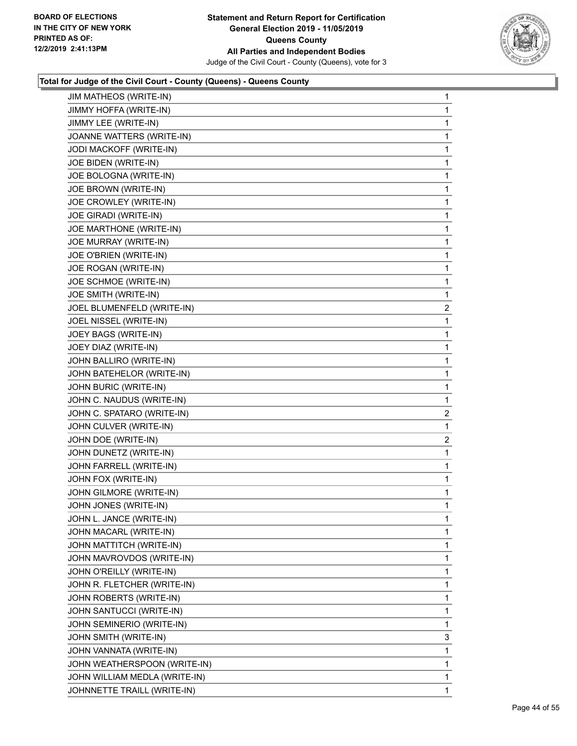**Total for Judge of the Civil Court - County (Queens) - Queens County**

| Candidate | Votes |
| --- | --- |
| JIM MATHEOS (WRITE-IN) | 1 |
| JIMMY HOFFA (WRITE-IN) | 1 |
| JIMMY LEE (WRITE-IN) | 1 |
| JOANNE WATTERS (WRITE-IN) | 1 |
| JODI MACKOFF (WRITE-IN) | 1 |
| JOE BIDEN (WRITE-IN) | 1 |
| JOE BOLOGNA (WRITE-IN) | 1 |
| JOE BROWN (WRITE-IN) | 1 |
| JOE CROWLEY (WRITE-IN) | 1 |
| JOE GIRADI (WRITE-IN) | 1 |
| JOE MARTHONE (WRITE-IN) | 1 |
| JOE MURRAY (WRITE-IN) | 1 |
| JOE O'BRIEN (WRITE-IN) | 1 |
| JOE ROGAN (WRITE-IN) | 1 |
| JOE SCHMOE (WRITE-IN) | 1 |
| JOE SMITH (WRITE-IN) | 1 |
| JOEL BLUMENFELD (WRITE-IN) | 2 |
| JOEL NISSEL (WRITE-IN) | 1 |
| JOEY BAGS (WRITE-IN) | 1 |
| JOEY DIAZ (WRITE-IN) | 1 |
| JOHN BALLIRO (WRITE-IN) | 1 |
| JOHN BATEHELOR (WRITE-IN) | 1 |
| JOHN BURIC (WRITE-IN) | 1 |
| JOHN C. NAUDUS (WRITE-IN) | 1 |
| JOHN C. SPATARO (WRITE-IN) | 2 |
| JOHN CULVER (WRITE-IN) | 1 |
| JOHN DOE (WRITE-IN) | 2 |
| JOHN DUNETZ (WRITE-IN) | 1 |
| JOHN FARRELL (WRITE-IN) | 1 |
| JOHN FOX (WRITE-IN) | 1 |
| JOHN GILMORE (WRITE-IN) | 1 |
| JOHN JONES (WRITE-IN) | 1 |
| JOHN L. JANCE (WRITE-IN) | 1 |
| JOHN MACARL (WRITE-IN) | 1 |
| JOHN MATTITCH (WRITE-IN) | 1 |
| JOHN MAVROVDOS (WRITE-IN) | 1 |
| JOHN O'REILLY (WRITE-IN) | 1 |
| JOHN R. FLETCHER (WRITE-IN) | 1 |
| JOHN ROBERTS (WRITE-IN) | 1 |
| JOHN SANTUCCI (WRITE-IN) | 1 |
| JOHN SEMINERIO (WRITE-IN) | 1 |
| JOHN SMITH (WRITE-IN) | 3 |
| JOHN VANNATA (WRITE-IN) | 1 |
| JOHN WEATHERSPOON (WRITE-IN) | 1 |
| JOHN WILLIAM MEDLA (WRITE-IN) | 1 |
| JOHNNETTE TRAILL (WRITE-IN) | 1 |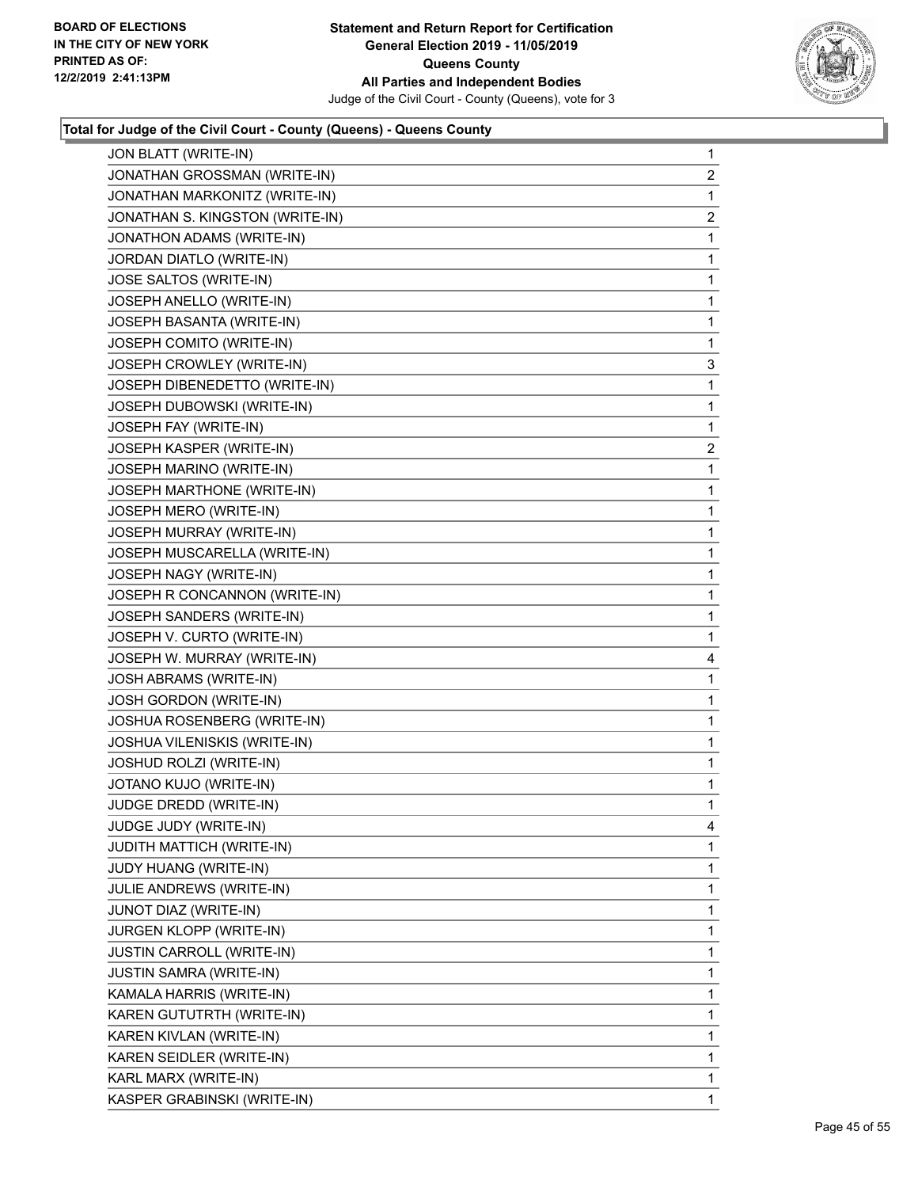**Total for Judge of the Civil Court - County (Queens) - Queens County**

| Candidate | Votes |
|---|---|
| JON BLATT (WRITE-IN) | 1 |
| JONATHAN GROSSMAN (WRITE-IN) | 2 |
| JONATHAN MARKONITZ (WRITE-IN) | 1 |
| JONATHAN S. KINGSTON (WRITE-IN) | 2 |
| JONATHON ADAMS (WRITE-IN) | 1 |
| JORDAN DIATLO (WRITE-IN) | 1 |
| JOSE SALTOS (WRITE-IN) | 1 |
| JOSEPH ANELLO (WRITE-IN) | 1 |
| JOSEPH BASANTA (WRITE-IN) | 1 |
| JOSEPH COMITO (WRITE-IN) | 1 |
| JOSEPH CROWLEY (WRITE-IN) | 3 |
| JOSEPH DIBENEDETTO (WRITE-IN) | 1 |
| JOSEPH DUBOWSKI (WRITE-IN) | 1 |
| JOSEPH FAY (WRITE-IN) | 1 |
| JOSEPH KASPER (WRITE-IN) | 2 |
| JOSEPH MARINO (WRITE-IN) | 1 |
| JOSEPH MARTHONE (WRITE-IN) | 1 |
| JOSEPH MERO (WRITE-IN) | 1 |
| JOSEPH MURRAY (WRITE-IN) | 1 |
| JOSEPH MUSCARELLA (WRITE-IN) | 1 |
| JOSEPH NAGY (WRITE-IN) | 1 |
| JOSEPH R CONCANNON (WRITE-IN) | 1 |
| JOSEPH SANDERS (WRITE-IN) | 1 |
| JOSEPH V. CURTO (WRITE-IN) | 1 |
| JOSEPH W. MURRAY (WRITE-IN) | 4 |
| JOSH ABRAMS (WRITE-IN) | 1 |
| JOSH GORDON (WRITE-IN) | 1 |
| JOSHUA ROSENBERG (WRITE-IN) | 1 |
| JOSHUA VILENISKIS (WRITE-IN) | 1 |
| JOSHUD ROLZI (WRITE-IN) | 1 |
| JOTANO KUJO (WRITE-IN) | 1 |
| JUDGE DREDD (WRITE-IN) | 1 |
| JUDGE JUDY (WRITE-IN) | 4 |
| JUDITH MATTICH (WRITE-IN) | 1 |
| JUDY HUANG (WRITE-IN) | 1 |
| JULIE ANDREWS (WRITE-IN) | 1 |
| JUNOT DIAZ (WRITE-IN) | 1 |
| JURGEN KLOPP (WRITE-IN) | 1 |
| JUSTIN CARROLL (WRITE-IN) | 1 |
| JUSTIN SAMRA (WRITE-IN) | 1 |
| KAMALA HARRIS (WRITE-IN) | 1 |
| KAREN GUTUTRTH (WRITE-IN) | 1 |
| KAREN KIVLAN (WRITE-IN) | 1 |
| KAREN SEIDLER (WRITE-IN) | 1 |
| KARL MARX (WRITE-IN) | 1 |
| KASPER GRABINSKI (WRITE-IN) | 1 |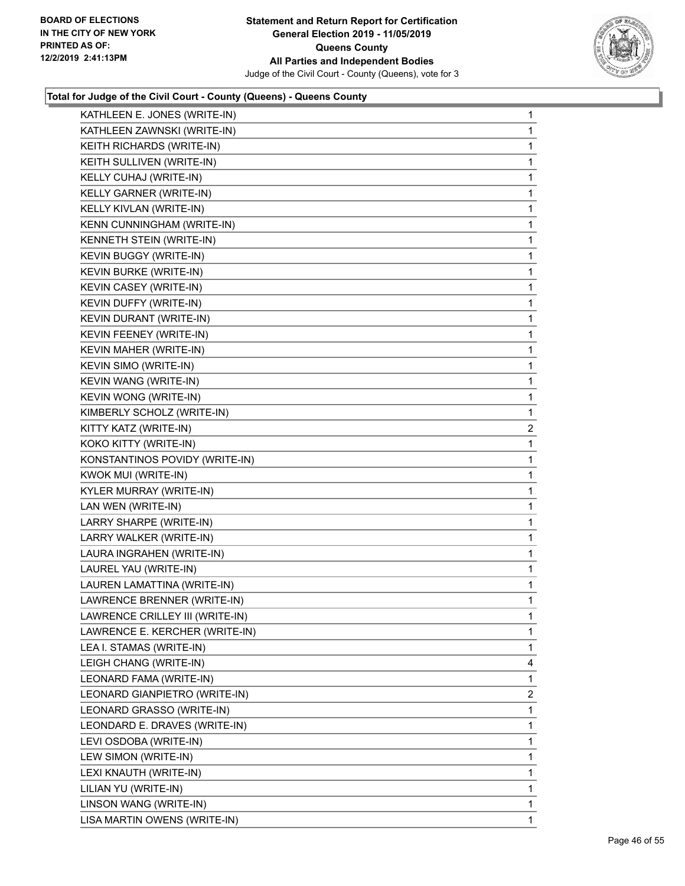**Total for Judge of the Civil Court - County (Queens) - Queens County**

| Candidate | Votes |
|---|---|
| KATHLEEN E. JONES (WRITE-IN) | 1 |
| KATHLEEN ZAWNSKI (WRITE-IN) | 1 |
| KEITH RICHARDS (WRITE-IN) | 1 |
| KEITH SULLIVEN (WRITE-IN) | 1 |
| KELLY CUHAJ (WRITE-IN) | 1 |
| KELLY GARNER (WRITE-IN) | 1 |
| KELLY KIVLAN (WRITE-IN) | 1 |
| KENN CUNNINGHAM (WRITE-IN) | 1 |
| KENNETH STEIN (WRITE-IN) | 1 |
| KEVIN BUGGY (WRITE-IN) | 1 |
| KEVIN BURKE (WRITE-IN) | 1 |
| KEVIN CASEY (WRITE-IN) | 1 |
| KEVIN DUFFY (WRITE-IN) | 1 |
| KEVIN DURANT (WRITE-IN) | 1 |
| KEVIN FEENEY (WRITE-IN) | 1 |
| KEVIN MAHER (WRITE-IN) | 1 |
| KEVIN SIMO (WRITE-IN) | 1 |
| KEVIN WANG (WRITE-IN) | 1 |
| KEVIN WONG (WRITE-IN) | 1 |
| KIMBERLY SCHOLZ (WRITE-IN) | 1 |
| KITTY KATZ (WRITE-IN) | 2 |
| KOKO KITTY (WRITE-IN) | 1 |
| KONSTANTINOS POVIDY (WRITE-IN) | 1 |
| KWOK MUI (WRITE-IN) | 1 |
| KYLER MURRAY (WRITE-IN) | 1 |
| LAN WEN (WRITE-IN) | 1 |
| LARRY SHARPE (WRITE-IN) | 1 |
| LARRY WALKER (WRITE-IN) | 1 |
| LAURA INGRAHEN (WRITE-IN) | 1 |
| LAUREL YAU (WRITE-IN) | 1 |
| LAUREN LAMATTINA (WRITE-IN) | 1 |
| LAWRENCE BRENNER (WRITE-IN) | 1 |
| LAWRENCE CRILLEY III (WRITE-IN) | 1 |
| LAWRENCE E. KERCHER (WRITE-IN) | 1 |
| LEA I. STAMAS (WRITE-IN) | 1 |
| LEIGH CHANG (WRITE-IN) | 4 |
| LEONARD FAMA (WRITE-IN) | 1 |
| LEONARD GIANPIETRO (WRITE-IN) | 2 |
| LEONARD GRASSO (WRITE-IN) | 1 |
| LEONDARD E. DRAVES (WRITE-IN) | 1 |
| LEVI OSDOBA (WRITE-IN) | 1 |
| LEW SIMON (WRITE-IN) | 1 |
| LEXI KNAUTH (WRITE-IN) | 1 |
| LILIAN YU (WRITE-IN) | 1 |
| LINSON WANG (WRITE-IN) | 1 |
| LISA MARTIN OWENS (WRITE-IN) | 1 |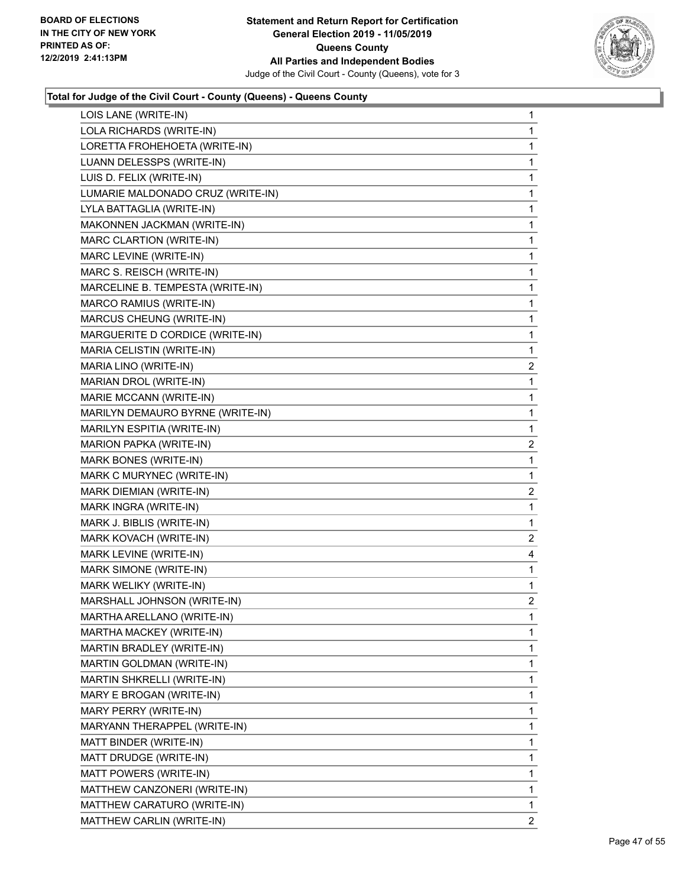**Total for Judge of the Civil Court - County (Queens) - Queens County**

| | |
|---|---|
| LOIS LANE (WRITE-IN) | 1 |
| LOLA RICHARDS (WRITE-IN) | 1 |
| LORETTA FROHEHOETA (WRITE-IN) | 1 |
| LUANN DELESSPS (WRITE-IN) | 1 |
| LUIS D. FELIX (WRITE-IN) | 1 |
| LUMARIE MALDONADO CRUZ (WRITE-IN) | 1 |
| LYLA BATTAGLIA (WRITE-IN) | 1 |
| MAKONNEN JACKMAN (WRITE-IN) | 1 |
| MARC CLARTION (WRITE-IN) | 1 |
| MARC LEVINE (WRITE-IN) | 1 |
| MARC S. REISCH (WRITE-IN) | 1 |
| MARCELINE B. TEMPESTA (WRITE-IN) | 1 |
| MARCO RAMIUS (WRITE-IN) | 1 |
| MARCUS CHEUNG (WRITE-IN) | 1 |
| MARGUERITE D CORDICE (WRITE-IN) | 1 |
| MARIA CELISTIN (WRITE-IN) | 1 |
| MARIA LINO (WRITE-IN) | 2 |
| MARIAN DROL (WRITE-IN) | 1 |
| MARIE MCCANN (WRITE-IN) | 1 |
| MARILYN DEMAURO BYRNE (WRITE-IN) | 1 |
| MARILYN ESPITIA (WRITE-IN) | 1 |
| MARION PAPKA (WRITE-IN) | 2 |
| MARK BONES (WRITE-IN) | 1 |
| MARK C MURYNEC (WRITE-IN) | 1 |
| MARK DIEMIAN (WRITE-IN) | 2 |
| MARK INGRA (WRITE-IN) | 1 |
| MARK J. BIBLIS (WRITE-IN) | 1 |
| MARK KOVACH (WRITE-IN) | 2 |
| MARK LEVINE (WRITE-IN) | 4 |
| MARK SIMONE (WRITE-IN) | 1 |
| MARK WELIKY (WRITE-IN) | 1 |
| MARSHALL JOHNSON (WRITE-IN) | 2 |
| MARTHA ARELLANO (WRITE-IN) | 1 |
| MARTHA MACKEY (WRITE-IN) | 1 |
| MARTIN BRADLEY (WRITE-IN) | 1 |
| MARTIN GOLDMAN (WRITE-IN) | 1 |
| MARTIN SHKRELLI (WRITE-IN) | 1 |
| MARY E BROGAN (WRITE-IN) | 1 |
| MARY PERRY (WRITE-IN) | 1 |
| MARYANN THERAPPEL (WRITE-IN) | 1 |
| MATT BINDER (WRITE-IN) | 1 |
| MATT DRUDGE (WRITE-IN) | 1 |
| MATT POWERS (WRITE-IN) | 1 |
| MATTHEW CANZONERI (WRITE-IN) | 1 |
| MATTHEW CARATURO (WRITE-IN) | 1 |
| MATTHEW CARLIN (WRITE-IN) | 2 |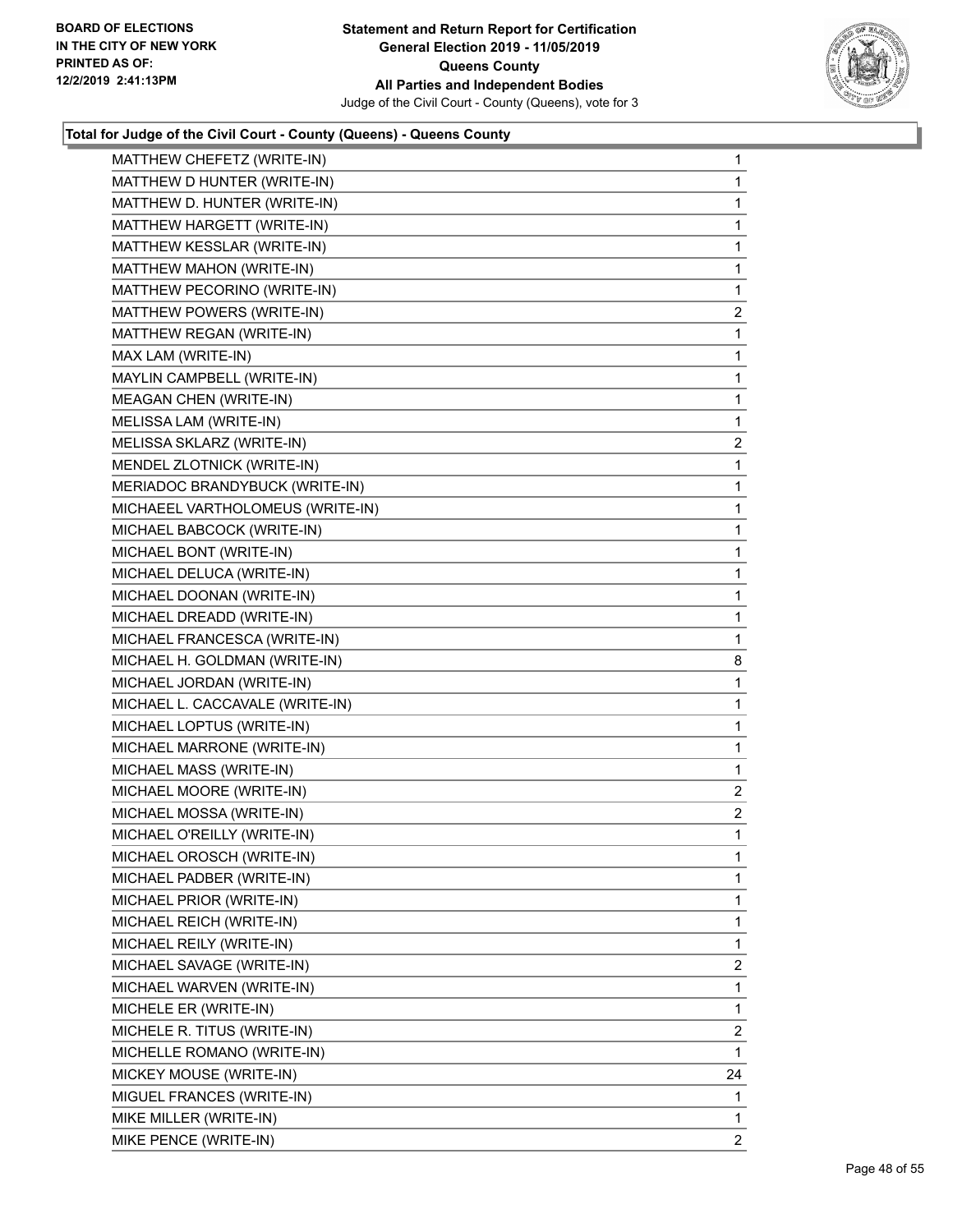**Total for Judge of the Civil Court - County (Queens) - Queens County**

| Candidate | Votes |
|---|---|
| MATTHEW CHEFETZ (WRITE-IN) | 1 |
| MATTHEW D HUNTER (WRITE-IN) | 1 |
| MATTHEW D. HUNTER (WRITE-IN) | 1 |
| MATTHEW HARGETT (WRITE-IN) | 1 |
| MATTHEW KESSLAR (WRITE-IN) | 1 |
| MATTHEW MAHON (WRITE-IN) | 1 |
| MATTHEW PECORINO (WRITE-IN) | 1 |
| MATTHEW POWERS (WRITE-IN) | 2 |
| MATTHEW REGAN (WRITE-IN) | 1 |
| MAX LAM (WRITE-IN) | 1 |
| MAYLIN CAMPBELL (WRITE-IN) | 1 |
| MEAGAN CHEN (WRITE-IN) | 1 |
| MELISSA LAM (WRITE-IN) | 1 |
| MELISSA SKLARZ (WRITE-IN) | 2 |
| MENDEL ZLOTNICK (WRITE-IN) | 1 |
| MERIADOC BRANDYBUCK (WRITE-IN) | 1 |
| MICHAEEL VARTHOLOMEUS (WRITE-IN) | 1 |
| MICHAEL BABCOCK (WRITE-IN) | 1 |
| MICHAEL BONT (WRITE-IN) | 1 |
| MICHAEL DELUCA (WRITE-IN) | 1 |
| MICHAEL DOONAN (WRITE-IN) | 1 |
| MICHAEL DREADD (WRITE-IN) | 1 |
| MICHAEL FRANCESCA (WRITE-IN) | 1 |
| MICHAEL H. GOLDMAN (WRITE-IN) | 8 |
| MICHAEL JORDAN (WRITE-IN) | 1 |
| MICHAEL L. CACCAVALE (WRITE-IN) | 1 |
| MICHAEL LOPTUS (WRITE-IN) | 1 |
| MICHAEL MARRONE (WRITE-IN) | 1 |
| MICHAEL MASS (WRITE-IN) | 1 |
| MICHAEL MOORE (WRITE-IN) | 2 |
| MICHAEL MOSSA (WRITE-IN) | 2 |
| MICHAEL O'REILLY (WRITE-IN) | 1 |
| MICHAEL OROSCH (WRITE-IN) | 1 |
| MICHAEL PADBER (WRITE-IN) | 1 |
| MICHAEL PRIOR (WRITE-IN) | 1 |
| MICHAEL REICH (WRITE-IN) | 1 |
| MICHAEL REILY (WRITE-IN) | 1 |
| MICHAEL SAVAGE (WRITE-IN) | 2 |
| MICHAEL WARVEN (WRITE-IN) | 1 |
| MICHELE ER (WRITE-IN) | 1 |
| MICHELE R. TITUS (WRITE-IN) | 2 |
| MICHELLE ROMANO (WRITE-IN) | 1 |
| MICKEY MOUSE (WRITE-IN) | 24 |
| MIGUEL FRANCES (WRITE-IN) | 1 |
| MIKE MILLER (WRITE-IN) | 1 |
| MIKE PENCE (WRITE-IN) | 2 |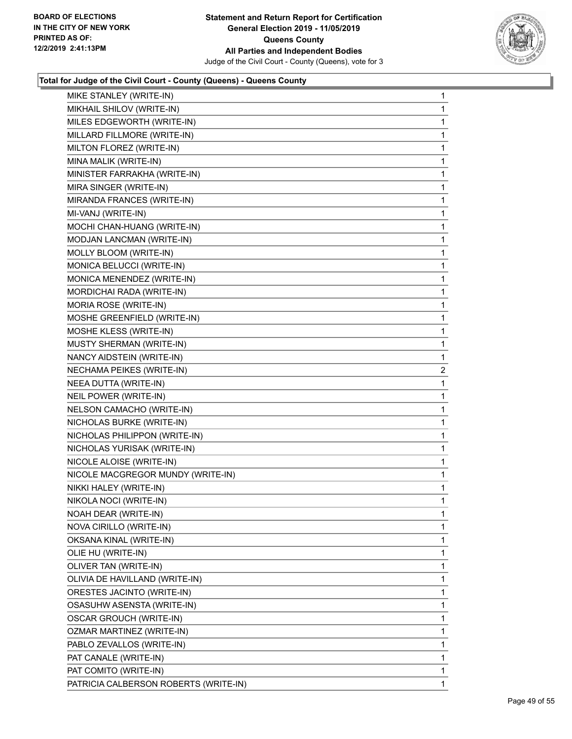**Total for Judge of the Civil Court - County (Queens) - Queens County**

| | |
|---|---|
| MIKE STANLEY (WRITE-IN) | 1 |
| MIKHAIL SHILOV (WRITE-IN) | 1 |
| MILES EDGEWORTH (WRITE-IN) | 1 |
| MILLARD FILLMORE (WRITE-IN) | 1 |
| MILTON FLOREZ (WRITE-IN) | 1 |
| MINA MALIK (WRITE-IN) | 1 |
| MINISTER FARRAKHA (WRITE-IN) | 1 |
| MIRA SINGER (WRITE-IN) | 1 |
| MIRANDA FRANCES (WRITE-IN) | 1 |
| MI-VANJ (WRITE-IN) | 1 |
| MOCHI CHAN-HUANG (WRITE-IN) | 1 |
| MODJAN LANCMAN (WRITE-IN) | 1 |
| MOLLY BLOOM (WRITE-IN) | 1 |
| MONICA BELUCCI (WRITE-IN) | 1 |
| MONICA MENENDEZ (WRITE-IN) | 1 |
| MORDICHAI RADA (WRITE-IN) | 1 |
| MORIA ROSE (WRITE-IN) | 1 |
| MOSHE GREENFIELD (WRITE-IN) | 1 |
| MOSHE KLESS (WRITE-IN) | 1 |
| MUSTY SHERMAN (WRITE-IN) | 1 |
| NANCY AIDSTEIN (WRITE-IN) | 1 |
| NECHAMA PEIKES (WRITE-IN) | 2 |
| NEEA DUTTA (WRITE-IN) | 1 |
| NEIL POWER (WRITE-IN) | 1 |
| NELSON CAMACHO (WRITE-IN) | 1 |
| NICHOLAS BURKE (WRITE-IN) | 1 |
| NICHOLAS PHILIPPON (WRITE-IN) | 1 |
| NICHOLAS YURISAK (WRITE-IN) | 1 |
| NICOLE ALOISE (WRITE-IN) | 1 |
| NICOLE MACGREGOR MUNDY (WRITE-IN) | 1 |
| NIKKI HALEY (WRITE-IN) | 1 |
| NIKOLA NOCI (WRITE-IN) | 1 |
| NOAH DEAR (WRITE-IN) | 1 |
| NOVA CIRILLO (WRITE-IN) | 1 |
| OKSANA KINAL (WRITE-IN) | 1 |
| OLIE HU (WRITE-IN) | 1 |
| OLIVER TAN (WRITE-IN) | 1 |
| OLIVIA DE HAVILLAND (WRITE-IN) | 1 |
| ORESTES JACINTO (WRITE-IN) | 1 |
| OSASUHW ASENSTA (WRITE-IN) | 1 |
| OSCAR GROUCH (WRITE-IN) | 1 |
| OZMAR MARTINEZ (WRITE-IN) | 1 |
| PABLO ZEVALLOS (WRITE-IN) | 1 |
| PAT CANALE (WRITE-IN) | 1 |
| PAT COMITO (WRITE-IN) | 1 |
| PATRICIA CALBERSON ROBERTS (WRITE-IN) | 1 |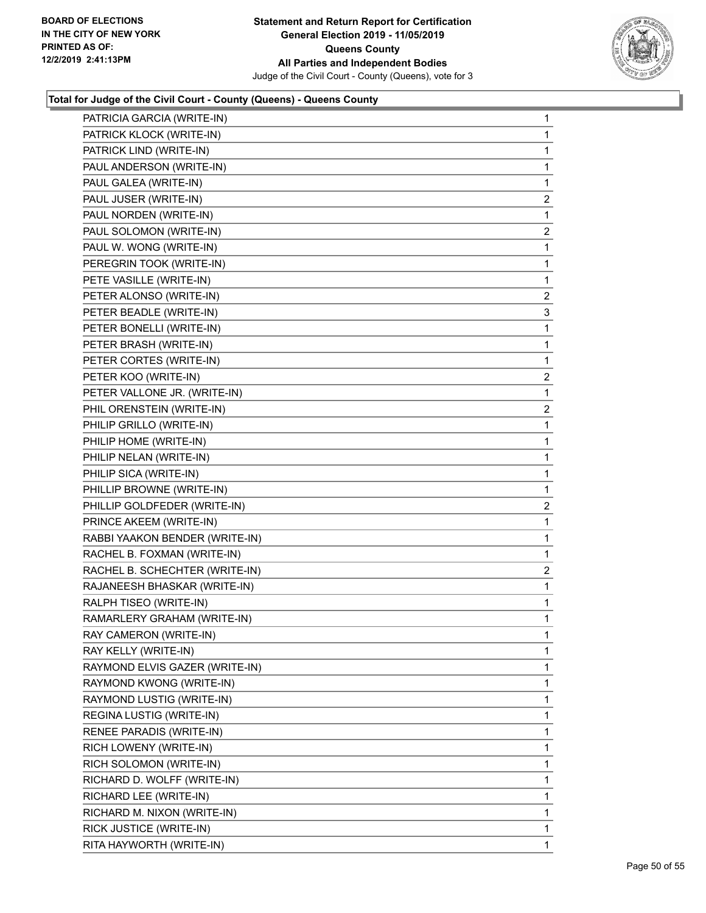**Total for Judge of the Civil Court - County (Queens) - Queens County**

| Candidate | Votes |
|---|---|
| PATRICIA GARCIA (WRITE-IN) | 1 |
| PATRICK KLOCK (WRITE-IN) | 1 |
| PATRICK LIND (WRITE-IN) | 1 |
| PAUL ANDERSON (WRITE-IN) | 1 |
| PAUL GALEA (WRITE-IN) | 1 |
| PAUL JUSER (WRITE-IN) | 2 |
| PAUL NORDEN (WRITE-IN) | 1 |
| PAUL SOLOMON (WRITE-IN) | 2 |
| PAUL W. WONG (WRITE-IN) | 1 |
| PEREGRIN TOOK (WRITE-IN) | 1 |
| PETE VASILLE (WRITE-IN) | 1 |
| PETER ALONSO (WRITE-IN) | 2 |
| PETER BEADLE (WRITE-IN) | 3 |
| PETER BONELLI (WRITE-IN) | 1 |
| PETER BRASH (WRITE-IN) | 1 |
| PETER CORTES (WRITE-IN) | 1 |
| PETER KOO (WRITE-IN) | 2 |
| PETER VALLONE JR. (WRITE-IN) | 1 |
| PHIL ORENSTEIN (WRITE-IN) | 2 |
| PHILIP GRILLO (WRITE-IN) | 1 |
| PHILIP HOME (WRITE-IN) | 1 |
| PHILIP NELAN (WRITE-IN) | 1 |
| PHILIP SICA (WRITE-IN) | 1 |
| PHILLIP BROWNE (WRITE-IN) | 1 |
| PHILLIP GOLDFEDER (WRITE-IN) | 2 |
| PRINCE AKEEM (WRITE-IN) | 1 |
| RABBI YAAKON BENDER (WRITE-IN) | 1 |
| RACHEL B. FOXMAN (WRITE-IN) | 1 |
| RACHEL B. SCHECHTER (WRITE-IN) | 2 |
| RAJANEESH BHASKAR (WRITE-IN) | 1 |
| RALPH TISEO (WRITE-IN) | 1 |
| RAMARLERY GRAHAM (WRITE-IN) | 1 |
| RAY CAMERON (WRITE-IN) | 1 |
| RAY KELLY (WRITE-IN) | 1 |
| RAYMOND ELVIS GAZER (WRITE-IN) | 1 |
| RAYMOND KWONG (WRITE-IN) | 1 |
| RAYMOND LUSTIG (WRITE-IN) | 1 |
| REGINA LUSTIG (WRITE-IN) | 1 |
| RENEE PARADIS (WRITE-IN) | 1 |
| RICH LOWENY (WRITE-IN) | 1 |
| RICH SOLOMON (WRITE-IN) | 1 |
| RICHARD D. WOLFF (WRITE-IN) | 1 |
| RICHARD LEE (WRITE-IN) | 1 |
| RICHARD M. NIXON (WRITE-IN) | 1 |
| RICK JUSTICE (WRITE-IN) | 1 |
| RITA HAYWORTH (WRITE-IN) | 1 |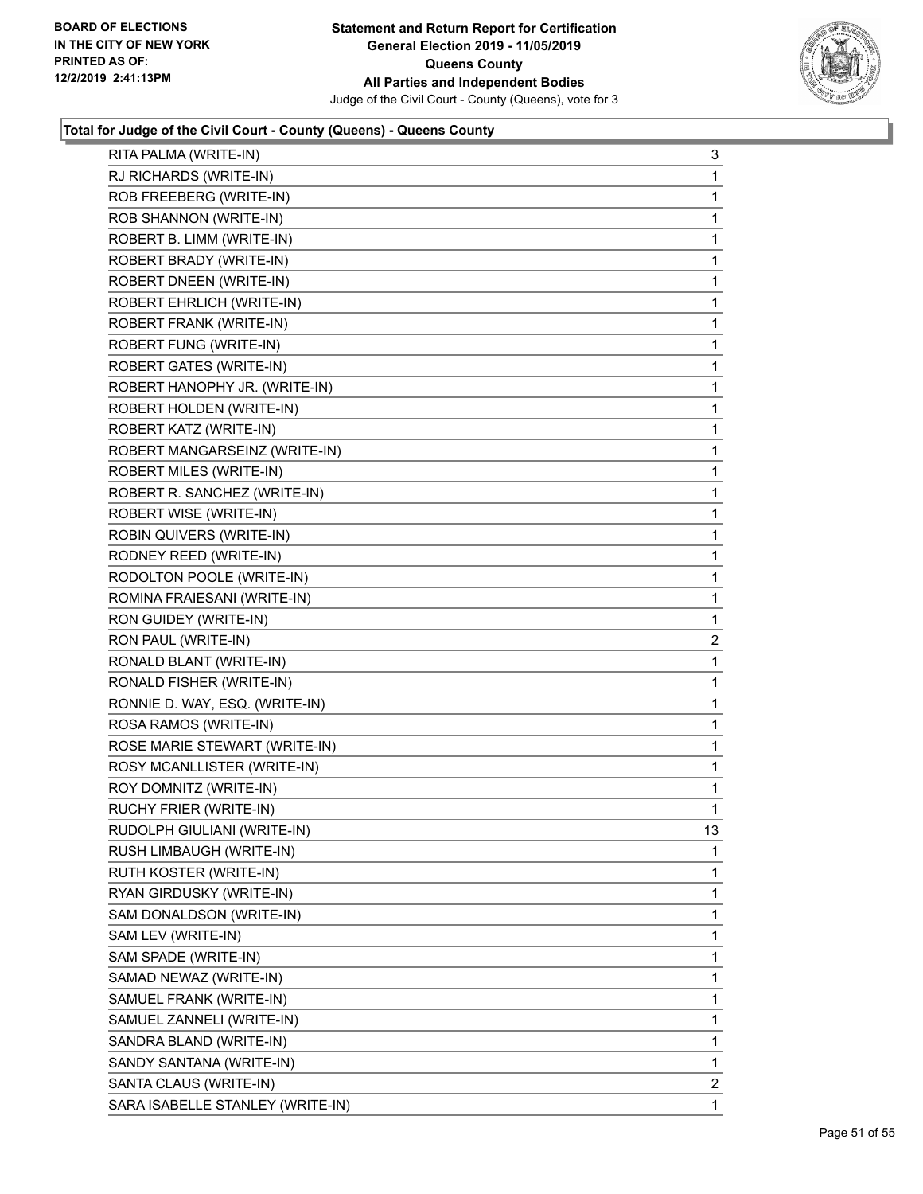**Total for Judge of the Civil Court - County (Queens) - Queens County**

| Candidate | Votes |
|---|---|
| RITA PALMA (WRITE-IN) | 3 |
| RJ RICHARDS (WRITE-IN) | 1 |
| ROB FREEBERG (WRITE-IN) | 1 |
| ROB SHANNON (WRITE-IN) | 1 |
| ROBERT B. LIMM (WRITE-IN) | 1 |
| ROBERT BRADY (WRITE-IN) | 1 |
| ROBERT DNEEN (WRITE-IN) | 1 |
| ROBERT EHRLICH (WRITE-IN) | 1 |
| ROBERT FRANK (WRITE-IN) | 1 |
| ROBERT FUNG (WRITE-IN) | 1 |
| ROBERT GATES (WRITE-IN) | 1 |
| ROBERT HANOPHY JR. (WRITE-IN) | 1 |
| ROBERT HOLDEN (WRITE-IN) | 1 |
| ROBERT KATZ (WRITE-IN) | 1 |
| ROBERT MANGARSEINZ (WRITE-IN) | 1 |
| ROBERT MILES (WRITE-IN) | 1 |
| ROBERT R. SANCHEZ (WRITE-IN) | 1 |
| ROBERT WISE (WRITE-IN) | 1 |
| ROBIN QUIVERS (WRITE-IN) | 1 |
| RODNEY REED (WRITE-IN) | 1 |
| RODOLTON POOLE (WRITE-IN) | 1 |
| ROMINA FRAIESANI (WRITE-IN) | 1 |
| RON GUIDEY (WRITE-IN) | 1 |
| RON PAUL (WRITE-IN) | 2 |
| RONALD BLANT (WRITE-IN) | 1 |
| RONALD FISHER (WRITE-IN) | 1 |
| RONNIE D. WAY, ESQ. (WRITE-IN) | 1 |
| ROSA RAMOS (WRITE-IN) | 1 |
| ROSE MARIE STEWART (WRITE-IN) | 1 |
| ROSY MCANLLISTER (WRITE-IN) | 1 |
| ROY DOMNITZ (WRITE-IN) | 1 |
| RUCHY FRIER (WRITE-IN) | 1 |
| RUDOLPH GIULIANI (WRITE-IN) | 13 |
| RUSH LIMBAUGH (WRITE-IN) | 1 |
| RUTH KOSTER (WRITE-IN) | 1 |
| RYAN GIRDUSKY (WRITE-IN) | 1 |
| SAM DONALDSON (WRITE-IN) | 1 |
| SAM LEV (WRITE-IN) | 1 |
| SAM SPADE (WRITE-IN) | 1 |
| SAMAD NEWAZ (WRITE-IN) | 1 |
| SAMUEL FRANK (WRITE-IN) | 1 |
| SAMUEL ZANNELI (WRITE-IN) | 1 |
| SANDRA BLAND (WRITE-IN) | 1 |
| SANDY SANTANA (WRITE-IN) | 1 |
| SANTA CLAUS (WRITE-IN) | 2 |
| SARA ISABELLE STANLEY (WRITE-IN) | 1 |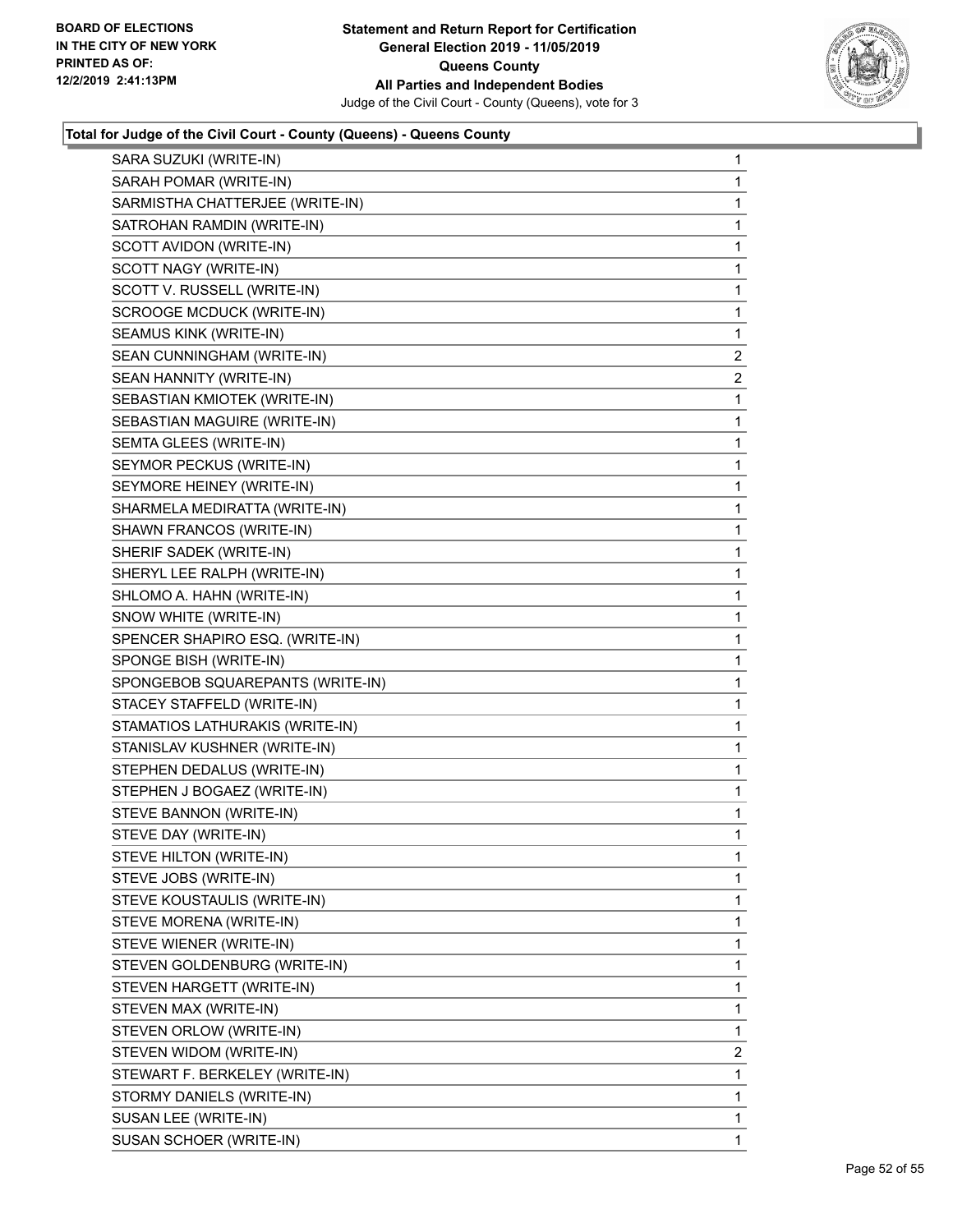**Total for Judge of the Civil Court - County (Queens) - Queens County**

| | |
|---|---|
| SARA SUZUKI (WRITE-IN) | 1 |
| SARAH POMAR (WRITE-IN) | 1 |
| SARMISTHA CHATTERJEE (WRITE-IN) | 1 |
| SATROHAN RAMDIN (WRITE-IN) | 1 |
| SCOTT AVIDON (WRITE-IN) | 1 |
| SCOTT NAGY (WRITE-IN) | 1 |
| SCOTT V. RUSSELL (WRITE-IN) | 1 |
| SCROOGE MCDUCK (WRITE-IN) | 1 |
| SEAMUS KINK (WRITE-IN) | 1 |
| SEAN CUNNINGHAM (WRITE-IN) | 2 |
| SEAN HANNITY (WRITE-IN) | 2 |
| SEBASTIAN KMIOTEK (WRITE-IN) | 1 |
| SEBASTIAN MAGUIRE (WRITE-IN) | 1 |
| SEMTA GLEES (WRITE-IN) | 1 |
| SEYMOR PECKUS (WRITE-IN) | 1 |
| SEYMORE HEINEY (WRITE-IN) | 1 |
| SHARMELA MEDIRATTA (WRITE-IN) | 1 |
| SHAWN FRANCOS (WRITE-IN) | 1 |
| SHERIF SADEK (WRITE-IN) | 1 |
| SHERYL LEE RALPH (WRITE-IN) | 1 |
| SHLOMO A. HAHN (WRITE-IN) | 1 |
| SNOW WHITE (WRITE-IN) | 1 |
| SPENCER SHAPIRO ESQ. (WRITE-IN) | 1 |
| SPONGE BISH (WRITE-IN) | 1 |
| SPONGEBOB SQUAREPANTS (WRITE-IN) | 1 |
| STACEY STAFFELD (WRITE-IN) | 1 |
| STAMATIOS LATHURAKIS (WRITE-IN) | 1 |
| STANISLAV KUSHNER (WRITE-IN) | 1 |
| STEPHEN DEDALUS (WRITE-IN) | 1 |
| STEPHEN J BOGAEZ (WRITE-IN) | 1 |
| STEVE BANNON (WRITE-IN) | 1 |
| STEVE DAY (WRITE-IN) | 1 |
| STEVE HILTON (WRITE-IN) | 1 |
| STEVE JOBS (WRITE-IN) | 1 |
| STEVE KOUSTAULIS (WRITE-IN) | 1 |
| STEVE MORENA (WRITE-IN) | 1 |
| STEVE WIENER (WRITE-IN) | 1 |
| STEVEN GOLDENBURG (WRITE-IN) | 1 |
| STEVEN HARGETT (WRITE-IN) | 1 |
| STEVEN MAX (WRITE-IN) | 1 |
| STEVEN ORLOW (WRITE-IN) | 1 |
| STEVEN WIDOM (WRITE-IN) | 2 |
| STEWART F. BERKELEY (WRITE-IN) | 1 |
| STORMY DANIELS (WRITE-IN) | 1 |
| SUSAN LEE (WRITE-IN) | 1 |
| SUSAN SCHOER (WRITE-IN) | 1 |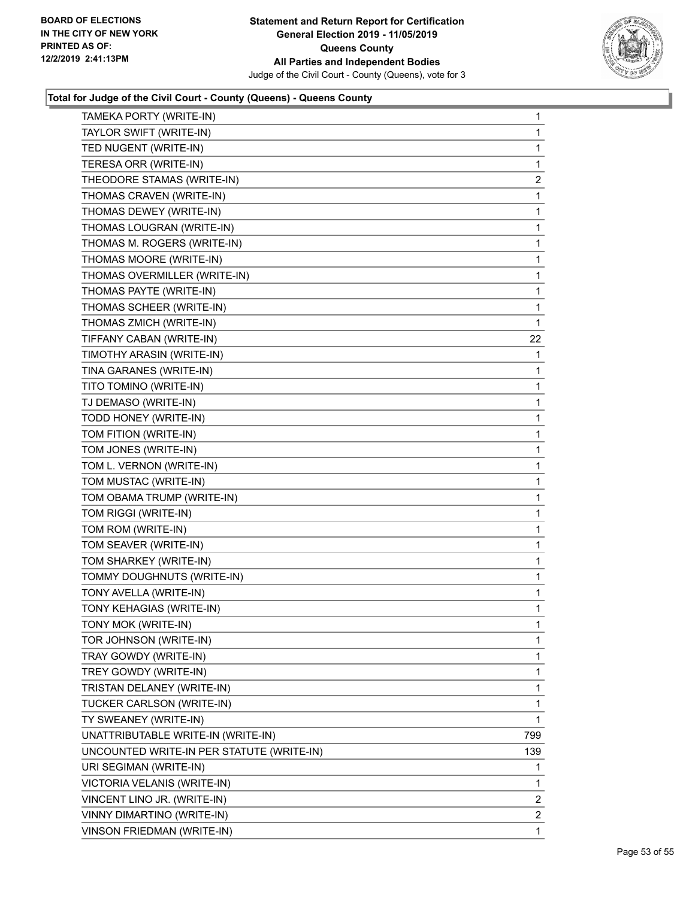**Total for Judge of the Civil Court - County (Queens) - Queens County**

| | |
|---|---|
| TAMEKA PORTY (WRITE-IN) | 1 |
| TAYLOR SWIFT (WRITE-IN) | 1 |
| TED NUGENT (WRITE-IN) | 1 |
| TERESA ORR (WRITE-IN) | 1 |
| THEODORE STAMAS (WRITE-IN) | 2 |
| THOMAS CRAVEN (WRITE-IN) | 1 |
| THOMAS DEWEY (WRITE-IN) | 1 |
| THOMAS LOUGRAN (WRITE-IN) | 1 |
| THOMAS M. ROGERS (WRITE-IN) | 1 |
| THOMAS MOORE (WRITE-IN) | 1 |
| THOMAS OVERMILLER (WRITE-IN) | 1 |
| THOMAS PAYTE (WRITE-IN) | 1 |
| THOMAS SCHEER (WRITE-IN) | 1 |
| THOMAS ZMICH (WRITE-IN) | 1 |
| TIFFANY CABAN (WRITE-IN) | 22 |
| TIMOTHY ARASIN (WRITE-IN) | 1 |
| TINA GARANES (WRITE-IN) | 1 |
| TITO TOMINO (WRITE-IN) | 1 |
| TJ DEMASO (WRITE-IN) | 1 |
| TODD HONEY (WRITE-IN) | 1 |
| TOM FITION (WRITE-IN) | 1 |
| TOM JONES (WRITE-IN) | 1 |
| TOM L. VERNON (WRITE-IN) | 1 |
| TOM MUSTAC (WRITE-IN) | 1 |
| TOM OBAMA TRUMP (WRITE-IN) | 1 |
| TOM RIGGI (WRITE-IN) | 1 |
| TOM ROM (WRITE-IN) | 1 |
| TOM SEAVER (WRITE-IN) | 1 |
| TOM SHARKEY (WRITE-IN) | 1 |
| TOMMY DOUGHNUTS (WRITE-IN) | 1 |
| TONY AVELLA (WRITE-IN) | 1 |
| TONY KEHAGIAS (WRITE-IN) | 1 |
| TONY MOK (WRITE-IN) | 1 |
| TOR JOHNSON (WRITE-IN) | 1 |
| TRAY GOWDY (WRITE-IN) | 1 |
| TREY GOWDY (WRITE-IN) | 1 |
| TRISTAN DELANEY (WRITE-IN) | 1 |
| TUCKER CARLSON (WRITE-IN) | 1 |
| TY SWEANEY (WRITE-IN) | 1 |
| UNATTRIBUTABLE WRITE-IN (WRITE-IN) | 799 |
| UNCOUNTED WRITE-IN PER STATUTE (WRITE-IN) | 139 |
| URI SEGIMAN (WRITE-IN) | 1 |
| VICTORIA VELANIS (WRITE-IN) | 1 |
| VINCENT LINO JR. (WRITE-IN) | 2 |
| VINNY DIMARTINO (WRITE-IN) | 2 |
| VINSON FRIEDMAN (WRITE-IN) | 1 |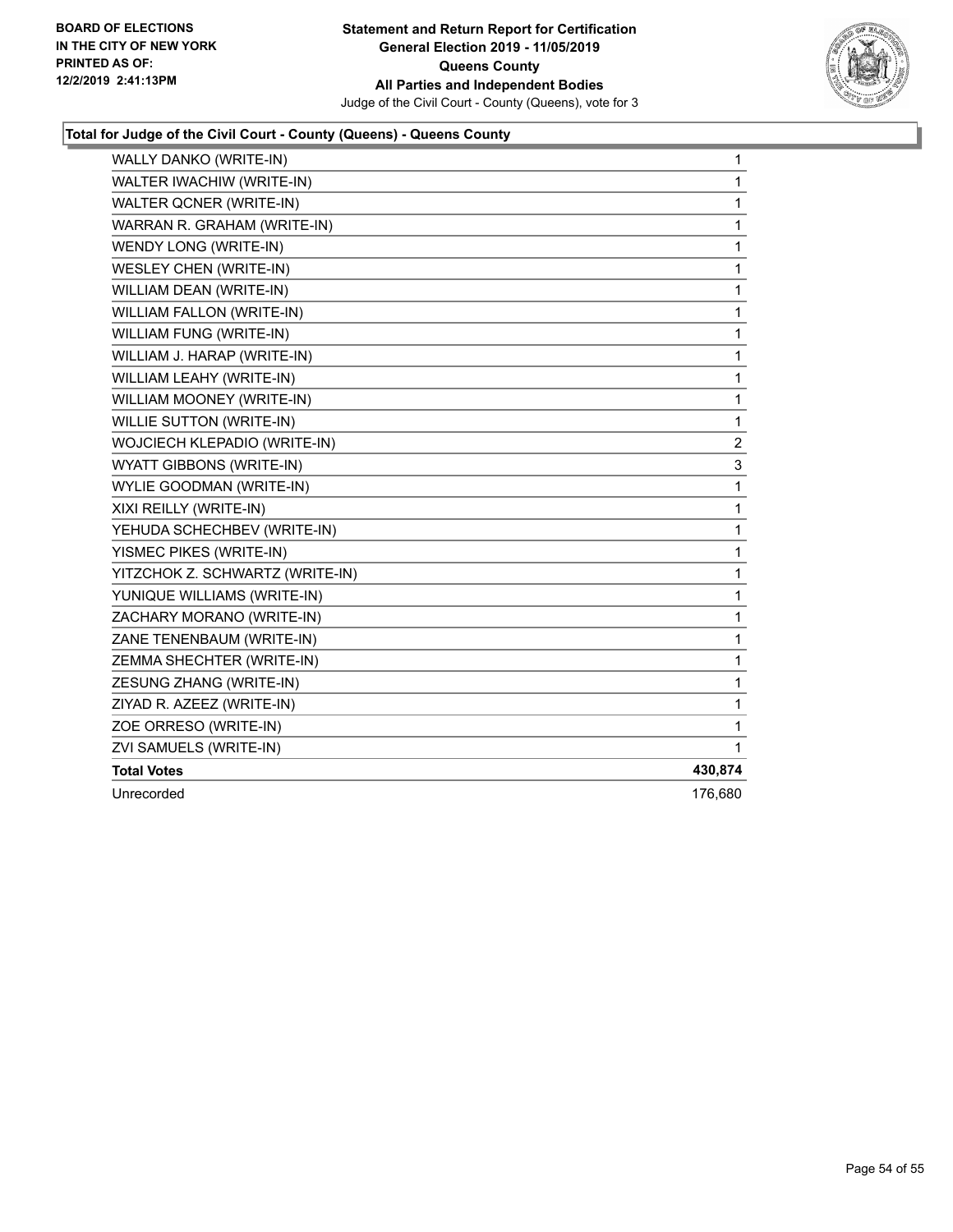BOARD OF ELECTIONS
IN THE CITY OF NEW YORK
PRINTED AS OF:
12/2/2019 2:41:13PM

**Statement and Return Report for Certification**
**General Election 2019 - 11/05/2019**
**Queens County**
**All Parties and Independent Bodies**
Judge of the Civil Court - County (Queens), vote for 3

### Total for Judge of the Civil Court - County (Queens) - Queens County

| | |
|---|---|
| WALLY DANKO (WRITE-IN) | 1 |
| WALTER IWACHIW (WRITE-IN) | 1 |
| WALTER QCNER (WRITE-IN) | 1 |
| WARRAN R. GRAHAM (WRITE-IN) | 1 |
| WENDY LONG (WRITE-IN) | 1 |
| WESLEY CHEN (WRITE-IN) | 1 |
| WILLIAM DEAN (WRITE-IN) | 1 |
| WILLIAM FALLON (WRITE-IN) | 1 |
| WILLIAM FUNG (WRITE-IN) | 1 |
| WILLIAM J. HARAP (WRITE-IN) | 1 |
| WILLIAM LEAHY (WRITE-IN) | 1 |
| WILLIAM MOONEY (WRITE-IN) | 1 |
| WILLIE SUTTON (WRITE-IN) | 1 |
| WOJCIECH KLEPADIO (WRITE-IN) | 2 |
| WYATT GIBBONS (WRITE-IN) | 3 |
| WYLIE GOODMAN (WRITE-IN) | 1 |
| XIXI REILLY (WRITE-IN) | 1 |
| YEHUDA SCHECHBEV (WRITE-IN) | 1 |
| YISMEC PIKES (WRITE-IN) | 1 |
| YITZCHOK Z. SCHWARTZ (WRITE-IN) | 1 |
| YUNIQUE WILLIAMS (WRITE-IN) | 1 |
| ZACHARY MORANO (WRITE-IN) | 1 |
| ZANE TENENBAUM (WRITE-IN) | 1 |
| ZEMMA SHECHTER (WRITE-IN) | 1 |
| ZESUNG ZHANG (WRITE-IN) | 1 |
| ZIYAD R. AZEEZ (WRITE-IN) | 1 |
| ZOE ORRESO (WRITE-IN) | 1 |
| ZVI SAMUELS (WRITE-IN) | 1 |
| **Total Votes** | **430,874** |
| Unrecorded | 176,680 |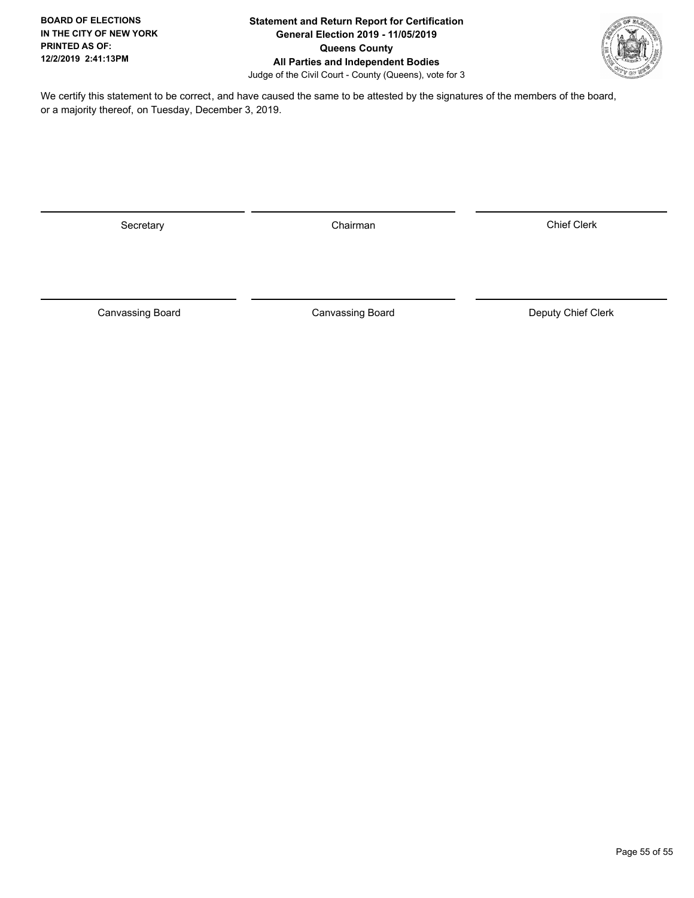We certify this statement to be correct, and have caused the same to be attested by the signatures of the members of the board, or a majority thereof, on Tuesday, December 3, 2019.

| | | |
|---|---|---|
| Secretary | Chairman | Chief Clerk |
| Canvassing Board | Canvassing Board | Deputy Chief Clerk |